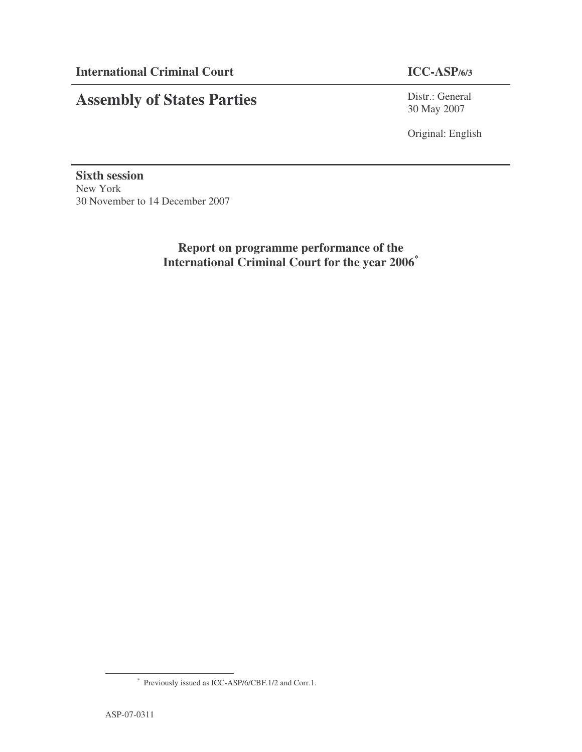**International Criminal Court** **ICC-ASP/6/3**

# Assembly of States Parties

Distr.: General
30 May 2007

Original: English

**Sixth session**
New York
30 November to 14 December 2007

## Report on programme performance of the International Criminal Court for the year 2006*

---

\* Previously issued as ICC-ASP/6/CBF.1/2 and Corr.1.

ASP-07-0311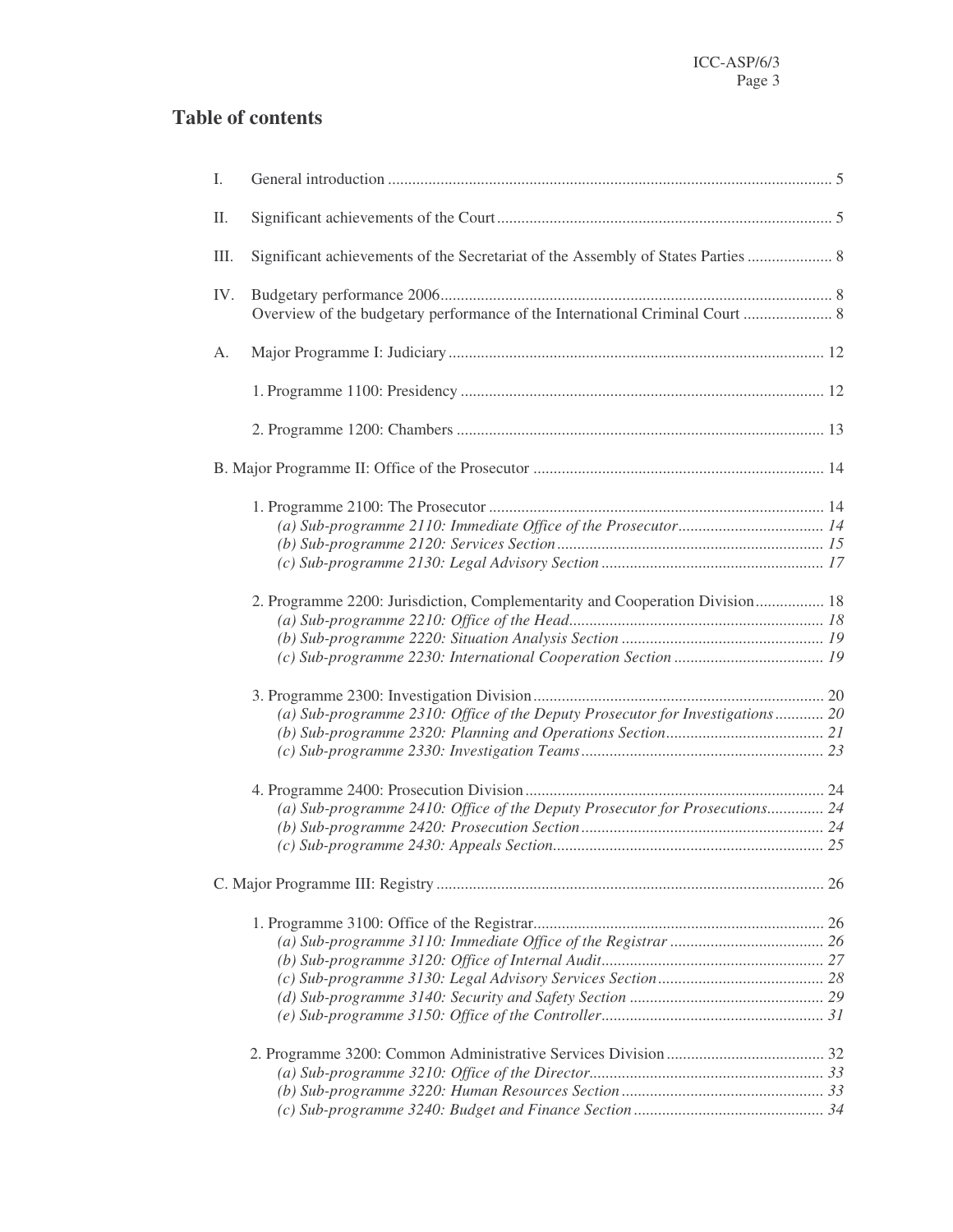# Table of contents

I. General introduction ... 5

II. Significant achievements of the Court ... 5

III. Significant achievements of the Secretariat of the Assembly of States Parties ... 8

IV. Budgetary performance 2006 ... 8
Overview of the budgetary performance of the International Criminal Court ... 8

A. Major Programme I: Judiciary ... 12

1. Programme 1100: Presidency ... 12

2. Programme 1200: Chambers ... 13

B. Major Programme II: Office of the Prosecutor ... 14

1. Programme 2100: The Prosecutor ... 14
   - *(a) Sub-programme 2110: Immediate Office of the Prosecutor ... 14*
   - *(b) Sub-programme 2120: Services Section ... 15*
   - *(c) Sub-programme 2130: Legal Advisory Section ... 17*

2. Programme 2200: Jurisdiction, Complementarity and Cooperation Division ... 18
   - *(a) Sub-programme 2210: Office of the Head ... 18*
   - *(b) Sub-programme 2220: Situation Analysis Section ... 19*
   - *(c) Sub-programme 2230: International Cooperation Section ... 19*

3. Programme 2300: Investigation Division ... 20
   - *(a) Sub-programme 2310: Office of the Deputy Prosecutor for Investigations ... 20*
   - *(b) Sub-programme 2320: Planning and Operations Section ... 21*
   - *(c) Sub-programme 2330: Investigation Teams ... 23*

4. Programme 2400: Prosecution Division ... 24
   - *(a) Sub-programme 2410: Office of the Deputy Prosecutor for Prosecutions ... 24*
   - *(b) Sub-programme 2420: Prosecution Section ... 24*
   - *(c) Sub-programme 2430: Appeals Section ... 25*

C. Major Programme III: Registry ... 26

1. Programme 3100: Office of the Registrar ... 26
   - *(a) Sub-programme 3110: Immediate Office of the Registrar ... 26*
   - *(b) Sub-programme 3120: Office of Internal Audit ... 27*
   - *(c) Sub-programme 3130: Legal Advisory Services Section ... 28*
   - *(d) Sub-programme 3140: Security and Safety Section ... 29*
   - *(e) Sub-programme 3150: Office of the Controller ... 31*

2. Programme 3200: Common Administrative Services Division ... 32
   - *(a) Sub-programme 3210: Office of the Director ... 33*
   - *(b) Sub-programme 3220: Human Resources Section ... 33*
   - *(c) Sub-programme 3240: Budget and Finance Section ... 34*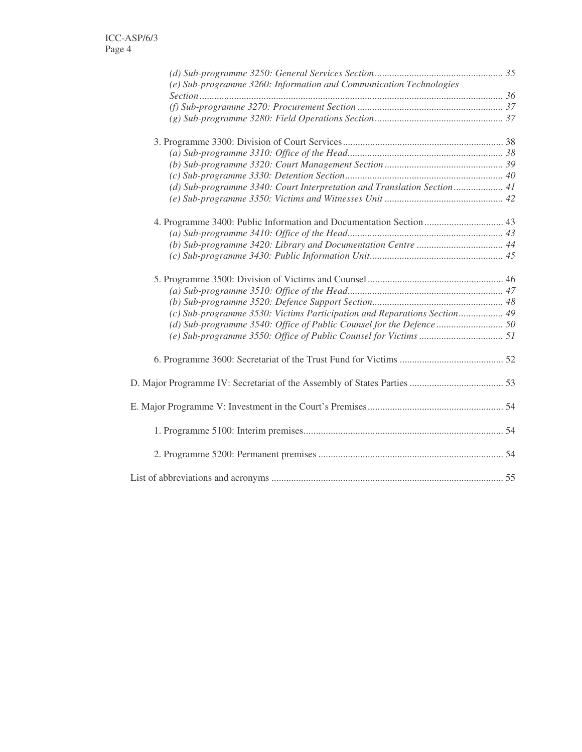*(d) Sub-programme 3250: General Services Section* ........ *35*
*(e) Sub-programme 3260: Information and Communication Technologies Section* ........ *36*
*(f) Sub-programme 3270: Procurement Section* ........ *37*
*(g) Sub-programme 3280: Field Operations Section* ........ *37*

3. Programme 3300: Division of Court Services ........ 38
*(a) Sub-programme 3310: Office of the Head* ........ *38*
*(b) Sub-programme 3320: Court Management Section* ........ *39*
*(c) Sub-programme 3330: Detention Section* ........ *40*
*(d) Sub-programme 3340: Court Interpretation and Translation Section* ........ *41*
*(e) Sub-programme 3350: Victims and Witnesses Unit* ........ *42*

4. Programme 3400: Public Information and Documentation Section ........ 43
*(a) Sub-programme 3410: Office of the Head* ........ *43*
*(b) Sub-programme 3420: Library and Documentation Centre* ........ *44*
*(c) Sub-programme 3430: Public Information Unit* ........ *45*

5. Programme 3500: Division of Victims and Counsel ........ 46
*(a) Sub-programme 3510: Office of the Head* ........ *47*
*(b) Sub-programme 3520: Defence Support Section* ........ *48*
*(c) Sub-programme 3530: Victims Participation and Reparations Section* ........ *49*
*(d) Sub-programme 3540: Office of Public Counsel for the Defence* ........ *50*
*(e) Sub-programme 3550: Office of Public Counsel for Victims* ........ *51*

6. Programme 3600: Secretariat of the Trust Fund for Victims ........ 52

D. Major Programme IV: Secretariat of the Assembly of States Parties ........ 53

E. Major Programme V: Investment in the Court's Premises ........ 54

1. Programme 5100: Interim premises ........ 54

2. Programme 5200: Permanent premises ........ 54

List of abbreviations and acronyms ........ 55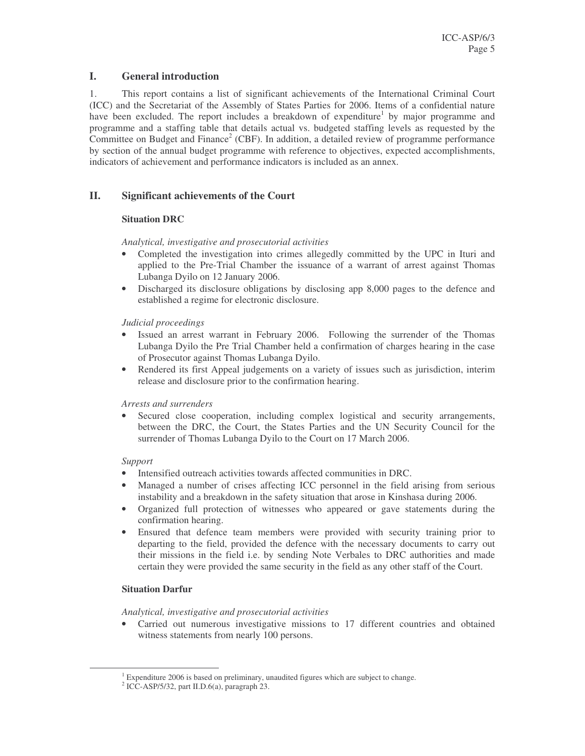# I. General introduction

1. This report contains a list of significant achievements of the International Criminal Court (ICC) and the Secretariat of the Assembly of States Parties for 2006. Items of a confidential nature have been excluded. The report includes a breakdown of expenditure[1] by major programme and programme and a staffing table that details actual vs. budgeted staffing levels as requested by the Committee on Budget and Finance[2] (CBF). In addition, a detailed review of programme performance by section of the annual budget programme with reference to objectives, expected accomplishments, indicators of achievement and performance indicators is included as an annex.

# II. Significant achievements of the Court

### Situation DRC

*Analytical, investigative and prosecutorial activities*

- Completed the investigation into crimes allegedly committed by the UPC in Ituri and applied to the Pre-Trial Chamber the issuance of a warrant of arrest against Thomas Lubanga Dyilo on 12 January 2006.
- Discharged its disclosure obligations by disclosing app 8,000 pages to the defence and established a regime for electronic disclosure.

*Judicial proceedings*

- Issued an arrest warrant in February 2006. Following the surrender of the Thomas Lubanga Dyilo the Pre Trial Chamber held a confirmation of charges hearing in the case of Prosecutor against Thomas Lubanga Dyilo.
- Rendered its first Appeal judgements on a variety of issues such as jurisdiction, interim release and disclosure prior to the confirmation hearing.

*Arrests and surrenders*

- Secured close cooperation, including complex logistical and security arrangements, between the DRC, the Court, the States Parties and the UN Security Council for the surrender of Thomas Lubanga Dyilo to the Court on 17 March 2006.

*Support*

- Intensified outreach activities towards affected communities in DRC.
- Managed a number of crises affecting ICC personnel in the field arising from serious instability and a breakdown in the safety situation that arose in Kinshasa during 2006.
- Organized full protection of witnesses who appeared or gave statements during the confirmation hearing.
- Ensured that defence team members were provided with security training prior to departing to the field, provided the defence with the necessary documents to carry out their missions in the field i.e. by sending Note Verbales to DRC authorities and made certain they were provided the same security in the field as any other staff of the Court.

### Situation Darfur

*Analytical, investigative and prosecutorial activities*

- Carried out numerous investigative missions to 17 different countries and obtained witness statements from nearly 100 persons.

---

[1] Expenditure 2006 is based on preliminary, unaudited figures which are subject to change.

[2] ICC-ASP/5/32, part II.D.6(a), paragraph 23.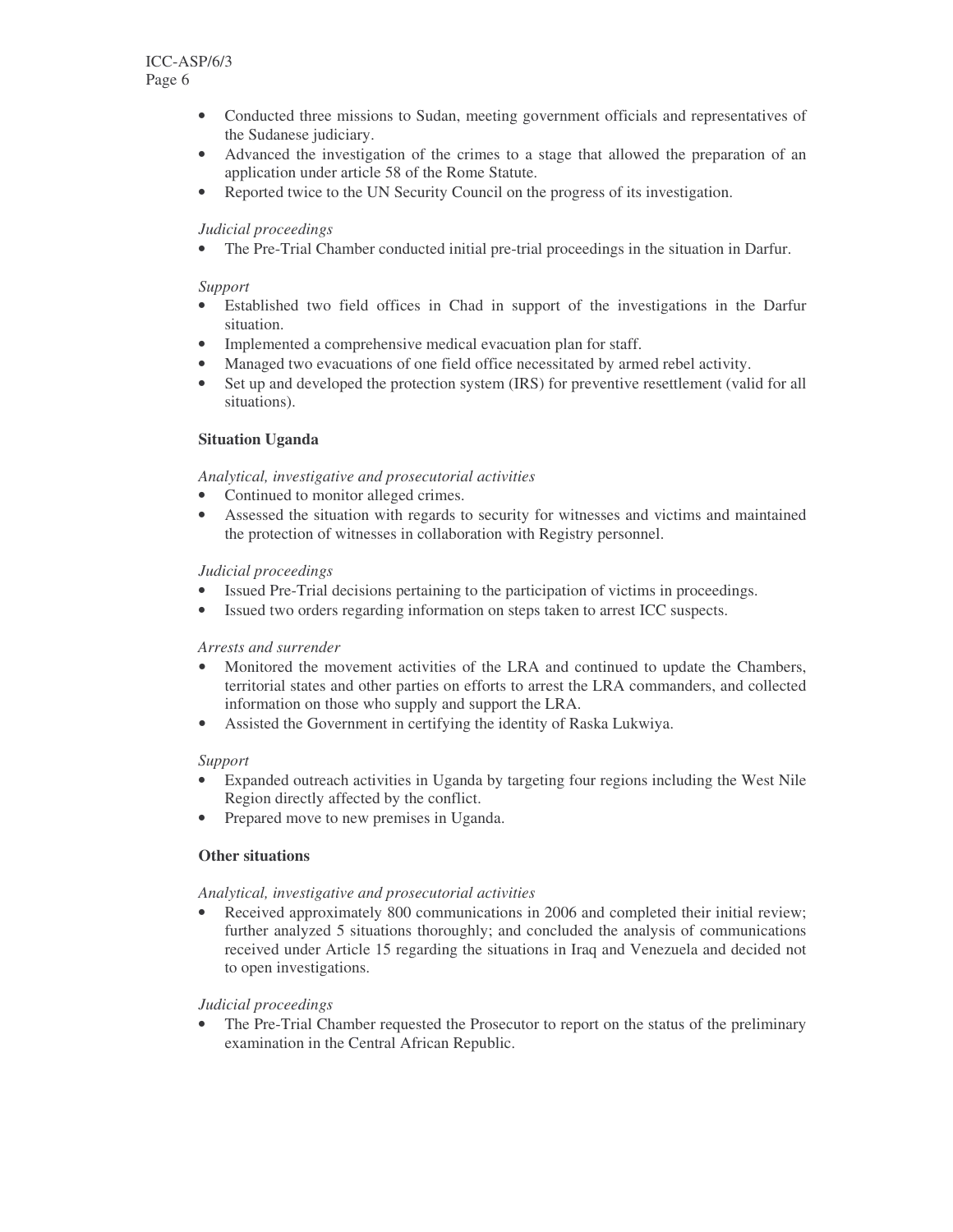- Conducted three missions to Sudan, meeting government officials and representatives of the Sudanese judiciary.
- Advanced the investigation of the crimes to a stage that allowed the preparation of an application under article 58 of the Rome Statute.
- Reported twice to the UN Security Council on the progress of its investigation.

*Judicial proceedings*

- The Pre-Trial Chamber conducted initial pre-trial proceedings in the situation in Darfur.

*Support*

- Established two field offices in Chad in support of the investigations in the Darfur situation.
- Implemented a comprehensive medical evacuation plan for staff.
- Managed two evacuations of one field office necessitated by armed rebel activity.
- Set up and developed the protection system (IRS) for preventive resettlement (valid for all situations).

**Situation Uganda**

*Analytical, investigative and prosecutorial activities*

- Continued to monitor alleged crimes.
- Assessed the situation with regards to security for witnesses and victims and maintained the protection of witnesses in collaboration with Registry personnel.

*Judicial proceedings*

- Issued Pre-Trial decisions pertaining to the participation of victims in proceedings.
- Issued two orders regarding information on steps taken to arrest ICC suspects.

*Arrests and surrender*

- Monitored the movement activities of the LRA and continued to update the Chambers, territorial states and other parties on efforts to arrest the LRA commanders, and collected information on those who supply and support the LRA.
- Assisted the Government in certifying the identity of Raska Lukwiya.

*Support*

- Expanded outreach activities in Uganda by targeting four regions including the West Nile Region directly affected by the conflict.
- Prepared move to new premises in Uganda.

**Other situations**

*Analytical, investigative and prosecutorial activities*

- Received approximately 800 communications in 2006 and completed their initial review; further analyzed 5 situations thoroughly; and concluded the analysis of communications received under Article 15 regarding the situations in Iraq and Venezuela and decided not to open investigations.

*Judicial proceedings*

- The Pre-Trial Chamber requested the Prosecutor to report on the status of the preliminary examination in the Central African Republic.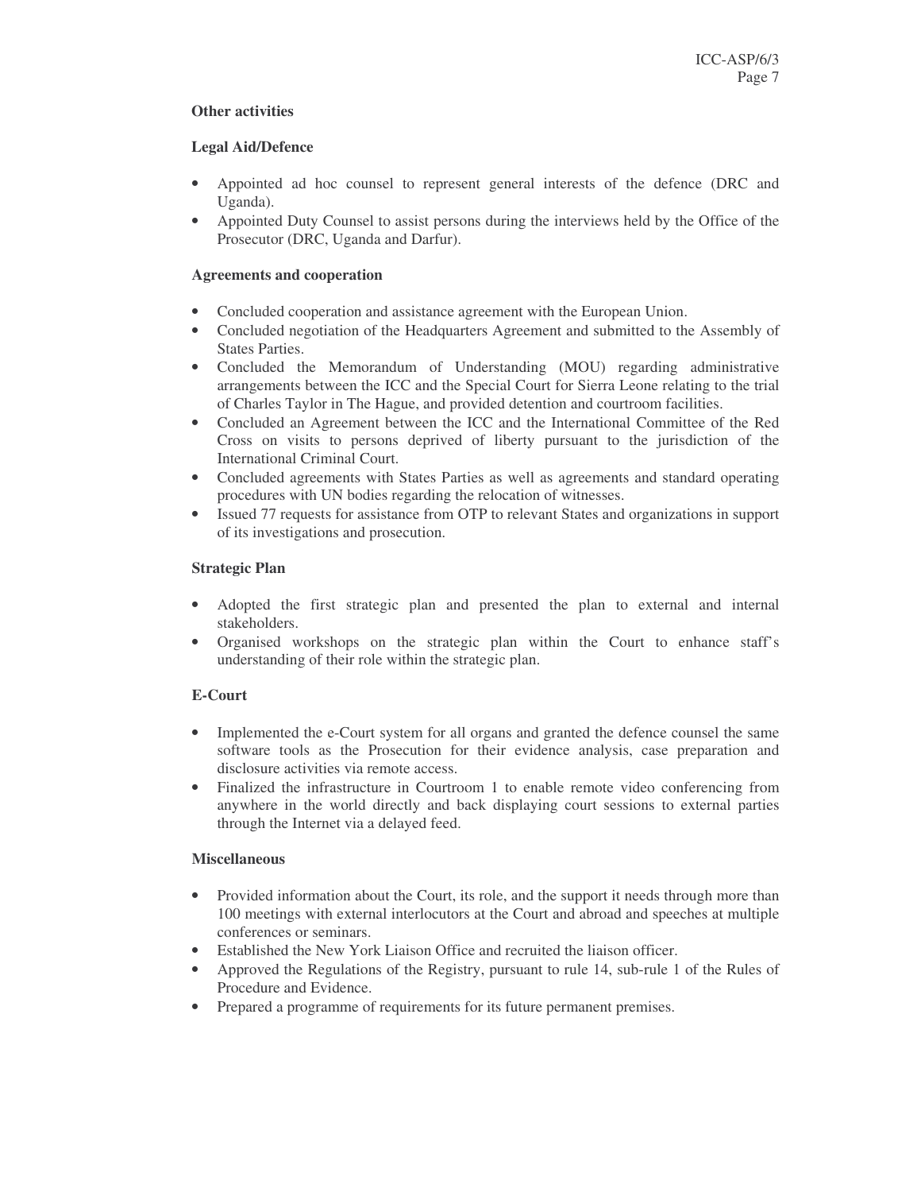**Other activities**

**Legal Aid/Defence**

- Appointed ad hoc counsel to represent general interests of the defence (DRC and Uganda).
- Appointed Duty Counsel to assist persons during the interviews held by the Office of the Prosecutor (DRC, Uganda and Darfur).

**Agreements and cooperation**

- Concluded cooperation and assistance agreement with the European Union.
- Concluded negotiation of the Headquarters Agreement and submitted to the Assembly of States Parties.
- Concluded the Memorandum of Understanding (MOU) regarding administrative arrangements between the ICC and the Special Court for Sierra Leone relating to the trial of Charles Taylor in The Hague, and provided detention and courtroom facilities.
- Concluded an Agreement between the ICC and the International Committee of the Red Cross on visits to persons deprived of liberty pursuant to the jurisdiction of the International Criminal Court.
- Concluded agreements with States Parties as well as agreements and standard operating procedures with UN bodies regarding the relocation of witnesses.
- Issued 77 requests for assistance from OTP to relevant States and organizations in support of its investigations and prosecution.

**Strategic Plan**

- Adopted the first strategic plan and presented the plan to external and internal stakeholders.
- Organised workshops on the strategic plan within the Court to enhance staff's understanding of their role within the strategic plan.

**E-Court**

- Implemented the e-Court system for all organs and granted the defence counsel the same software tools as the Prosecution for their evidence analysis, case preparation and disclosure activities via remote access.
- Finalized the infrastructure in Courtroom 1 to enable remote video conferencing from anywhere in the world directly and back displaying court sessions to external parties through the Internet via a delayed feed.

**Miscellaneous**

- Provided information about the Court, its role, and the support it needs through more than 100 meetings with external interlocutors at the Court and abroad and speeches at multiple conferences or seminars.
- Established the New York Liaison Office and recruited the liaison officer.
- Approved the Regulations of the Registry, pursuant to rule 14, sub-rule 1 of the Rules of Procedure and Evidence.
- Prepared a programme of requirements for its future permanent premises.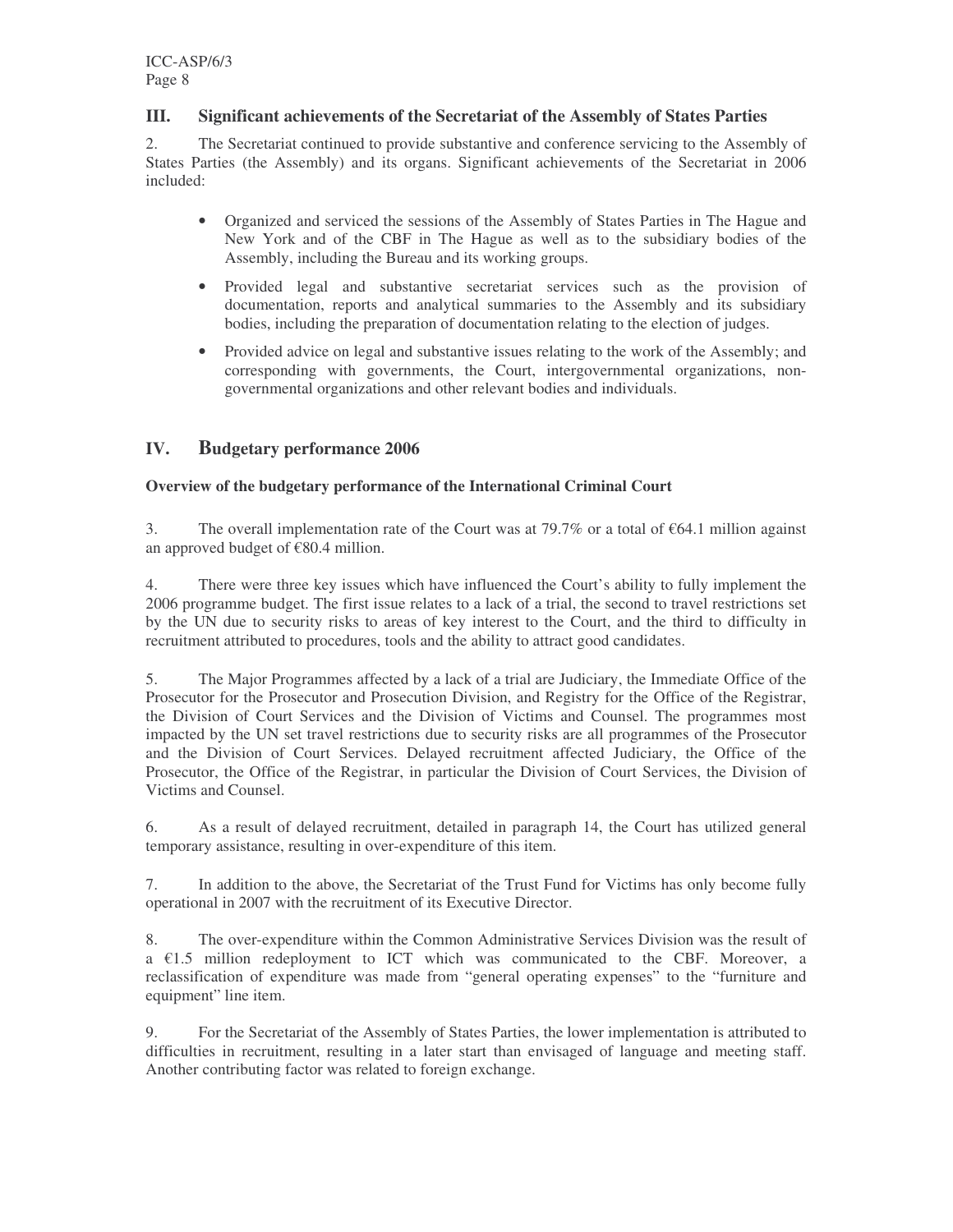## III. Significant achievements of the Secretariat of the Assembly of States Parties

2. The Secretariat continued to provide substantive and conference servicing to the Assembly of States Parties (the Assembly) and its organs. Significant achievements of the Secretariat in 2006 included:

- Organized and serviced the sessions of the Assembly of States Parties in The Hague and New York and of the CBF in The Hague as well as to the subsidiary bodies of the Assembly, including the Bureau and its working groups.
- Provided legal and substantive secretariat services such as the provision of documentation, reports and analytical summaries to the Assembly and its subsidiary bodies, including the preparation of documentation relating to the election of judges.
- Provided advice on legal and substantive issues relating to the work of the Assembly; and corresponding with governments, the Court, intergovernmental organizations, non-governmental organizations and other relevant bodies and individuals.

## IV. Budgetary performance 2006

**Overview of the budgetary performance of the International Criminal Court**

3. The overall implementation rate of the Court was at 79.7% or a total of €64.1 million against an approved budget of €80.4 million.

4. There were three key issues which have influenced the Court's ability to fully implement the 2006 programme budget. The first issue relates to a lack of a trial, the second to travel restrictions set by the UN due to security risks to areas of key interest to the Court, and the third to difficulty in recruitment attributed to procedures, tools and the ability to attract good candidates.

5. The Major Programmes affected by a lack of a trial are Judiciary, the Immediate Office of the Prosecutor for the Prosecutor and Prosecution Division, and Registry for the Office of the Registrar, the Division of Court Services and the Division of Victims and Counsel. The programmes most impacted by the UN set travel restrictions due to security risks are all programmes of the Prosecutor and the Division of Court Services. Delayed recruitment affected Judiciary, the Office of the Prosecutor, the Office of the Registrar, in particular the Division of Court Services, the Division of Victims and Counsel.

6. As a result of delayed recruitment, detailed in paragraph 14, the Court has utilized general temporary assistance, resulting in over-expenditure of this item.

7. In addition to the above, the Secretariat of the Trust Fund for Victims has only become fully operational in 2007 with the recruitment of its Executive Director.

8. The over-expenditure within the Common Administrative Services Division was the result of a €1.5 million redeployment to ICT which was communicated to the CBF. Moreover, a reclassification of expenditure was made from "general operating expenses" to the "furniture and equipment" line item.

9. For the Secretariat of the Assembly of States Parties, the lower implementation is attributed to difficulties in recruitment, resulting in a later start than envisaged of language and meeting staff. Another contributing factor was related to foreign exchange.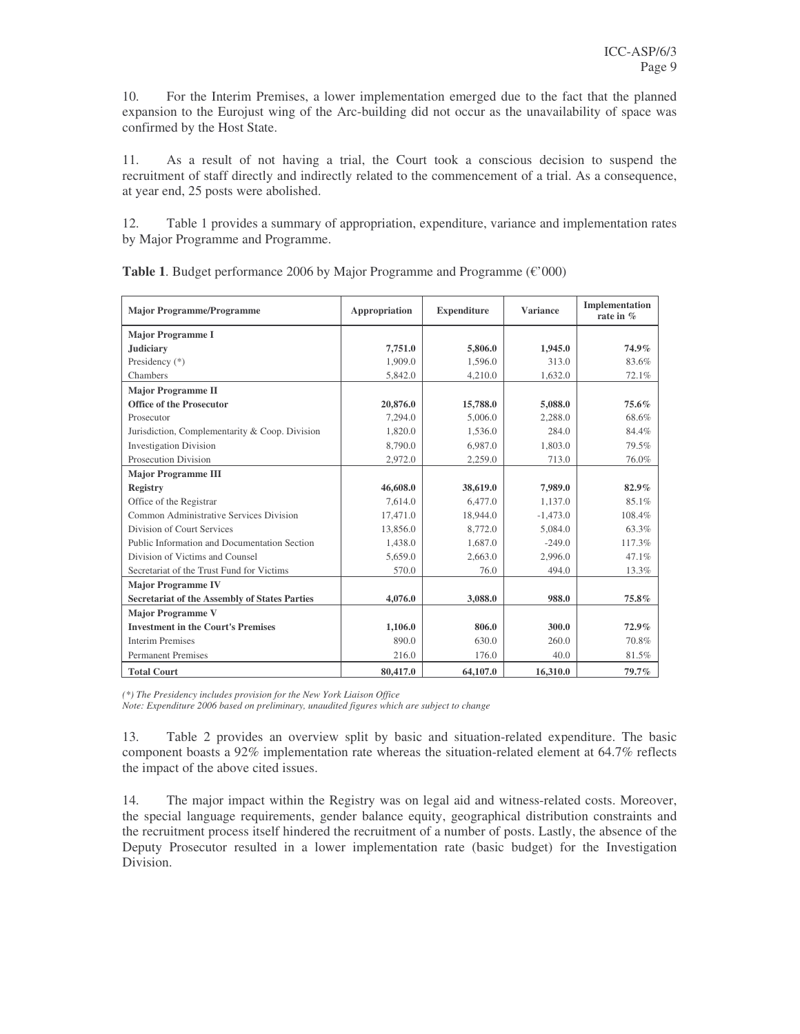10. For the Interim Premises, a lower implementation emerged due to the fact that the planned expansion to the Eurojust wing of the Arc-building did not occur as the unavailability of space was confirmed by the Host State.

11. As a result of not having a trial, the Court took a conscious decision to suspend the recruitment of staff directly and indirectly related to the commencement of a trial. As a consequence, at year end, 25 posts were abolished.

12. Table 1 provides a summary of appropriation, expenditure, variance and implementation rates by Major Programme and Programme.

**Table 1**. Budget performance 2006 by Major Programme and Programme (€'000)

| Major Programme/Programme | Appropriation | Expenditure | Variance | Implementation rate in % |
|---|---|---|---|---|
| **Major Programme I** | | | | |
| **Judiciary** | **7,751.0** | **5,806.0** | **1,945.0** | **74.9%** |
| Presidency (*) | 1,909.0 | 1,596.0 | 313.0 | 83.6% |
| Chambers | 5,842.0 | 4,210.0 | 1,632.0 | 72.1% |
| **Major Programme II** | | | | |
| **Office of the Prosecutor** | **20,876.0** | **15,788.0** | **5,088.0** | **75.6%** |
| Prosecutor | 7,294.0 | 5,006.0 | 2,288.0 | 68.6% |
| Jurisdiction, Complementarity & Coop. Division | 1,820.0 | 1,536.0 | 284.0 | 84.4% |
| Investigation Division | 8,790.0 | 6,987.0 | 1,803.0 | 79.5% |
| Prosecution Division | 2,972.0 | 2,259.0 | 713.0 | 76.0% |
| **Major Programme III** | | | | |
| **Registry** | **46,608.0** | **38,619.0** | **7,989.0** | **82.9%** |
| Office of the Registrar | 7,614.0 | 6,477.0 | 1,137.0 | 85.1% |
| Common Administrative Services Division | 17,471.0 | 18,944.0 | -1,473.0 | 108.4% |
| Division of Court Services | 13,856.0 | 8,772.0 | 5,084.0 | 63.3% |
| Public Information and Documentation Section | 1,438.0 | 1,687.0 | -249.0 | 117.3% |
| Division of Victims and Counsel | 5,659.0 | 2,663.0 | 2,996.0 | 47.1% |
| Secretariat of the Trust Fund for Victims | 570.0 | 76.0 | 494.0 | 13.3% |
| **Major Programme IV** | | | | |
| **Secretariat of the Assembly of States Parties** | **4,076.0** | **3,088.0** | **988.0** | **75.8%** |
| **Major Programme V** | | | | |
| **Investment in the Court's Premises** | **1,106.0** | **806.0** | **300.0** | **72.9%** |
| Interim Premises | 890.0 | 630.0 | 260.0 | 70.8% |
| Permanent Premises | 216.0 | 176.0 | 40.0 | 81.5% |
| **Total Court** | **80,417.0** | **64,107.0** | **16,310.0** | **79.7%** |

*(\*) The Presidency includes provision for the New York Liaison Office*

*Note: Expenditure 2006 based on preliminary, unaudited figures which are subject to change*

13. Table 2 provides an overview split by basic and situation-related expenditure. The basic component boasts a 92% implementation rate whereas the situation-related element at 64.7% reflects the impact of the above cited issues.

14. The major impact within the Registry was on legal aid and witness-related costs. Moreover, the special language requirements, gender balance equity, geographical distribution constraints and the recruitment process itself hindered the recruitment of a number of posts. Lastly, the absence of the Deputy Prosecutor resulted in a lower implementation rate (basic budget) for the Investigation Division.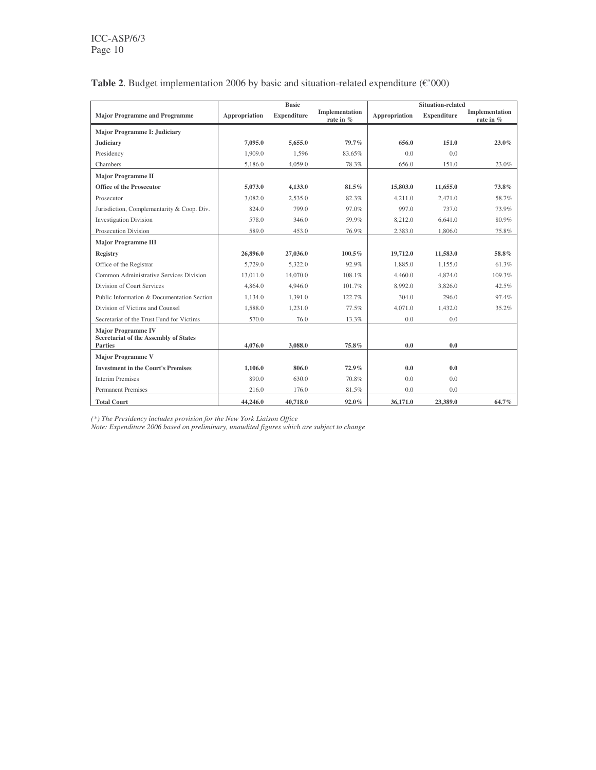**Table 2**. Budget implementation 2006 by basic and situation-related expenditure (€'000)

| Major Programme and Programme | Basic | | | Situation-related | | |
|---|---|---|---|---|---|---|
| | Appropriation | Expenditure | Implementation rate in % | Appropriation | Expenditure | Implementation rate in % |
| **Major Programme I: Judiciary** | | | | | | |
| **Judiciary** | **7,095.0** | **5,655.0** | **79.7%** | **656.0** | **151.0** | **23.0%** |
| Presidency | 1,909.0 | 1,596 | 83.65% | 0.0 | 0.0 | |
| Chambers | 5,186.0 | 4,059.0 | 78.3% | 656.0 | 151.0 | 23.0% |
| **Major Programme II** | | | | | | |
| **Office of the Prosecutor** | **5,073.0** | **4,133.0** | **81.5%** | **15,803.0** | **11,655.0** | **73.8%** |
| Prosecutor | 3,082.0 | 2,535.0 | 82.3% | 4,211.0 | 2,471.0 | 58.7% |
| Jurisdiction, Complementarity & Coop. Div. | 824.0 | 799.0 | 97.0% | 997.0 | 737.0 | 73.9% |
| Investigation Division | 578.0 | 346.0 | 59.9% | 8,212.0 | 6,641.0 | 80.9% |
| Prosecution Division | 589.0 | 453.0 | 76.9% | 2,383.0 | 1,806.0 | 75.8% |
| **Major Programme III** | | | | | | |
| **Registry** | **26,896.0** | **27,036.0** | **100.5%** | **19,712.0** | **11,583.0** | **58.8%** |
| Office of the Registrar | 5,729.0 | 5,322.0 | 92.9% | 1,885.0 | 1,155.0 | 61.3% |
| Common Administrative Services Division | 13,011.0 | 14,070.0 | 108.1% | 4,460.0 | 4,874.0 | 109.3% |
| Division of Court Services | 4,864.0 | 4,946.0 | 101.7% | 8,992.0 | 3,826.0 | 42.5% |
| Public Information & Documentation Section | 1,134.0 | 1,391.0 | 122.7% | 304.0 | 296.0 | 97.4% |
| Division of Victims and Counsel | 1,588.0 | 1,231.0 | 77.5% | 4,071.0 | 1,432.0 | 35.2% |
| Secretariat of the Trust Fund for Victims | 570.0 | 76.0 | 13.3% | 0.0 | 0.0 | |
| **Major Programme IV Secretariat of the Assembly of States Parties** | **4,076.0** | **3,088.0** | **75.8%** | **0.0** | **0.0** | |
| **Major Programme V** | | | | | | |
| **Investment in the Court's Premises** | **1,106.0** | **806.0** | **72.9%** | **0.0** | **0.0** | |
| Interim Premises | 890.0 | 630.0 | 70.8% | 0.0 | 0.0 | |
| Permanent Premises | 216.0 | 176.0 | 81.5% | 0.0 | 0.0 | |
| **Total Court** | **44,246.0** | **40,718.0** | **92.0%** | **36,171.0** | **23,389.0** | **64.7%** |

*(\*) The Presidency includes provision for the New York Liaison Office*
*Note: Expenditure 2006 based on preliminary, unaudited figures which are subject to change*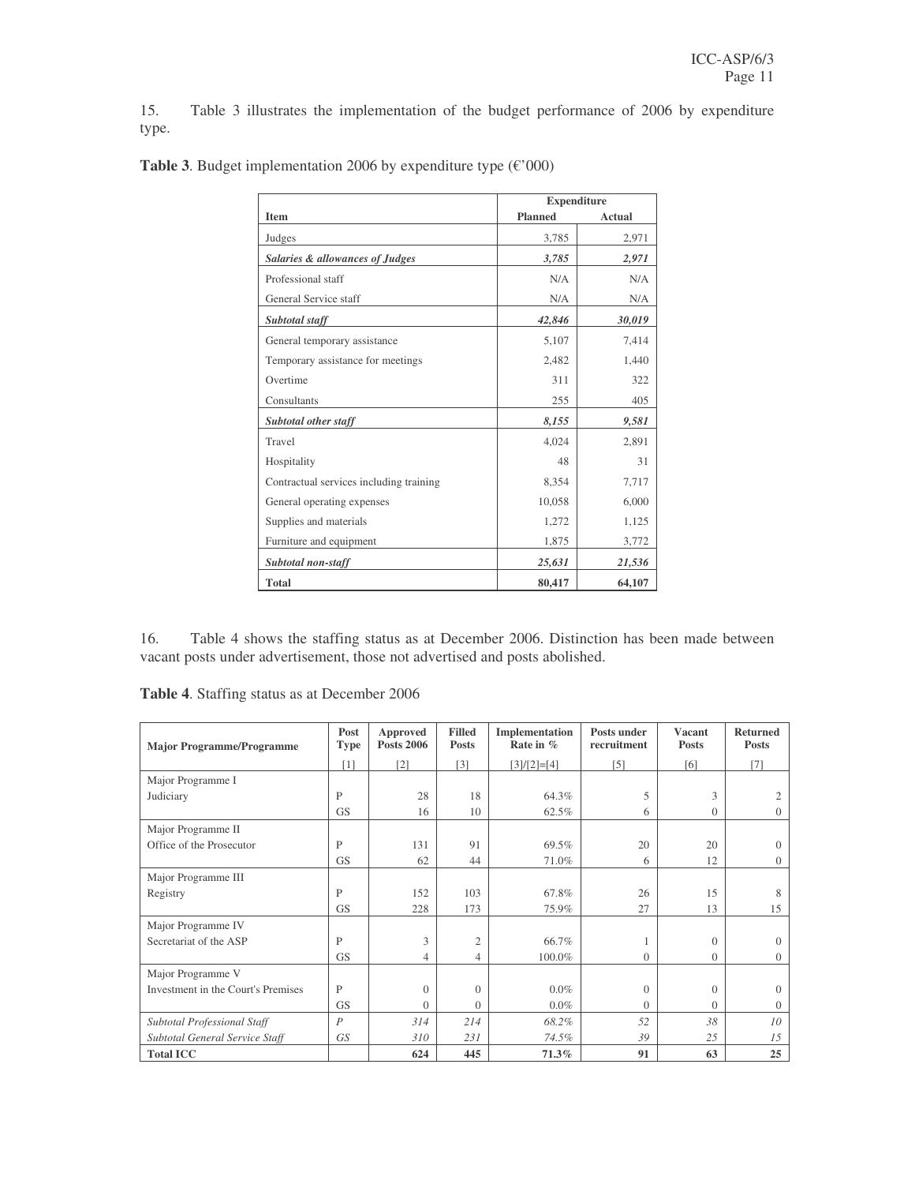15. Table 3 illustrates the implementation of the budget performance of 2006 by expenditure type.

**Table 3**. Budget implementation 2006 by expenditure type (€'000)

| Item | Expenditure | |
|---|---|---|
| | Planned | Actual |
| Judges | 3,785 | 2,971 |
| ***Salaries & allowances of Judges*** | ***3,785*** | ***2,971*** |
| Professional staff | N/A | N/A |
| General Service staff | N/A | N/A |
| ***Subtotal staff*** | ***42,846*** | ***30,019*** |
| General temporary assistance | 5,107 | 7,414 |
| Temporary assistance for meetings | 2,482 | 1,440 |
| Overtime | 311 | 322 |
| Consultants | 255 | 405 |
| ***Subtotal other staff*** | ***8,155*** | ***9,581*** |
| Travel | 4,024 | 2,891 |
| Hospitality | 48 | 31 |
| Contractual services including training | 8,354 | 7,717 |
| General operating expenses | 10,058 | 6,000 |
| Supplies and materials | 1,272 | 1,125 |
| Furniture and equipment | 1,875 | 3,772 |
| ***Subtotal non-staff*** | ***25,631*** | ***21,536*** |
| **Total** | **80,417** | **64,107** |

16. Table 4 shows the staffing status as at December 2006. Distinction has been made between vacant posts under advertisement, those not advertised and posts abolished.

**Table 4**. Staffing status as at December 2006

| Major Programme/Programme | Post Type | Approved Posts 2006 | Filled Posts | Implementation Rate in % | Posts under recruitment | Vacant Posts | Returned Posts |
|---|---|---|---|---|---|---|---|
| | [1] | [2] | [3] | [3]/[2]=[4] | [5] | [6] | [7] |
| Major Programme I | | | | | | | |
| Judiciary | P | 28 | 18 | 64.3% | 5 | 3 | 2 |
| | GS | 16 | 10 | 62.5% | 6 | 0 | 0 |
| Major Programme II | | | | | | | |
| Office of the Prosecutor | P | 131 | 91 | 69.5% | 20 | 20 | 0 |
| | GS | 62 | 44 | 71.0% | 6 | 12 | 0 |
| Major Programme III | | | | | | | |
| Registry | P | 152 | 103 | 67.8% | 26 | 15 | 8 |
| | GS | 228 | 173 | 75.9% | 27 | 13 | 15 |
| Major Programme IV | | | | | | | |
| Secretariat of the ASP | P | 3 | 2 | 66.7% | 1 | 0 | 0 |
| | GS | 4 | 4 | 100.0% | 0 | 0 | 0 |
| Major Programme V | | | | | | | |
| Investment in the Court's Premises | P | 0 | 0 | 0.0% | 0 | 0 | 0 |
| | GS | 0 | 0 | 0.0% | 0 | 0 | 0 |
| *Subtotal Professional Staff* | *P* | *314* | *214* | *68.2%* | *52* | *38* | *10* |
| *Subtotal General Service Staff* | *GS* | *310* | *231* | *74.5%* | *39* | *25* | *15* |
| **Total ICC** | | **624** | **445** | **71.3%** | **91** | **63** | **25** |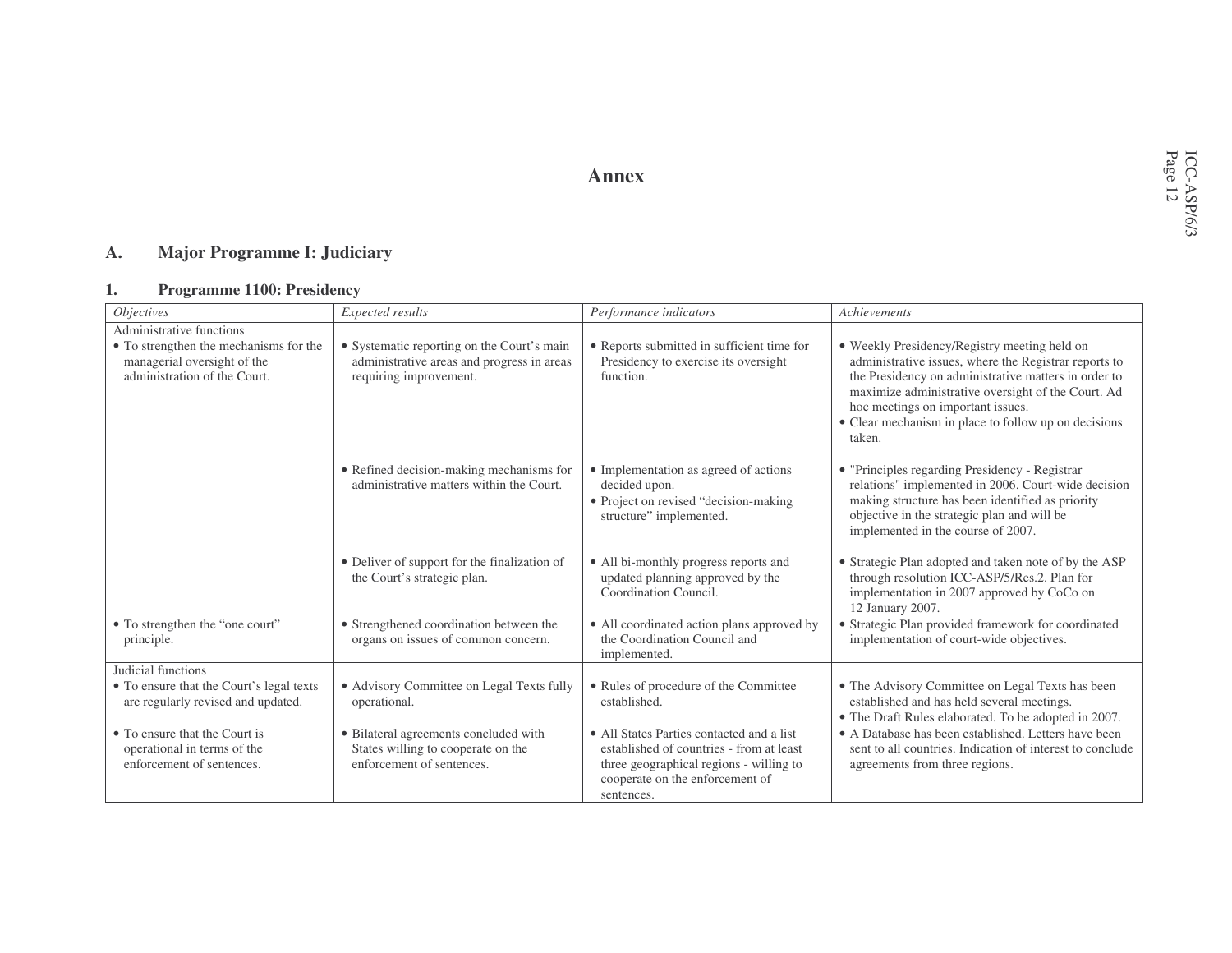# Annex

## A. Major Programme I: Judiciary

### 1. Programme 1100: Presidency

| *Objectives* | *Expected results* | *Performance indicators* | *Achievements* |
|---|---|---|---|
| Administrative functions<br>• To strengthen the mechanisms for the managerial oversight of the administration of the Court. | • Systematic reporting on the Court's main administrative areas and progress in areas requiring improvement. | • Reports submitted in sufficient time for Presidency to exercise its oversight function. | • Weekly Presidency/Registry meeting held on administrative issues, where the Registrar reports to the Presidency on administrative matters in order to maximize administrative oversight of the Court. Ad hoc meetings on important issues.<br>• Clear mechanism in place to follow up on decisions taken. |
| | • Refined decision-making mechanisms for administrative matters within the Court. | • Implementation as agreed of actions decided upon.<br>• Project on revised "decision-making structure" implemented. | • "Principles regarding Presidency - Registrar relations" implemented in 2006. Court-wide decision making structure has been identified as priority objective in the strategic plan and will be implemented in the course of 2007. |
| | • Deliver of support for the finalization of the Court's strategic plan. | • All bi-monthly progress reports and updated planning approved by the Coordination Council. | • Strategic Plan adopted and taken note of by the ASP through resolution ICC-ASP/5/Res.2. Plan for implementation in 2007 approved by CoCo on 12 January 2007. |
| • To strengthen the "one court" principle. | • Strengthened coordination between the organs on issues of common concern. | • All coordinated action plans approved by the Coordination Council and implemented. | • Strategic Plan provided framework for coordinated implementation of court-wide objectives. |
| Judicial functions<br>• To ensure that the Court's legal texts are regularly revised and updated. | • Advisory Committee on Legal Texts fully operational. | • Rules of procedure of the Committee established. | • The Advisory Committee on Legal Texts has been established and has held several meetings.<br>• The Draft Rules elaborated. To be adopted in 2007. |
| • To ensure that the Court is operational in terms of the enforcement of sentences. | • Bilateral agreements concluded with States willing to cooperate on the enforcement of sentences. | • All States Parties contacted and a list established of countries - from at least three geographical regions - willing to cooperate on the enforcement of sentences. | • A Database has been established. Letters have been sent to all countries. Indication of interest to conclude agreements from three regions. |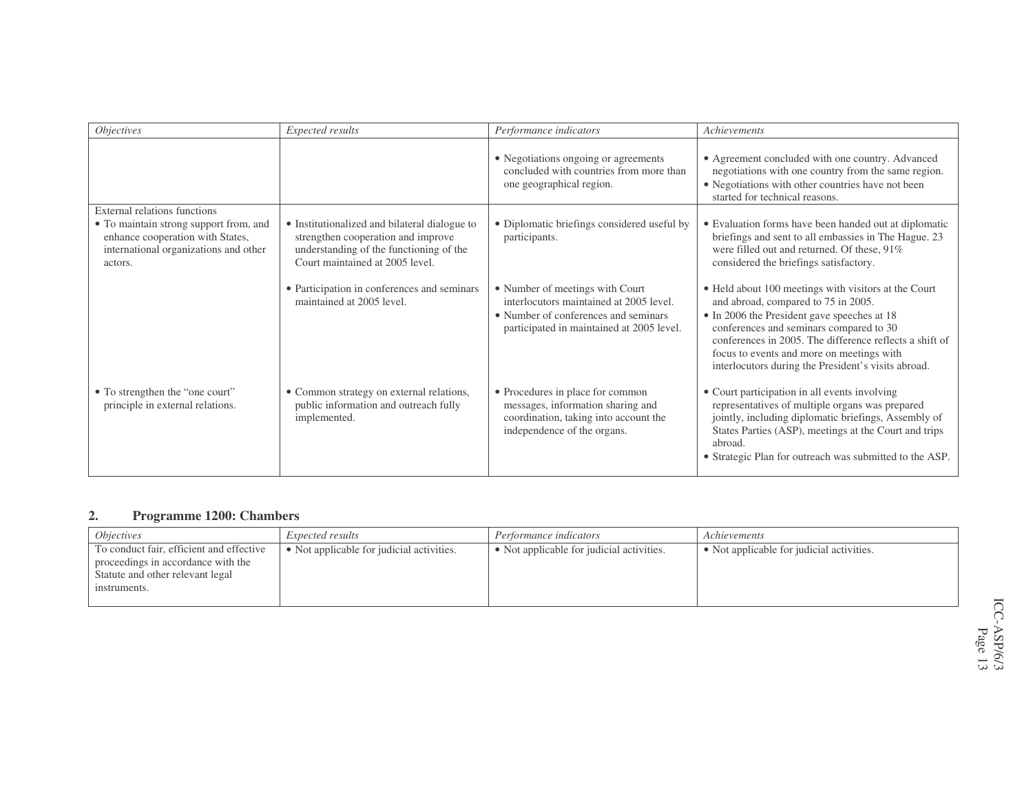| *Objectives* | *Expected results* | *Performance indicators* | *Achievements* |
|---|---|---|---|
| | | • Negotiations ongoing or agreements concluded with countries from more than one geographical region. | • Agreement concluded with one country. Advanced negotiations with one country from the same region.<br>• Negotiations with other countries have not been started for technical reasons. |
| External relations functions<br>• To maintain strong support from, and enhance cooperation with States, international organizations and other actors. | • Institutionalized and bilateral dialogue to strengthen cooperation and improve understanding of the functioning of the Court maintained at 2005 level. | • Diplomatic briefings considered useful by participants. | • Evaluation forms have been handed out at diplomatic briefings and sent to all embassies in The Hague. 23 were filled out and returned. Of these, 91% considered the briefings satisfactory. |
| | • Participation in conferences and seminars maintained at 2005 level. | • Number of meetings with Court interlocutors maintained at 2005 level.<br>• Number of conferences and seminars participated in maintained at 2005 level. | • Held about 100 meetings with visitors at the Court and abroad, compared to 75 in 2005.<br>• In 2006 the President gave speeches at 18 conferences and seminars compared to 30 conferences in 2005. The difference reflects a shift of focus to events and more on meetings with interlocutors during the President's visits abroad. |
| • To strengthen the "one court" principle in external relations. | • Common strategy on external relations, public information and outreach fully implemented. | • Procedures in place for common messages, information sharing and coordination, taking into account the independence of the organs. | • Court participation in all events involving representatives of multiple organs was prepared jointly, including diplomatic briefings, Assembly of States Parties (ASP), meetings at the Court and trips abroad.<br>• Strategic Plan for outreach was submitted to the ASP. |

## 2. Programme 1200: Chambers

| *Objectives* | *Expected results* | *Performance indicators* | *Achievements* |
|---|---|---|---|
| To conduct fair, efficient and effective proceedings in accordance with the Statute and other relevant legal instruments. | • Not applicable for judicial activities. | • Not applicable for judicial activities. | • Not applicable for judicial activities. |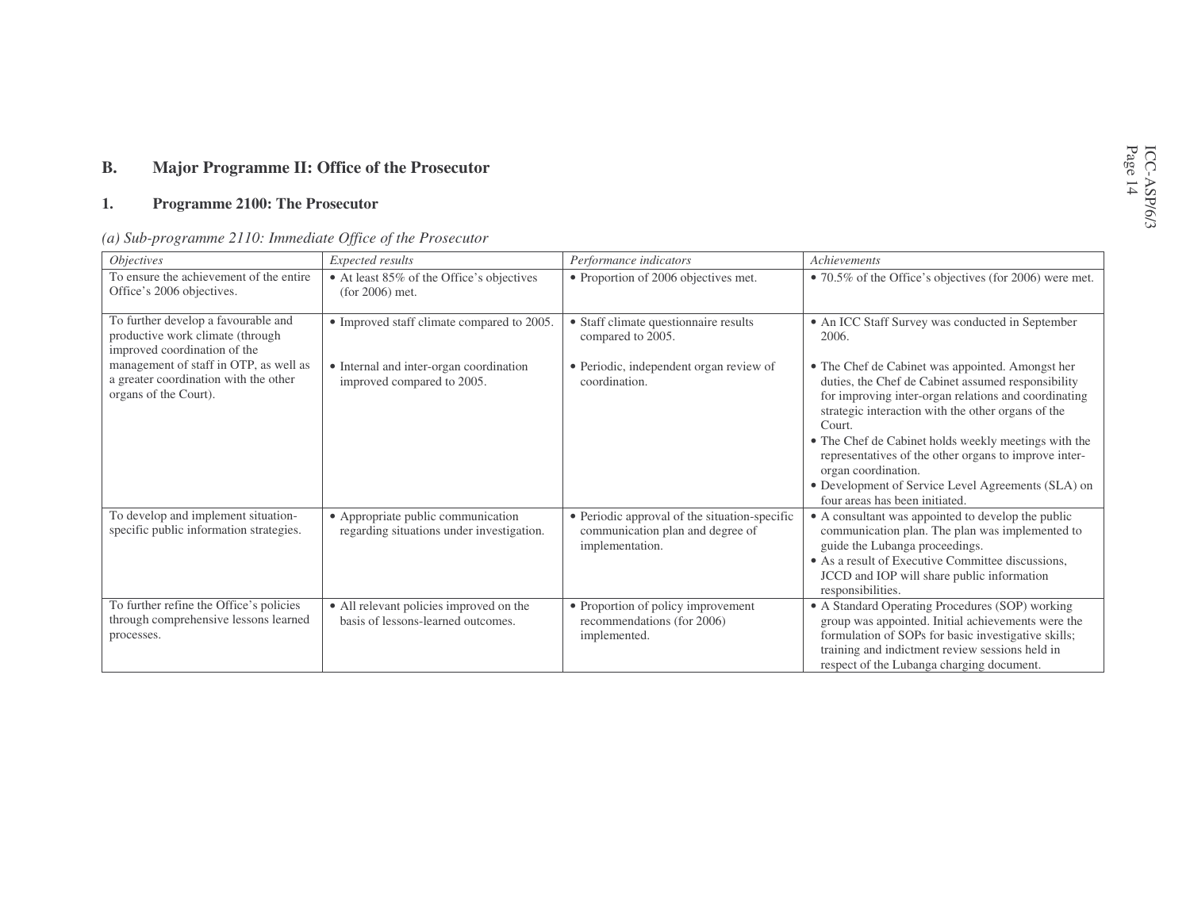## B. Major Programme II: Office of the Prosecutor

### 1. Programme 2100: The Prosecutor

*(a) Sub-programme 2110: Immediate Office of the Prosecutor*

| *Objectives* | *Expected results* | *Performance indicators* | *Achievements* |
|---|---|---|---|
| To ensure the achievement of the entire Office's 2006 objectives. | • At least 85% of the Office's objectives (for 2006) met. | • Proportion of 2006 objectives met. | • 70.5% of the Office's objectives (for 2006) were met. |
| To further develop a favourable and productive work climate (through improved coordination of the management of staff in OTP, as well as a greater coordination with the other organs of the Court). | • Improved staff climate compared to 2005.<br>• Internal and inter-organ coordination improved compared to 2005. | • Staff climate questionnaire results compared to 2005.<br>• Periodic, independent organ review of coordination. | • An ICC Staff Survey was conducted in September 2006.<br>• The Chef de Cabinet was appointed. Amongst her duties, the Chef de Cabinet assumed responsibility for improving inter-organ relations and coordinating strategic interaction with the other organs of the Court.<br>• The Chef de Cabinet holds weekly meetings with the representatives of the other organs to improve inter-organ coordination.<br>• Development of Service Level Agreements (SLA) on four areas has been initiated. |
| To develop and implement situation-specific public information strategies. | • Appropriate public communication regarding situations under investigation. | • Periodic approval of the situation-specific communication plan and degree of implementation. | • A consultant was appointed to develop the public communication plan. The plan was implemented to guide the Lubanga proceedings.<br>• As a result of Executive Committee discussions, JCCD and IOP will share public information responsibilities. |
| To further refine the Office's policies through comprehensive lessons learned processes. | • All relevant policies improved on the basis of lessons-learned outcomes. | • Proportion of policy improvement recommendations (for 2006) implemented. | • A Standard Operating Procedures (SOP) working group was appointed. Initial achievements were the formulation of SOPs for basic investigative skills; training and indictment review sessions held in respect of the Lubanga charging document. |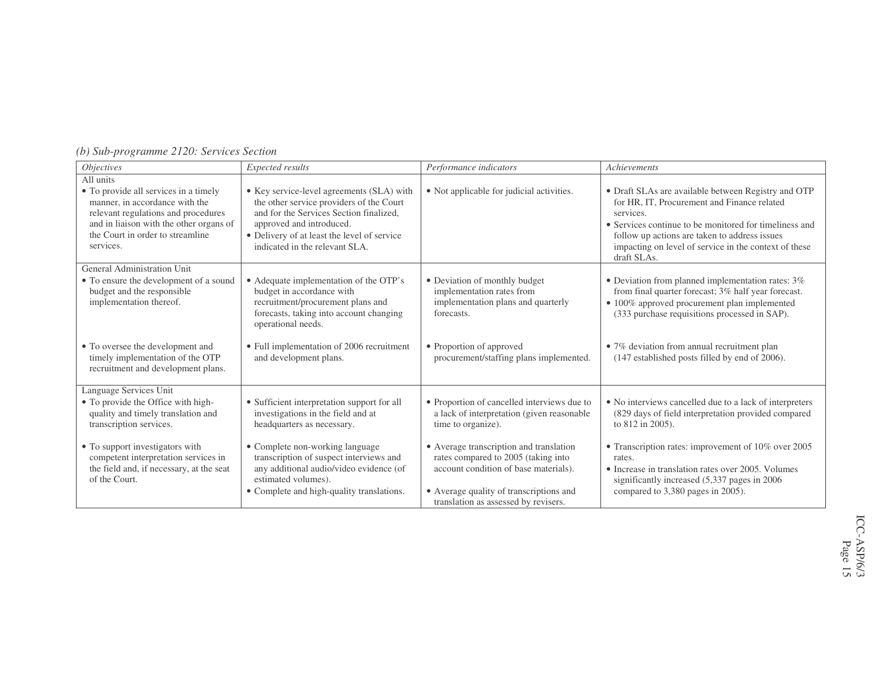*(b) Sub-programme 2120: Services Section*

| *Objectives* | *Expected results* | *Performance indicators* | *Achievements* |
|---|---|---|---|
| All units<br>• To provide all services in a timely manner, in accordance with the relevant regulations and procedures and in liaison with the other organs of the Court in order to streamline services. | • Key service-level agreements (SLA) with the other service providers of the Court and for the Services Section finalized, approved and introduced.<br>• Delivery of at least the level of service indicated in the relevant SLA. | • Not applicable for judicial activities. | • Draft SLAs are available between Registry and OTP for HR, IT, Procurement and Finance related services.<br>• Services continue to be monitored for timeliness and follow up actions are taken to address issues impacting on level of service in the context of these draft SLAs. |
| General Administration Unit<br>• To ensure the development of a sound budget and the responsible implementation thereof.<br><br>• To oversee the development and timely implementation of the OTP recruitment and development plans. | • Adequate implementation of the OTP's budget in accordance with recruitment/procurement plans and forecasts, taking into account changing operational needs.<br><br>• Full implementation of 2006 recruitment and development plans. | • Deviation of monthly budget implementation rates from implementation plans and quarterly forecasts.<br><br>• Proportion of approved procurement/staffing plans implemented. | • Deviation from planned implementation rates: 3% from final quarter forecast; 3% half year forecast.<br>• 100% approved procurement plan implemented (333 purchase requisitions processed in SAP).<br><br>• 7% deviation from annual recruitment plan (147 established posts filled by end of 2006). |
| Language Services Unit<br>• To provide the Office with high-quality and timely translation and transcription services.<br><br>• To support investigators with competent interpretation services in the field and, if necessary, at the seat of the Court. | • Sufficient interpretation support for all investigations in the field and at headquarters as necessary.<br><br>• Complete non-working language transcription of suspect interviews and any additional audio/video evidence (of estimated volumes).<br>• Complete and high-quality translations. | • Proportion of cancelled interviews due to a lack of interpretation (given reasonable time to organize).<br><br>• Average transcription and translation rates compared to 2005 (taking into account condition of base materials).<br><br>• Average quality of transcriptions and translation as assessed by revisers. | • No interviews cancelled due to a lack of interpreters (829 days of field interpretation provided compared to 812 in 2005).<br><br>• Transcription rates: improvement of 10% over 2005 rates.<br>• Increase in translation rates over 2005. Volumes significantly increased (5,337 pages in 2006 compared to 3,380 pages in 2005). |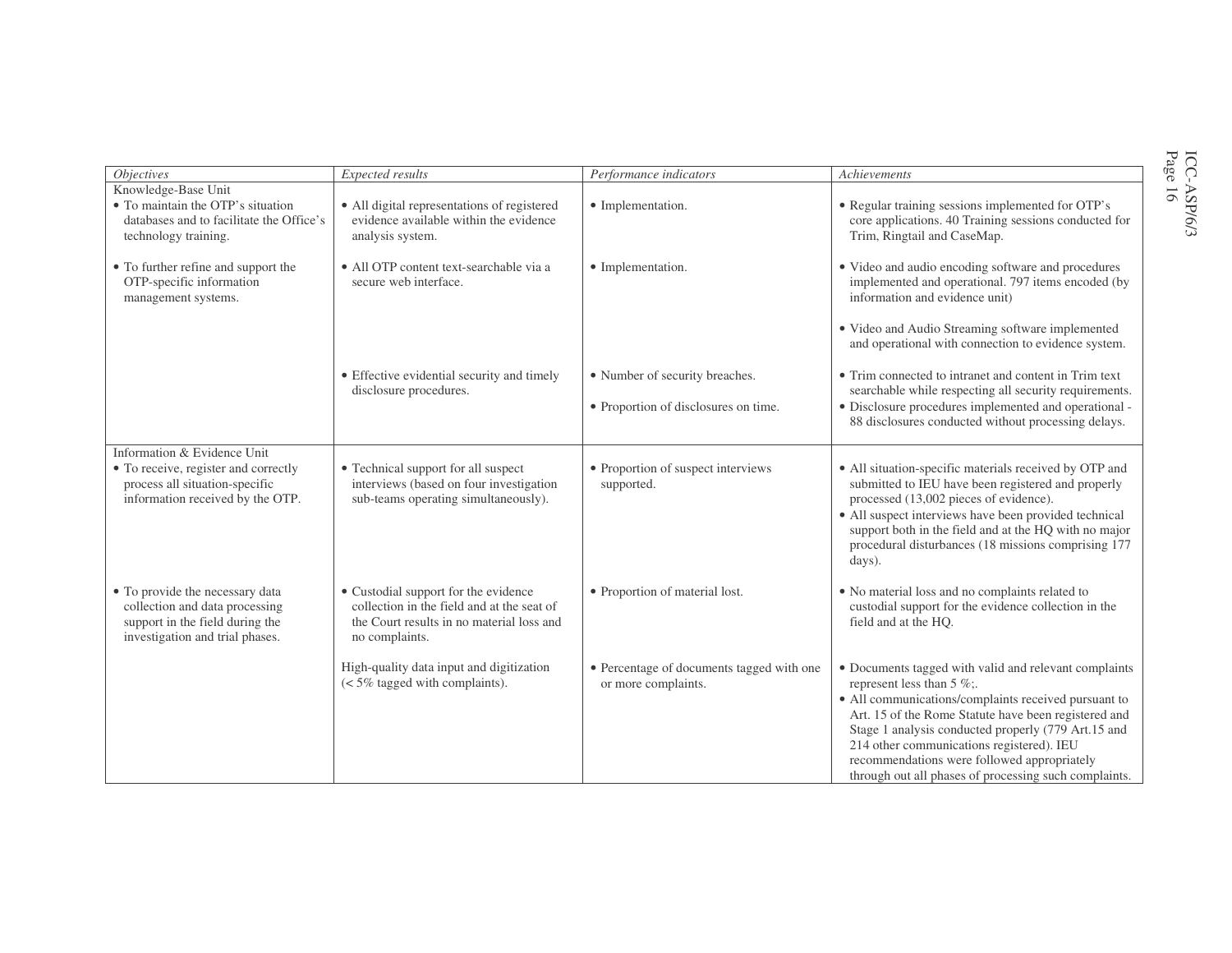| *Objectives* | *Expected results* | *Performance indicators* | *Achievements* |
| --- | --- | --- | --- |
| Knowledge-Base Unit<br>• To maintain the OTP's situation databases and to facilitate the Office's technology training. | • All digital representations of registered evidence available within the evidence analysis system. | • Implementation. | • Regular training sessions implemented for OTP's core applications. 40 Training sessions conducted for Trim, Ringtail and CaseMap. |
| • To further refine and support the OTP-specific information management systems. | • All OTP content text-searchable via a secure web interface. | • Implementation. | • Video and audio encoding software and procedures implemented and operational. 797 items encoded (by information and evidence unit)<br>• Video and Audio Streaming software implemented and operational with connection to evidence system. |
| | • Effective evidential security and timely disclosure procedures. | • Number of security breaches.<br>• Proportion of disclosures on time. | • Trim connected to intranet and content in Trim text searchable while respecting all security requirements.<br>• Disclosure procedures implemented and operational - 88 disclosures conducted without processing delays. |
| Information & Evidence Unit<br>• To receive, register and correctly process all situation-specific information received by the OTP. | • Technical support for all suspect interviews (based on four investigation sub-teams operating simultaneously). | • Proportion of suspect interviews supported. | • All situation-specific materials received by OTP and submitted to IEU have been registered and properly processed (13,002 pieces of evidence).<br>• All suspect interviews have been provided technical support both in the field and at the HQ with no major procedural disturbances (18 missions comprising 177 days). |
| • To provide the necessary data collection and data processing support in the field during the investigation and trial phases. | • Custodial support for the evidence collection in the field and at the seat of the Court results in no material loss and no complaints. | • Proportion of material lost. | • No material loss and no complaints related to custodial support for the evidence collection in the field and at the HQ. |
| | High-quality data input and digitization (< 5% tagged with complaints). | • Percentage of documents tagged with one or more complaints. | • Documents tagged with valid and relevant complaints represent less than 5 %;.<br>• All communications/complaints received pursuant to Art. 15 of the Rome Statute have been registered and Stage 1 analysis conducted properly (779 Art.15 and 214 other communications registered). IEU recommendations were followed appropriately through out all phases of processing such complaints. |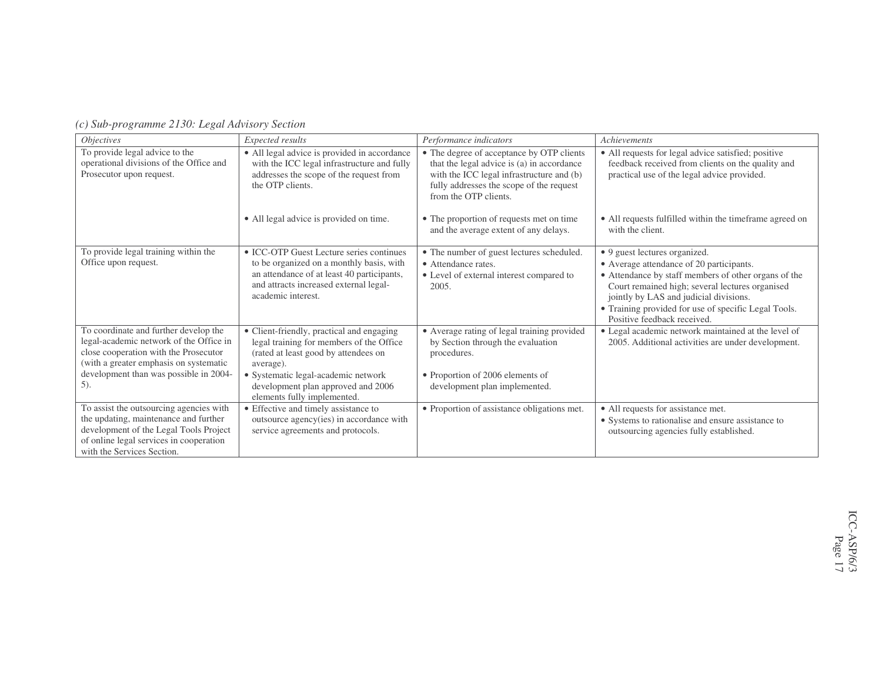*(c) Sub-programme 2130: Legal Advisory Section*

| *Objectives* | *Expected results* | *Performance indicators* | *Achievements* |
|---|---|---|---|
| To provide legal advice to the operational divisions of the Office and Prosecutor upon request. | • All legal advice is provided in accordance with the ICC legal infrastructure and fully addresses the scope of the request from the OTP clients.<br><br>• All legal advice is provided on time. | • The degree of acceptance by OTP clients that the legal advice is (a) in accordance with the ICC legal infrastructure and (b) fully addresses the scope of the request from the OTP clients.<br><br>• The proportion of requests met on time and the average extent of any delays. | • All requests for legal advice satisfied; positive feedback received from clients on the quality and practical use of the legal advice provided.<br><br>• All requests fulfilled within the timeframe agreed on with the client. |
| To provide legal training within the Office upon request. | • ICC-OTP Guest Lecture series continues to be organized on a monthly basis, with an attendance of at least 40 participants, and attracts increased external legal-academic interest. | • The number of guest lectures scheduled.<br>• Attendance rates.<br>• Level of external interest compared to 2005. | • 9 guest lectures organized.<br>• Average attendance of 20 participants.<br>• Attendance by staff members of other organs of the Court remained high; several lectures organised jointly by LAS and judicial divisions.<br>• Training provided for use of specific Legal Tools. Positive feedback received. |
| To coordinate and further develop the legal-academic network of the Office in close cooperation with the Prosecutor (with a greater emphasis on systematic development than was possible in 2004-5). | • Client-friendly, practical and engaging legal training for members of the Office (rated at least good by attendees on average).<br>• Systematic legal-academic network development plan approved and 2006 elements fully implemented. | • Average rating of legal training provided by Section through the evaluation procedures.<br><br>• Proportion of 2006 elements of development plan implemented. | • Legal academic network maintained at the level of 2005. Additional activities are under development. |
| To assist the outsourcing agencies with the updating, maintenance and further development of the Legal Tools Project of online legal services in cooperation with the Services Section. | • Effective and timely assistance to outsource agency(ies) in accordance with service agreements and protocols. | • Proportion of assistance obligations met. | • All requests for assistance met.<br>• Systems to rationalise and ensure assistance to outsourcing agencies fully established. |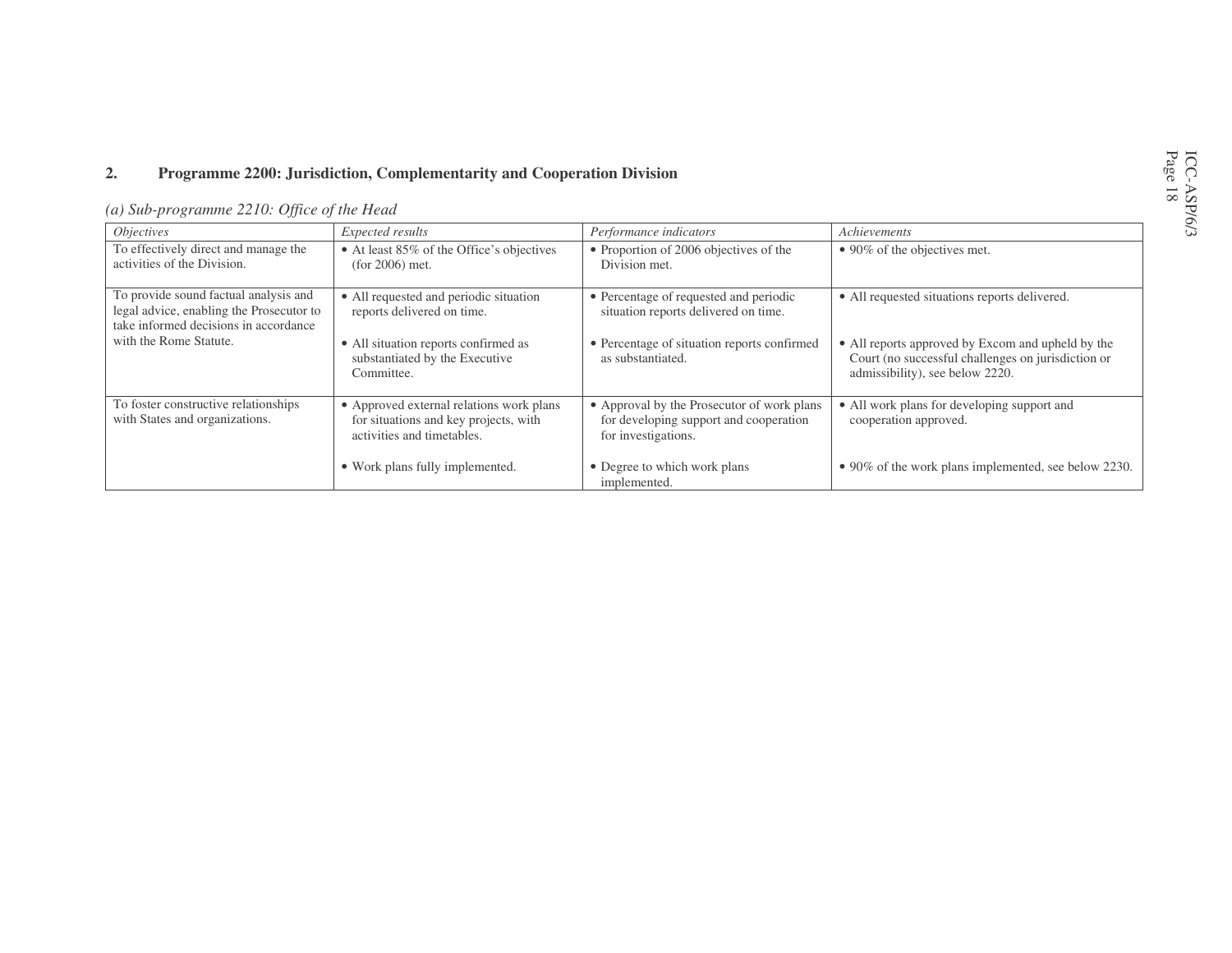## 2. Programme 2200: Jurisdiction, Complementarity and Cooperation Division

*(a) Sub-programme 2210: Office of the Head*

| *Objectives* | *Expected results* | *Performance indicators* | *Achievements* |
|---|---|---|---|
| To effectively direct and manage the activities of the Division. | • At least 85% of the Office's objectives (for 2006) met. | • Proportion of 2006 objectives of the Division met. | • 90% of the objectives met. |
| To provide sound factual analysis and legal advice, enabling the Prosecutor to take informed decisions in accordance with the Rome Statute. | • All requested and periodic situation reports delivered on time. | • Percentage of requested and periodic situation reports delivered on time. | • All requested situations reports delivered. |
| | • All situation reports confirmed as substantiated by the Executive Committee. | • Percentage of situation reports confirmed as substantiated. | • All reports approved by Excom and upheld by the Court (no successful challenges on jurisdiction or admissibility), see below 2220. |
| To foster constructive relationships with States and organizations. | • Approved external relations work plans for situations and key projects, with activities and timetables. | • Approval by the Prosecutor of work plans for developing support and cooperation for investigations. | • All work plans for developing support and cooperation approved. |
| | • Work plans fully implemented. | • Degree to which work plans implemented. | • 90% of the work plans implemented, see below 2230. |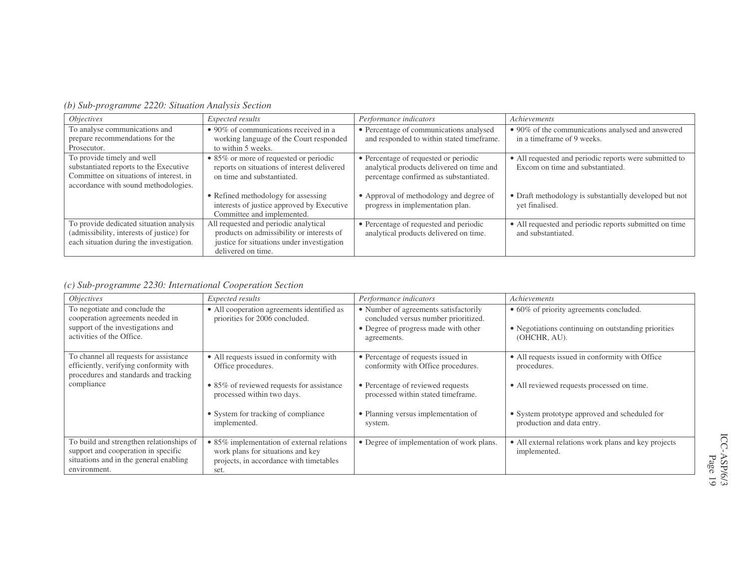*(b) Sub-programme 2220: Situation Analysis Section*

| *Objectives* | *Expected results* | *Performance indicators* | *Achievements* |
|---|---|---|---|
| To analyse communications and prepare recommendations for the Prosecutor. | • 90% of communications received in a working language of the Court responded to within 5 weeks. | • Percentage of communications analysed and responded to within stated timeframe. | • 90% of the communications analysed and answered in a timeframe of 9 weeks. |
| To provide timely and well substantiated reports to the Executive Committee on situations of interest, in accordance with sound methodologies. | • 85% or more of requested or periodic reports on situations of interest delivered on time and substantiated. | • Percentage of requested or periodic analytical products delivered on time and percentage confirmed as substantiated. | • All requested and periodic reports were submitted to Excom on time and substantiated. |
| | • Refined methodology for assessing interests of justice approved by Executive Committee and implemented. | • Approval of methodology and degree of progress in implementation plan. | • Draft methodology is substantially developed but not yet finalised. |
| To provide dedicated situation analysis (admissibility, interests of justice) for each situation during the investigation. | All requested and periodic analytical products on admissibility or interests of justice for situations under investigation delivered on time. | • Percentage of requested and periodic analytical products delivered on time. | • All requested and periodic reports submitted on time and substantiated. |

*(c) Sub-programme 2230: International Cooperation Section*

| *Objectives* | *Expected results* | *Performance indicators* | *Achievements* |
|---|---|---|---|
| To negotiate and conclude the cooperation agreements needed in support of the investigations and activities of the Office. | • All cooperation agreements identified as priorities for 2006 concluded. | • Number of agreements satisfactorily concluded versus number prioritized.<br>• Degree of progress made with other agreements. | • 60% of priority agreements concluded.<br>• Negotiations continuing on outstanding priorities (OHCHR, AU). |
| To channel all requests for assistance efficiently, verifying conformity with procedures and standards and tracking compliance | • All requests issued in conformity with Office procedures. | • Percentage of requests issued in conformity with Office procedures. | • All requests issued in conformity with Office procedures. |
| | • 85% of reviewed requests for assistance processed within two days. | • Percentage of reviewed requests processed within stated timeframe. | • All reviewed requests processed on time. |
| | • System for tracking of compliance implemented. | • Planning versus implementation of system. | • System prototype approved and scheduled for production and data entry. |
| To build and strengthen relationships of support and cooperation in specific situations and in the general enabling environment. | • 85% implementation of external relations work plans for situations and key projects, in accordance with timetables set. | • Degree of implementation of work plans. | • All external relations work plans and key projects implemented. |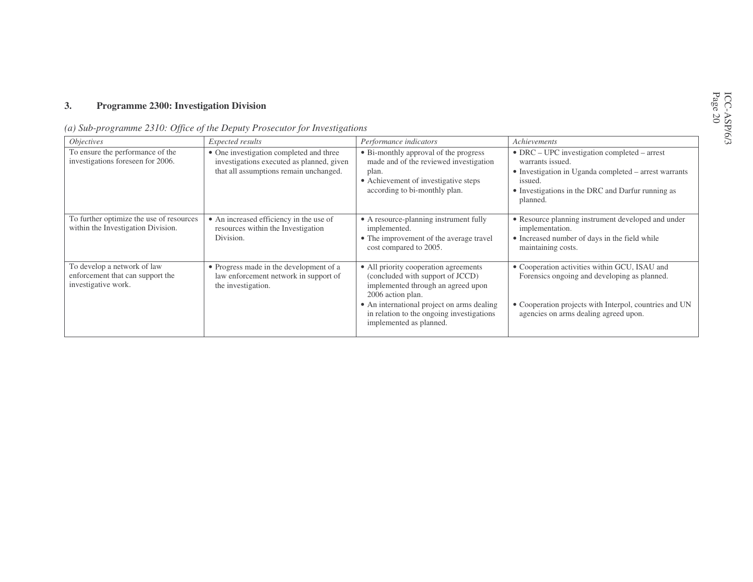### 3. Programme 2300: Investigation Division

*(a) Sub-programme 2310: Office of the Deputy Prosecutor for Investigations*

| *Objectives* | *Expected results* | *Performance indicators* | *Achievements* |
|---|---|---|---|
| To ensure the performance of the investigations foreseen for 2006. | • One investigation completed and three investigations executed as planned, given that all assumptions remain unchanged. | • Bi-monthly approval of the progress made and of the reviewed investigation plan.<br>• Achievement of investigative steps according to bi-monthly plan. | • DRC – UPC investigation completed – arrest warrants issued.<br>• Investigation in Uganda completed – arrest warrants issued.<br>• Investigations in the DRC and Darfur running as planned. |
| To further optimize the use of resources within the Investigation Division. | • An increased efficiency in the use of resources within the Investigation Division. | • A resource-planning instrument fully implemented.<br>• The improvement of the average travel cost compared to 2005. | • Resource planning instrument developed and under implementation.<br>• Increased number of days in the field while maintaining costs. |
| To develop a network of law enforcement that can support the investigative work. | • Progress made in the development of a law enforcement network in support of the investigation. | • All priority cooperation agreements (concluded with support of JCCD) implemented through an agreed upon 2006 action plan.<br>• An international project on arms dealing in relation to the ongoing investigations implemented as planned. | • Cooperation activities within GCU, ISAU and Forensics ongoing and developing as planned.<br>• Cooperation projects with Interpol, countries and UN agencies on arms dealing agreed upon. |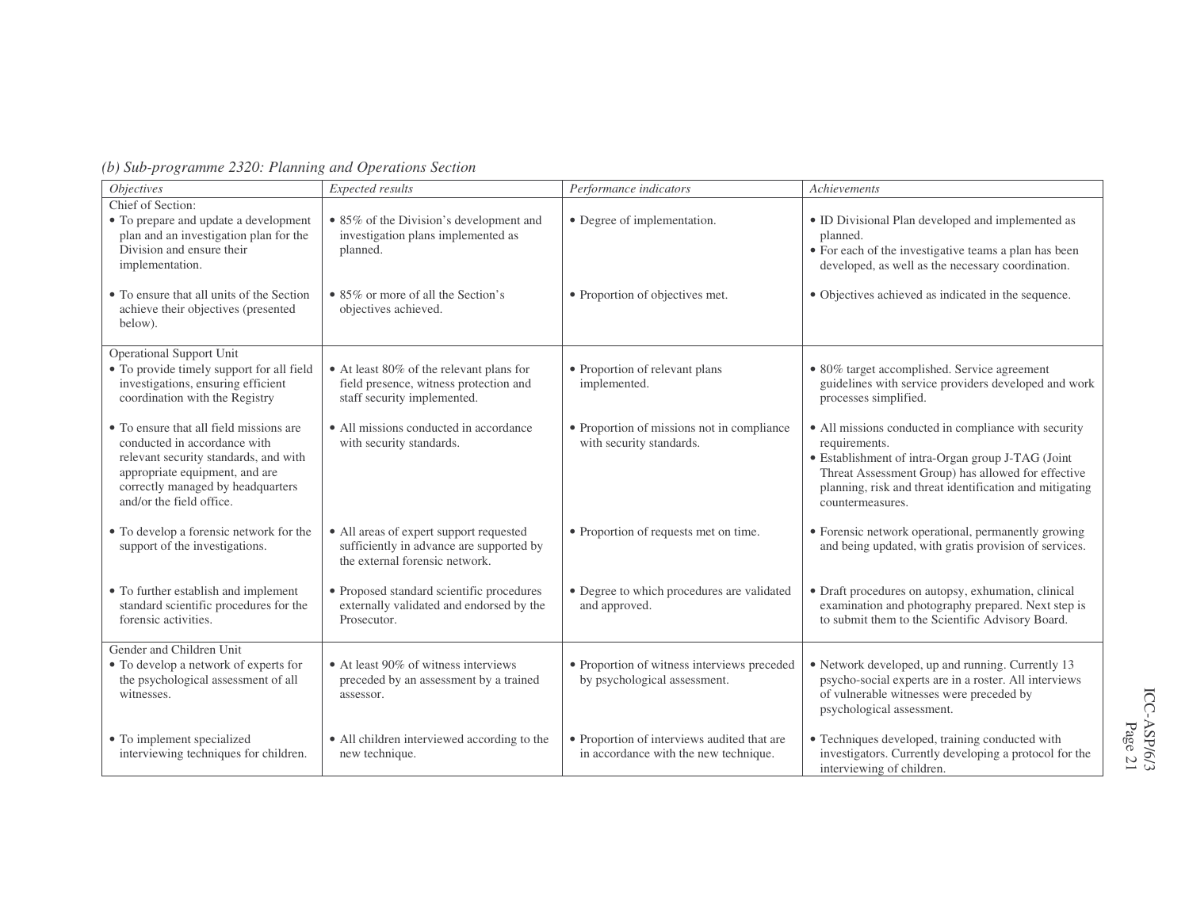*(b) Sub-programme 2320: Planning and Operations Section*

| *Objectives* | *Expected results* | *Performance indicators* | *Achievements* |
|---|---|---|---|
| Chief of Section:<br>• To prepare and update a development plan and an investigation plan for the Division and ensure their implementation. | • 85% of the Division's development and investigation plans implemented as planned. | • Degree of implementation. | • ID Divisional Plan developed and implemented as planned.<br>• For each of the investigative teams a plan has been developed, as well as the necessary coordination. |
| • To ensure that all units of the Section achieve their objectives (presented below). | • 85% or more of all the Section's objectives achieved. | • Proportion of objectives met. | • Objectives achieved as indicated in the sequence. |
| Operational Support Unit<br>• To provide timely support for all field investigations, ensuring efficient coordination with the Registry | • At least 80% of the relevant plans for field presence, witness protection and staff security implemented. | • Proportion of relevant plans implemented. | • 80% target accomplished. Service agreement guidelines with service providers developed and work processes simplified. |
| • To ensure that all field missions are conducted in accordance with relevant security standards, and with appropriate equipment, and are correctly managed by headquarters and/or the field office. | • All missions conducted in accordance with security standards. | • Proportion of missions not in compliance with security standards. | • All missions conducted in compliance with security requirements.<br>• Establishment of intra-Organ group J-TAG (Joint Threat Assessment Group) has allowed for effective planning, risk and threat identification and mitigating countermeasures. |
| • To develop a forensic network for the support of the investigations. | • All areas of expert support requested sufficiently in advance are supported by the external forensic network. | • Proportion of requests met on time. | • Forensic network operational, permanently growing and being updated, with gratis provision of services. |
| • To further establish and implement standard scientific procedures for the forensic activities. | • Proposed standard scientific procedures externally validated and endorsed by the Prosecutor. | • Degree to which procedures are validated and approved. | • Draft procedures on autopsy, exhumation, clinical examination and photography prepared. Next step is to submit them to the Scientific Advisory Board. |
| Gender and Children Unit<br>• To develop a network of experts for the psychological assessment of all witnesses. | • At least 90% of witness interviews preceded by an assessment by a trained assessor. | • Proportion of witness interviews preceded by psychological assessment. | • Network developed, up and running. Currently 13 psycho-social experts are in a roster. All interviews of vulnerable witnesses were preceded by psychological assessment. |
| • To implement specialized interviewing techniques for children. | • All children interviewed according to the new technique. | • Proportion of interviews audited that are in accordance with the new technique. | • Techniques developed, training conducted with investigators. Currently developing a protocol for the interviewing of children. |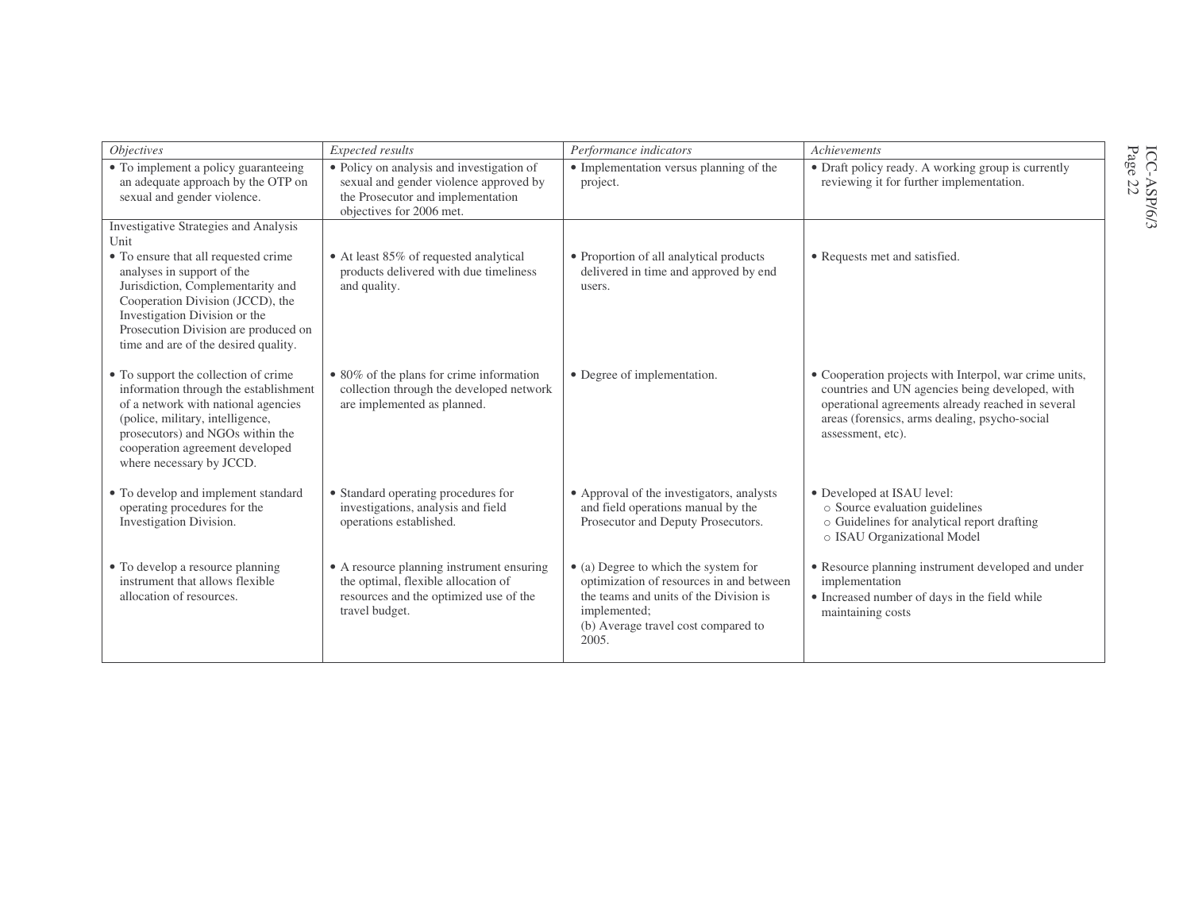| *Objectives* | *Expected results* | *Performance indicators* | *Achievements* |
|---|---|---|---|
| • To implement a policy guaranteeing an adequate approach by the OTP on sexual and gender violence. | • Policy on analysis and investigation of sexual and gender violence approved by the Prosecutor and implementation objectives for 2006 met. | • Implementation versus planning of the project. | • Draft policy ready. A working group is currently reviewing it for further implementation. |
| Investigative Strategies and Analysis Unit<br>• To ensure that all requested crime analyses in support of the Jurisdiction, Complementarity and Cooperation Division (JCCD), the Investigation Division or the Prosecution Division are produced on time and are of the desired quality. | • At least 85% of requested analytical products delivered with due timeliness and quality. | • Proportion of all analytical products delivered in time and approved by end users. | • Requests met and satisfied. |
| • To support the collection of crime information through the establishment of a network with national agencies (police, military, intelligence, prosecutors) and NGOs within the cooperation agreement developed where necessary by JCCD. | • 80% of the plans for crime information collection through the developed network are implemented as planned. | • Degree of implementation. | • Cooperation projects with Interpol, war crime units, countries and UN agencies being developed, with operational agreements already reached in several areas (forensics, arms dealing, psycho-social assessment, etc). |
| • To develop and implement standard operating procedures for the Investigation Division. | • Standard operating procedures for investigations, analysis and field operations established. | • Approval of the investigators, analysts and field operations manual by the Prosecutor and Deputy Prosecutors. | • Developed at ISAU level:<br>○ Source evaluation guidelines<br>○ Guidelines for analytical report drafting<br>○ ISAU Organizational Model |
| • To develop a resource planning instrument that allows flexible allocation of resources. | • A resource planning instrument ensuring the optimal, flexible allocation of resources and the optimized use of the travel budget. | • (a) Degree to which the system for optimization of resources in and between the teams and units of the Division is implemented;<br>(b) Average travel cost compared to 2005. | • Resource planning instrument developed and under implementation<br>• Increased number of days in the field while maintaining costs |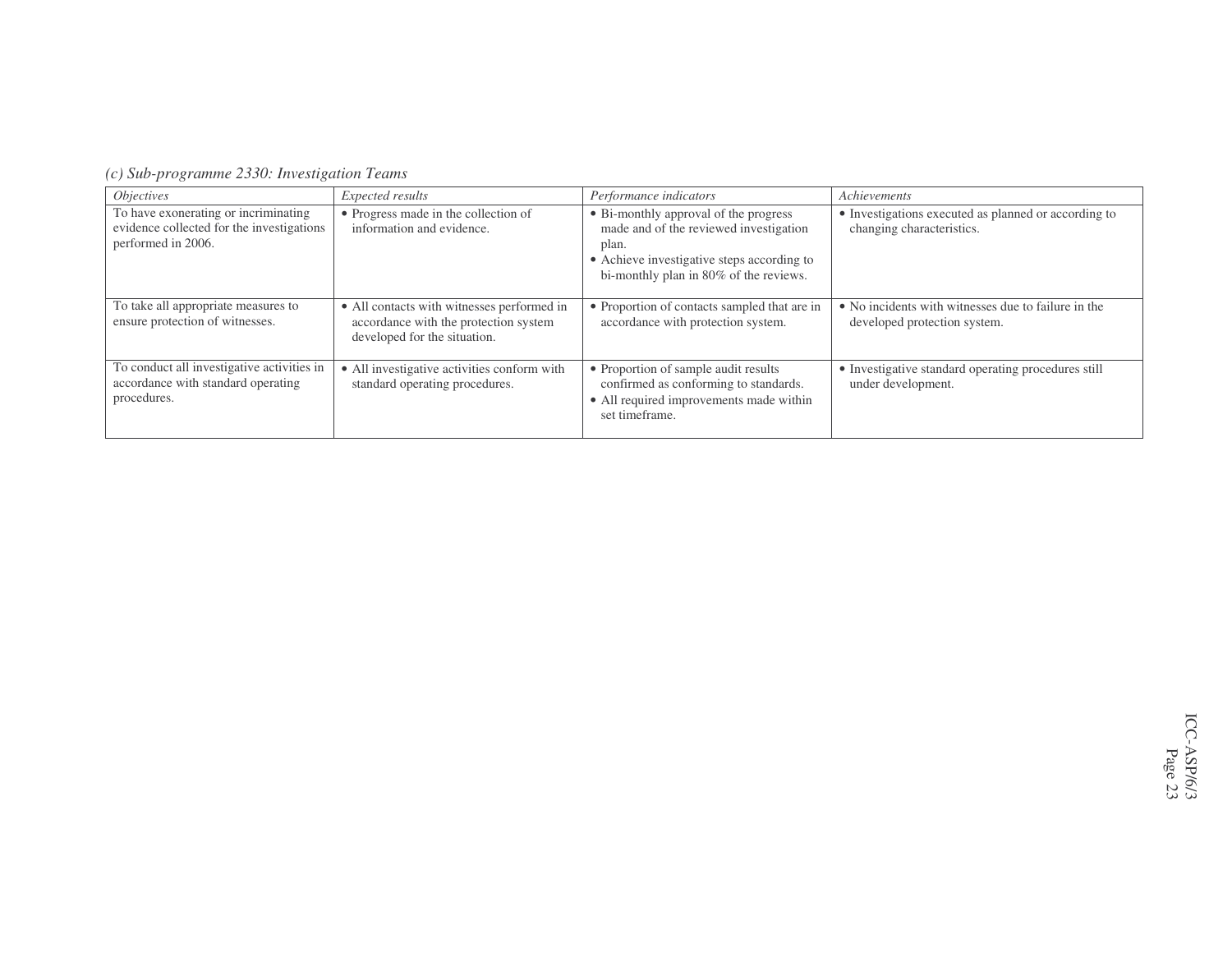*(c) Sub-programme 2330: Investigation Teams*

| *Objectives* | *Expected results* | *Performance indicators* | *Achievements* |
|---|---|---|---|
| To have exonerating or incriminating evidence collected for the investigations performed in 2006. | • Progress made in the collection of information and evidence. | • Bi-monthly approval of the progress made and of the reviewed investigation plan.<br>• Achieve investigative steps according to bi-monthly plan in 80% of the reviews. | • Investigations executed as planned or according to changing characteristics. |
| To take all appropriate measures to ensure protection of witnesses. | • All contacts with witnesses performed in accordance with the protection system developed for the situation. | • Proportion of contacts sampled that are in accordance with protection system. | • No incidents with witnesses due to failure in the developed protection system. |
| To conduct all investigative activities in accordance with standard operating procedures. | • All investigative activities conform with standard operating procedures. | • Proportion of sample audit results confirmed as conforming to standards.<br>• All required improvements made within set timeframe. | • Investigative standard operating procedures still under development. |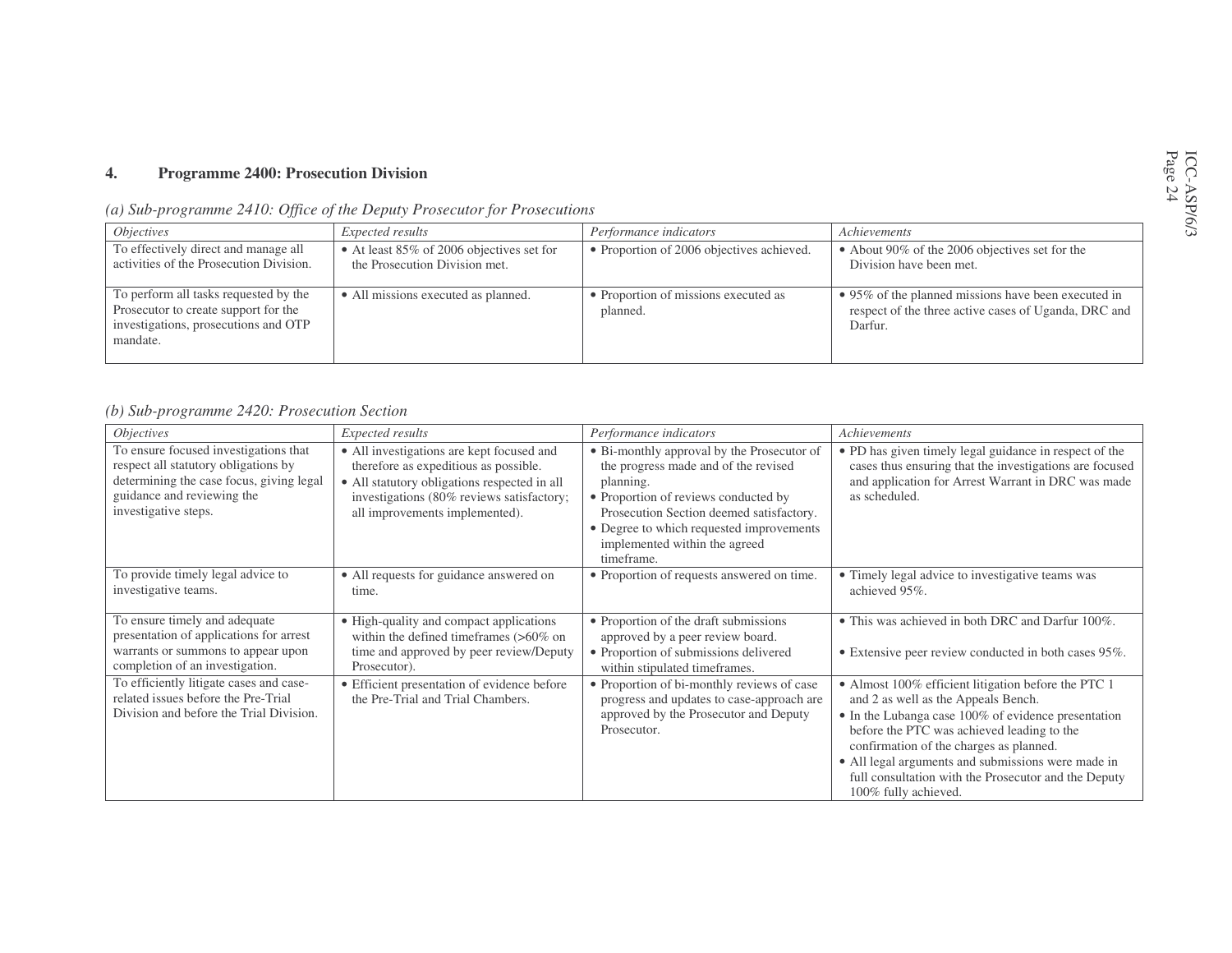## 4. Programme 2400: Prosecution Division

*(a) Sub-programme 2410: Office of the Deputy Prosecutor for Prosecutions*

| *Objectives* | *Expected results* | *Performance indicators* | *Achievements* |
|---|---|---|---|
| To effectively direct and manage all activities of the Prosecution Division. | • At least 85% of 2006 objectives set for the Prosecution Division met. | • Proportion of 2006 objectives achieved. | • About 90% of the 2006 objectives set for the Division have been met. |
| To perform all tasks requested by the Prosecutor to create support for the investigations, prosecutions and OTP mandate. | • All missions executed as planned. | • Proportion of missions executed as planned. | • 95% of the planned missions have been executed in respect of the three active cases of Uganda, DRC and Darfur. |

*(b) Sub-programme 2420: Prosecution Section*

| *Objectives* | *Expected results* | *Performance indicators* | *Achievements* |
|---|---|---|---|
| To ensure focused investigations that respect all statutory obligations by determining the case focus, giving legal guidance and reviewing the investigative steps. | • All investigations are kept focused and therefore as expeditious as possible. <br> • All statutory obligations respected in all investigations (80% reviews satisfactory; all improvements implemented). | • Bi-monthly approval by the Prosecutor of the progress made and of the revised planning. <br> • Proportion of reviews conducted by Prosecution Section deemed satisfactory. <br> • Degree to which requested improvements implemented within the agreed timeframe. | • PD has given timely legal guidance in respect of the cases thus ensuring that the investigations are focused and application for Arrest Warrant in DRC was made as scheduled. |
| To provide timely legal advice to investigative teams. | • All requests for guidance answered on time. | • Proportion of requests answered on time. | • Timely legal advice to investigative teams was achieved 95%. |
| To ensure timely and adequate presentation of applications for arrest warrants or summons to appear upon completion of an investigation. | • High-quality and compact applications within the defined timeframes (>60% on time and approved by peer review/Deputy Prosecutor). | • Proportion of the draft submissions approved by a peer review board. <br> • Proportion of submissions delivered within stipulated timeframes. | • This was achieved in both DRC and Darfur 100%. <br> • Extensive peer review conducted in both cases 95%. |
| To efficiently litigate cases and case-related issues before the Pre-Trial Division and before the Trial Division. | • Efficient presentation of evidence before the Pre-Trial and Trial Chambers. | • Proportion of bi-monthly reviews of case progress and updates to case-approach are approved by the Prosecutor and Deputy Prosecutor. | • Almost 100% efficient litigation before the PTC 1 and 2 as well as the Appeals Bench. <br> • In the Lubanga case 100% of evidence presentation before the PTC was achieved leading to the confirmation of the charges as planned. <br> • All legal arguments and submissions were made in full consultation with the Prosecutor and the Deputy 100% fully achieved. |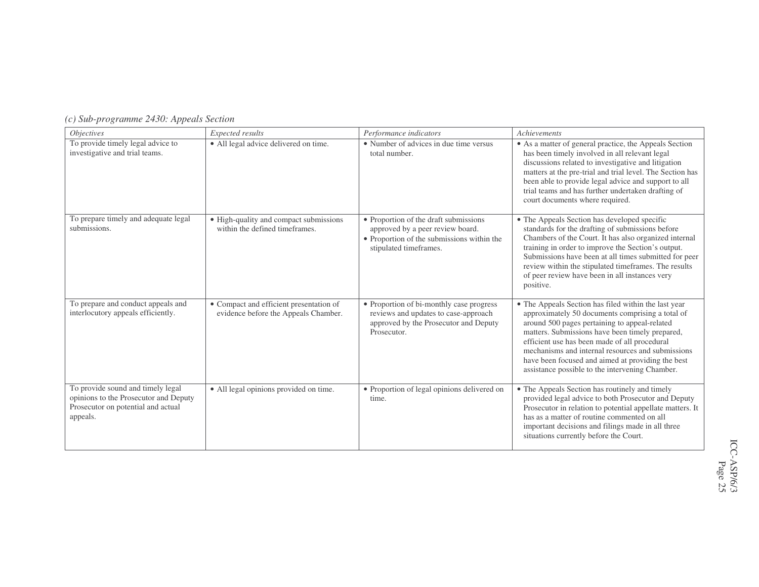*(c) Sub-programme 2430: Appeals Section*

| *Objectives* | *Expected results* | *Performance indicators* | *Achievements* |
| --- | --- | --- | --- |
| To provide timely legal advice to investigative and trial teams. | • All legal advice delivered on time. | • Number of advices in due time versus total number. | • As a matter of general practice, the Appeals Section has been timely involved in all relevant legal discussions related to investigative and litigation matters at the pre-trial and trial level. The Section has been able to provide legal advice and support to all trial teams and has further undertaken drafting of court documents where required. |
| To prepare timely and adequate legal submissions. | • High-quality and compact submissions within the defined timeframes. | • Proportion of the draft submissions approved by a peer review board.<br>• Proportion of the submissions within the stipulated timeframes. | • The Appeals Section has developed specific standards for the drafting of submissions before Chambers of the Court. It has also organized internal training in order to improve the Section's output. Submissions have been at all times submitted for peer review within the stipulated timeframes. The results of peer review have been in all instances very positive. |
| To prepare and conduct appeals and interlocutory appeals efficiently. | • Compact and efficient presentation of evidence before the Appeals Chamber. | • Proportion of bi-monthly case progress reviews and updates to case-approach approved by the Prosecutor and Deputy Prosecutor. | • The Appeals Section has filed within the last year approximately 50 documents comprising a total of around 500 pages pertaining to appeal-related matters. Submissions have been timely prepared, efficient use has been made of all procedural mechanisms and internal resources and submissions have been focused and aimed at providing the best assistance possible to the intervening Chamber. |
| To provide sound and timely legal opinions to the Prosecutor and Deputy Prosecutor on potential and actual appeals. | • All legal opinions provided on time. | • Proportion of legal opinions delivered on time. | • The Appeals Section has routinely and timely provided legal advice to both Prosecutor and Deputy Prosecutor in relation to potential appellate matters. It has as a matter of routine commented on all important decisions and filings made in all three situations currently before the Court. |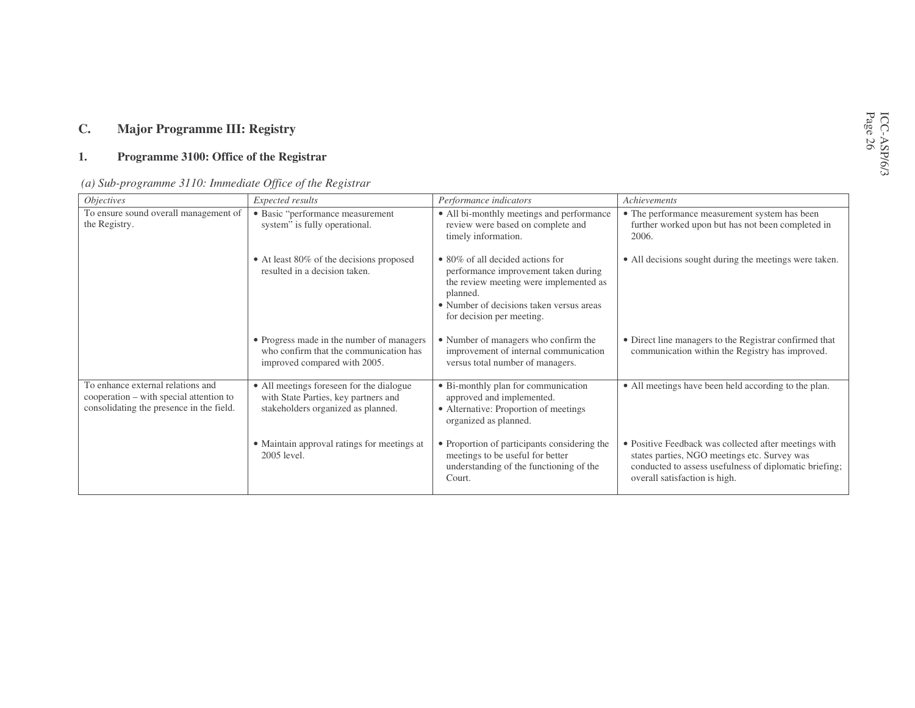## C. Major Programme III: Registry

### 1. Programme 3100: Office of the Registrar

*(a) Sub-programme 3110: Immediate Office of the Registrar*

| *Objectives* | *Expected results* | *Performance indicators* | *Achievements* |
|---|---|---|---|
| To ensure sound overall management of the Registry. | • Basic "performance measurement system" is fully operational. | • All bi-monthly meetings and performance review were based on complete and timely information. | • The performance measurement system has been further worked upon but has not been completed in 2006. |
| | • At least 80% of the decisions proposed resulted in a decision taken. | • 80% of all decided actions for performance improvement taken during the review meeting were implemented as planned.<br>• Number of decisions taken versus areas for decision per meeting. | • All decisions sought during the meetings were taken. |
| | • Progress made in the number of managers who confirm that the communication has improved compared with 2005. | • Number of managers who confirm the improvement of internal communication versus total number of managers. | • Direct line managers to the Registrar confirmed that communication within the Registry has improved. |
| To enhance external relations and cooperation – with special attention to consolidating the presence in the field. | • All meetings foreseen for the dialogue with State Parties, key partners and stakeholders organized as planned. | • Bi-monthly plan for communication approved and implemented.<br>• Alternative: Proportion of meetings organized as planned. | • All meetings have been held according to the plan. |
| | • Maintain approval ratings for meetings at 2005 level. | • Proportion of participants considering the meetings to be useful for better understanding of the functioning of the Court. | • Positive Feedback was collected after meetings with states parties, NGO meetings etc. Survey was conducted to assess usefulness of diplomatic briefing; overall satisfaction is high. |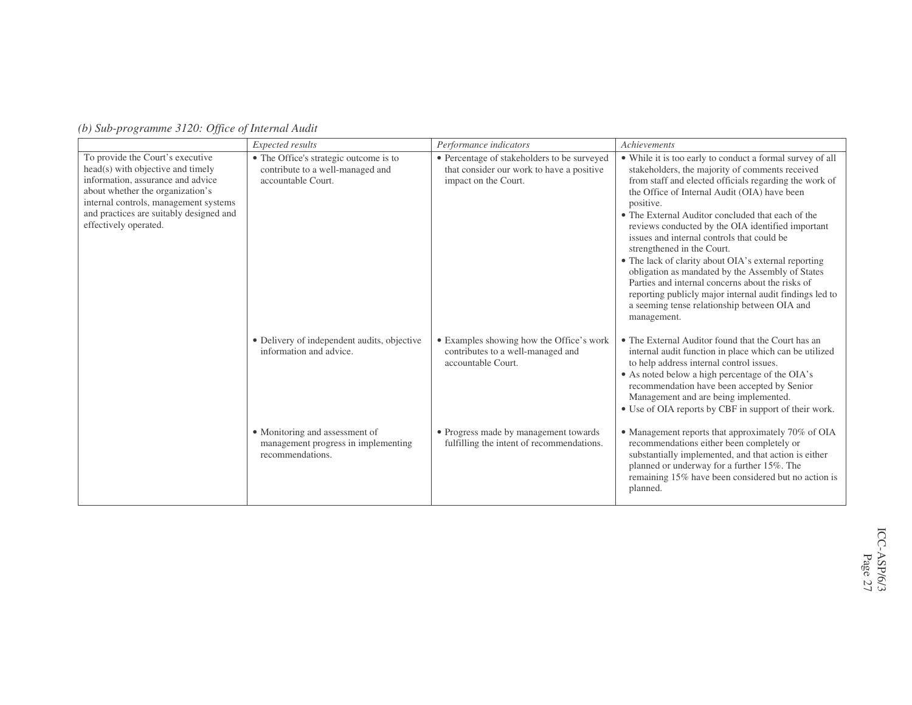*(b) Sub-programme 3120: Office of Internal Audit*

| | *Expected results* | *Performance indicators* | *Achievements* |
|---|---|---|---|
| To provide the Court's executive head(s) with objective and timely information, assurance and advice about whether the organization's internal controls, management systems and practices are suitably designed and effectively operated. | • The Office's strategic outcome is to contribute to a well-managed and accountable Court. | • Percentage of stakeholders to be surveyed that consider our work to have a positive impact on the Court. | • While it is too early to conduct a formal survey of all stakeholders, the majority of comments received from staff and elected officials regarding the work of the Office of Internal Audit (OIA) have been positive.<br>• The External Auditor concluded that each of the reviews conducted by the OIA identified important issues and internal controls that could be strengthened in the Court.<br>• The lack of clarity about OIA's external reporting obligation as mandated by the Assembly of States Parties and internal concerns about the risks of reporting publicly major internal audit findings led to a seeming tense relationship between OIA and management. |
| | • Delivery of independent audits, objective information and advice. | • Examples showing how the Office's work contributes to a well-managed and accountable Court. | • The External Auditor found that the Court has an internal audit function in place which can be utilized to help address internal control issues.<br>• As noted below a high percentage of the OIA's recommendation have been accepted by Senior Management and are being implemented.<br>• Use of OIA reports by CBF in support of their work. |
| | • Monitoring and assessment of management progress in implementing recommendations. | • Progress made by management towards fulfilling the intent of recommendations. | • Management reports that approximately 70% of OIA recommendations either been completely or substantially implemented, and that action is either planned or underway for a further 15%. The remaining 15% have been considered but no action is planned. |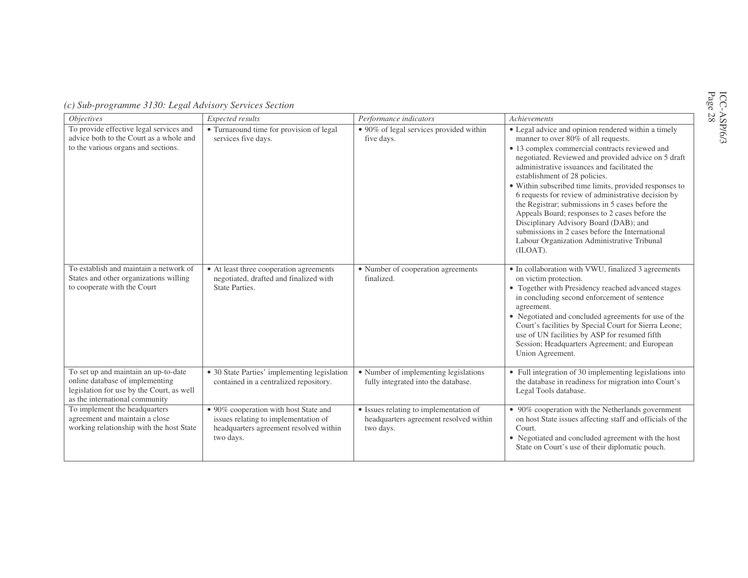*(c) Sub-programme 3130: Legal Advisory Services Section*

| *Objectives* | *Expected results* | *Performance indicators* | *Achievements* |
| --- | --- | --- | --- |
| To provide effective legal services and advice both to the Court as a whole and to the various organs and sections. | • Turnaround time for provision of legal services five days. | • 90% of legal services provided within five days. | • Legal advice and opinion rendered within a timely manner to over 80% of all requests.<br>• 13 complex commercial contracts reviewed and negotiated. Reviewed and provided advice on 5 draft administrative issuances and facilitated the establishment of 28 policies.<br>• Within subscribed time limits, provided responses to 6 requests for review of administrative decision by the Registrar; submissions in 5 cases before the Appeals Board; responses to 2 cases before the Disciplinary Advisory Board (DAB); and submissions in 2 cases before the International Labour Organization Administrative Tribunal (ILOAT). |
| To establish and maintain a network of States and other organizations willing to cooperate with the Court | • At least three cooperation agreements negotiated, drafted and finalized with State Parties. | • Number of cooperation agreements finalized. | • In collaboration with VWU, finalized 3 agreements on victim protection.<br>• Together with Presidency reached advanced stages in concluding second enforcement of sentence agreement.<br>• Negotiated and concluded agreements for use of the Court's facilities by Special Court for Sierra Leone; use of UN facilities by ASP for resumed fifth Session; Headquarters Agreement; and European Union Agreement. |
| To set up and maintain an up-to-date online database of implementing legislation for use by the Court, as well as the international community | • 30 State Parties' implementing legislation contained in a centralized repository. | • Number of implementing legislations fully integrated into the database. | • Full integration of 30 implementing legislations into the database in readiness for migration into Court's Legal Tools database. |
| To implement the headquarters agreement and maintain a close working relationship with the host State | • 90% cooperation with host State and issues relating to implementation of headquarters agreement resolved within two days. | • Issues relating to implementation of headquarters agreement resolved within two days. | • 90% cooperation with the Netherlands government on host State issues affecting staff and officials of the Court.<br>• Negotiated and concluded agreement with the host State on Court's use of their diplomatic pouch. |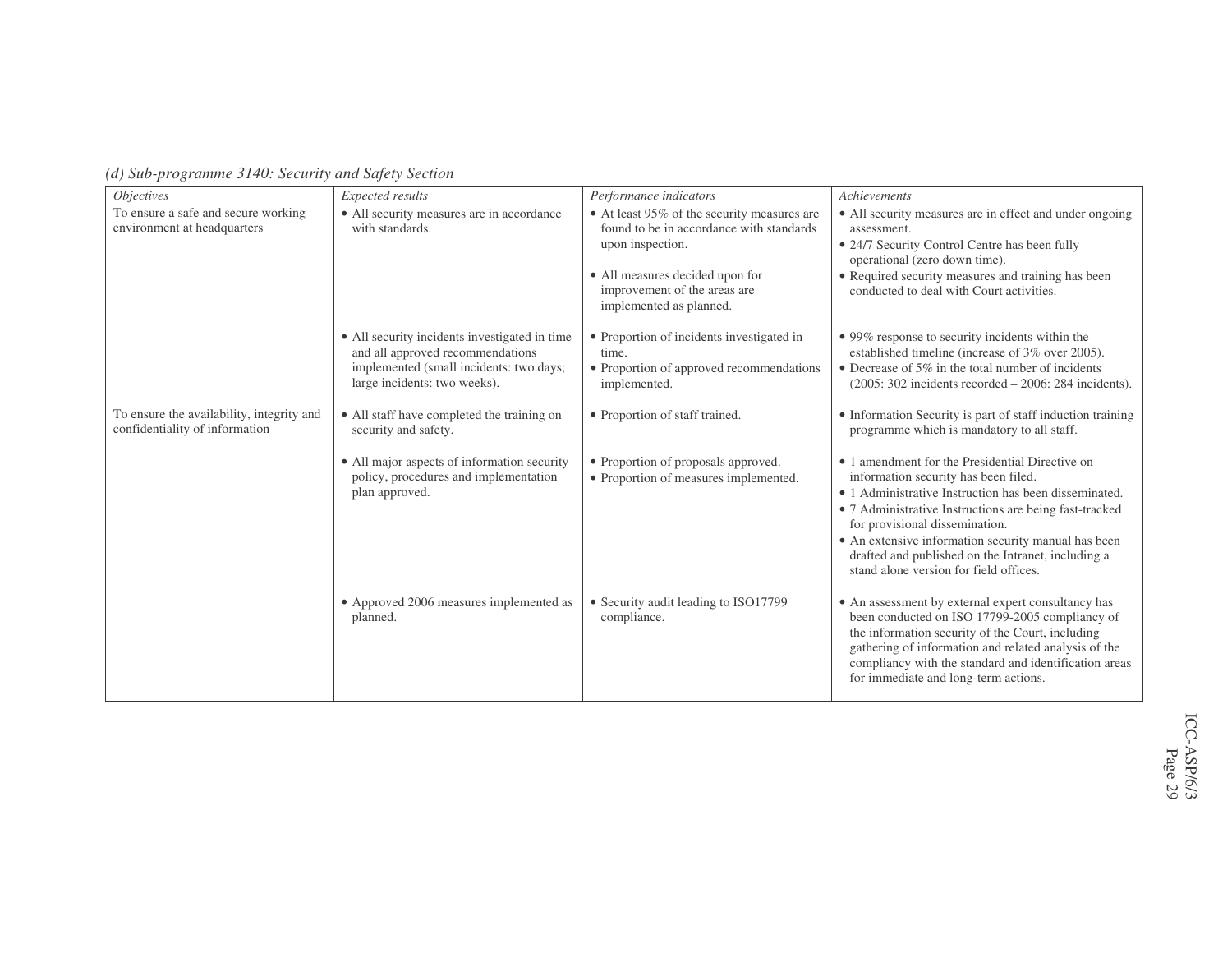*(d) Sub-programme 3140: Security and Safety Section*

| *Objectives* | *Expected results* | *Performance indicators* | *Achievements* |
|---|---|---|---|
| To ensure a safe and secure working environment at headquarters | • All security measures are in accordance with standards. | • At least 95% of the security measures are found to be in accordance with standards upon inspection.<br>• All measures decided upon for improvement of the areas are implemented as planned. | • All security measures are in effect and under ongoing assessment.<br>• 24/7 Security Control Centre has been fully operational (zero down time).<br>• Required security measures and training has been conducted to deal with Court activities. |
| | • All security incidents investigated in time and all approved recommendations implemented (small incidents: two days; large incidents: two weeks). | • Proportion of incidents investigated in time.<br>• Proportion of approved recommendations implemented. | • 99% response to security incidents within the established timeline (increase of 3% over 2005).<br>• Decrease of 5% in the total number of incidents (2005: 302 incidents recorded – 2006: 284 incidents). |
| To ensure the availability, integrity and confidentiality of information | • All staff have completed the training on security and safety. | • Proportion of staff trained. | • Information Security is part of staff induction training programme which is mandatory to all staff. |
| | • All major aspects of information security policy, procedures and implementation plan approved. | • Proportion of proposals approved.<br>• Proportion of measures implemented. | • 1 amendment for the Presidential Directive on information security has been filed.<br>• 1 Administrative Instruction has been disseminated.<br>• 7 Administrative Instructions are being fast-tracked for provisional dissemination.<br>• An extensive information security manual has been drafted and published on the Intranet, including a stand alone version for field offices. |
| | • Approved 2006 measures implemented as planned. | • Security audit leading to ISO17799 compliance. | • An assessment by external expert consultancy has been conducted on ISO 17799-2005 compliancy of the information security of the Court, including gathering of information and related analysis of the compliancy with the standard and identification areas for immediate and long-term actions. |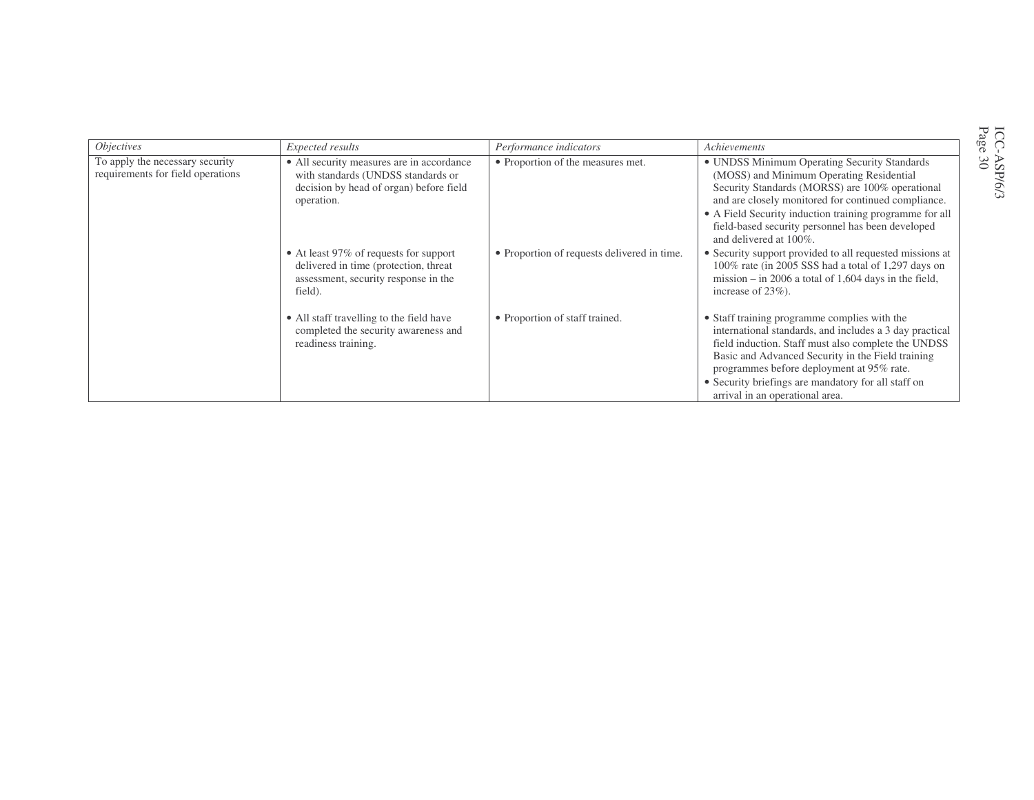| *Objectives* | *Expected results* | *Performance indicators* | *Achievements* |
|---|---|---|---|
| To apply the necessary security requirements for field operations | • All security measures are in accordance with standards (UNDSS standards or decision by head of organ) before field operation. | • Proportion of the measures met. | • UNDSS Minimum Operating Security Standards (MOSS) and Minimum Operating Residential Security Standards (MORSS) are 100% operational and are closely monitored for continued compliance.<br>• A Field Security induction training programme for all field-based security personnel has been developed and delivered at 100%. |
| | • At least 97% of requests for support delivered in time (protection, threat assessment, security response in the field). | • Proportion of requests delivered in time. | • Security support provided to all requested missions at 100% rate (in 2005 SSS had a total of 1,297 days on mission – in 2006 a total of 1,604 days in the field, increase of 23%). |
| | • All staff travelling to the field have completed the security awareness and readiness training. | • Proportion of staff trained. | • Staff training programme complies with the international standards, and includes a 3 day practical field induction. Staff must also complete the UNDSS Basic and Advanced Security in the Field training programmes before deployment at 95% rate.<br>• Security briefings are mandatory for all staff on arrival in an operational area. |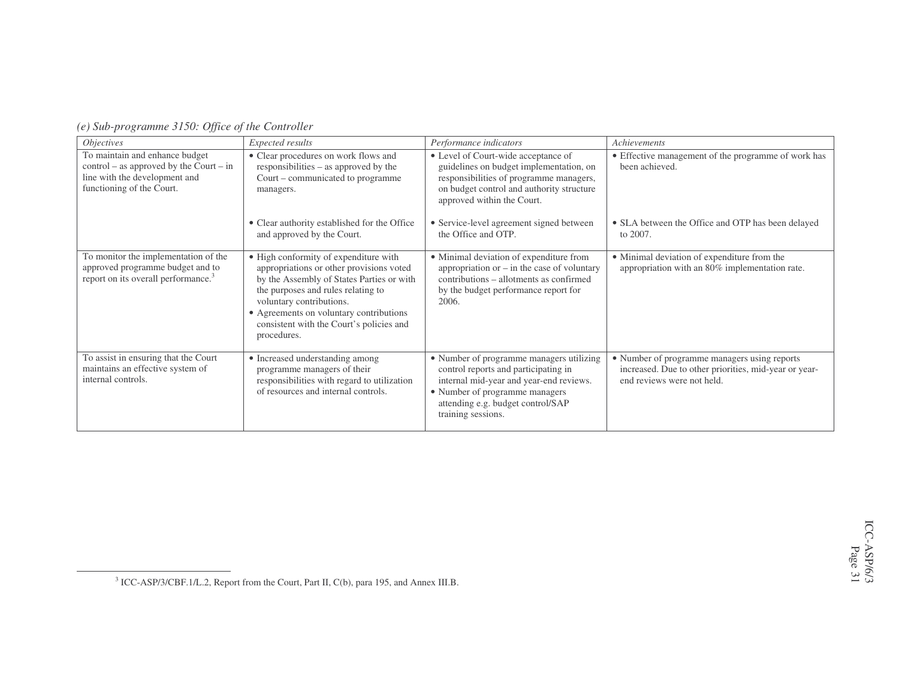*(e) Sub-programme 3150: Office of the Controller*

| *Objectives* | *Expected results* | *Performance indicators* | *Achievements* |
|---|---|---|---|
| To maintain and enhance budget control – as approved by the Court – in line with the development and functioning of the Court. | • Clear procedures on work flows and responsibilities – as approved by the Court – communicated to programme managers.<br><br>• Clear authority established for the Office and approved by the Court. | • Level of Court-wide acceptance of guidelines on budget implementation, on responsibilities of programme managers, on budget control and authority structure approved within the Court.<br><br>• Service-level agreement signed between the Office and OTP. | • Effective management of the programme of work has been achieved.<br><br>• SLA between the Office and OTP has been delayed to 2007. |
| To monitor the implementation of the approved programme budget and to report on its overall performance.[3] | • High conformity of expenditure with appropriations or other provisions voted by the Assembly of States Parties or with the purposes and rules relating to voluntary contributions.<br>• Agreements on voluntary contributions consistent with the Court's policies and procedures. | • Minimal deviation of expenditure from appropriation or – in the case of voluntary contributions – allotments as confirmed by the budget performance report for 2006. | • Minimal deviation of expenditure from the appropriation with an 80% implementation rate. |
| To assist in ensuring that the Court maintains an effective system of internal controls. | • Increased understanding among programme managers of their responsibilities with regard to utilization of resources and internal controls. | • Number of programme managers utilizing control reports and participating in internal mid-year and year-end reviews.<br>• Number of programme managers attending e.g. budget control/SAP training sessions. | • Number of programme managers using reports increased. Due to other priorities, mid-year or year-end reviews were not held. |

[3] ICC-ASP/3/CBF.1/L.2, Report from the Court, Part II, C(b), para 195, and Annex III.B.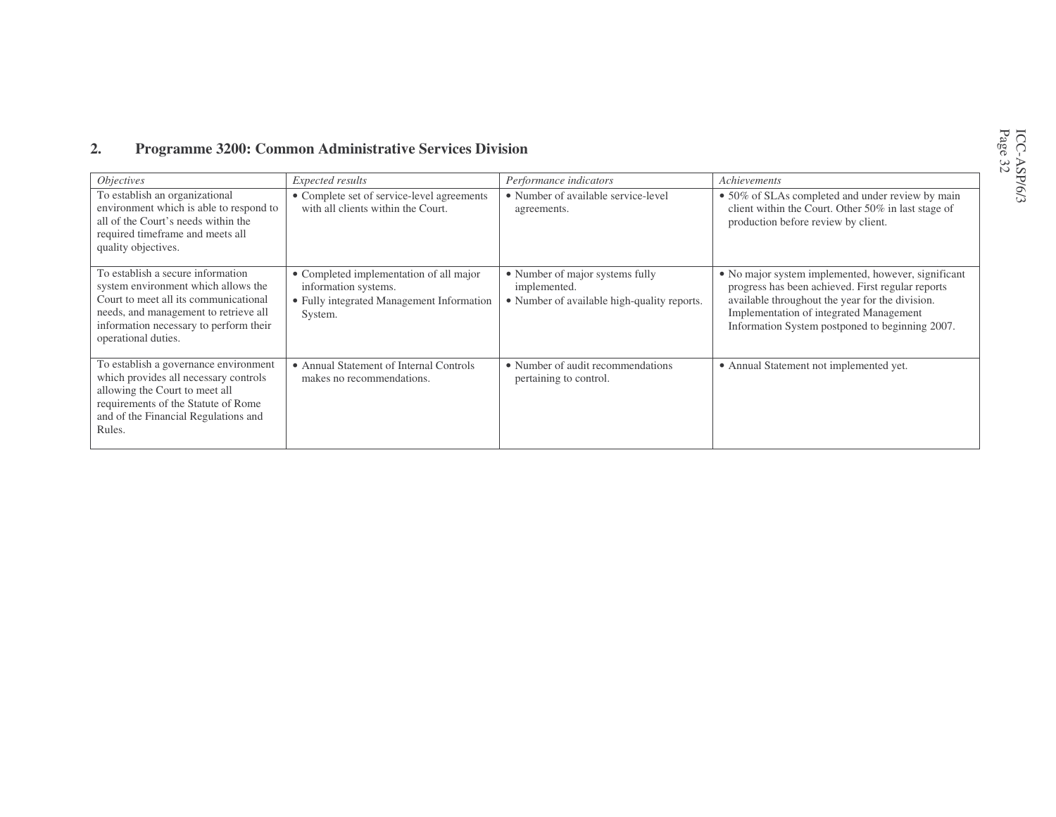## 2. Programme 3200: Common Administrative Services Division

| *Objectives* | *Expected results* | *Performance indicators* | *Achievements* |
|---|---|---|---|
| To establish an organizational environment which is able to respond to all of the Court's needs within the required timeframe and meets all quality objectives. | • Complete set of service-level agreements with all clients within the Court. | • Number of available service-level agreements. | • 50% of SLAs completed and under review by main client within the Court. Other 50% in last stage of production before review by client. |
| To establish a secure information system environment which allows the Court to meet all its communicational needs, and management to retrieve all information necessary to perform their operational duties. | • Completed implementation of all major information systems.<br>• Fully integrated Management Information System. | • Number of major systems fully implemented.<br>• Number of available high-quality reports. | • No major system implemented, however, significant progress has been achieved. First regular reports available throughout the year for the division. Implementation of integrated Management Information System postponed to beginning 2007. |
| To establish a governance environment which provides all necessary controls allowing the Court to meet all requirements of the Statute of Rome and of the Financial Regulations and Rules. | • Annual Statement of Internal Controls makes no recommendations. | • Number of audit recommendations pertaining to control. | • Annual Statement not implemented yet. |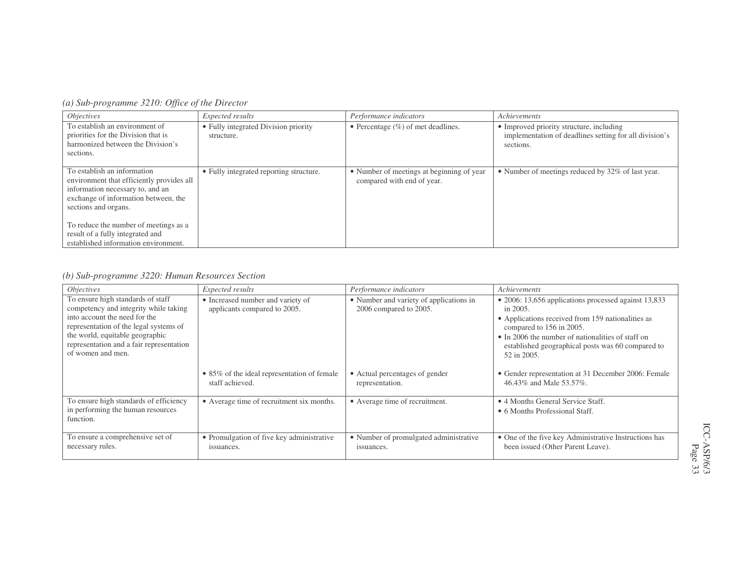*(a) Sub-programme 3210: Office of the Director*

| *Objectives* | *Expected results* | *Performance indicators* | *Achievements* |
|---|---|---|---|
| To establish an environment of priorities for the Division that is harmonized between the Division's sections. | • Fully integrated Division priority structure. | • Percentage (%) of met deadlines. | • Improved priority structure, including implementation of deadlines setting for all division's sections. |
| To establish an information environment that efficiently provides all information necessary to, and an exchange of information between, the sections and organs.<br><br>To reduce the number of meetings as a result of a fully integrated and established information environment. | • Fully integrated reporting structure. | • Number of meetings at beginning of year compared with end of year. | • Number of meetings reduced by 32% of last year. |

*(b) Sub-programme 3220: Human Resources Section*

| *Objectives* | *Expected results* | *Performance indicators* | *Achievements* |
|---|---|---|---|
| To ensure high standards of staff competency and integrity while taking into account the need for the representation of the legal systems of the world, equitable geographic representation and a fair representation of women and men. | • Increased number and variety of applicants compared to 2005. | • Number and variety of applications in 2006 compared to 2005. | • 2006: 13,656 applications processed against 13,833 in 2005.<br>• Applications received from 159 nationalities as compared to 156 in 2005.<br>• In 2006 the number of nationalities of staff on established geographical posts was 60 compared to 52 in 2005. |
| | • 85% of the ideal representation of female staff achieved. | • Actual percentages of gender representation. | • Gender representation at 31 December 2006: Female 46.43% and Male 53.57%. |
| To ensure high standards of efficiency in performing the human resources function. | • Average time of recruitment six months. | • Average time of recruitment. | • 4 Months General Service Staff.<br>• 6 Months Professional Staff. |
| To ensure a comprehensive set of necessary rules. | • Promulgation of five key administrative issuances. | • Number of promulgated administrative issuances. | • One of the five key Administrative Instructions has been issued (Other Parent Leave). |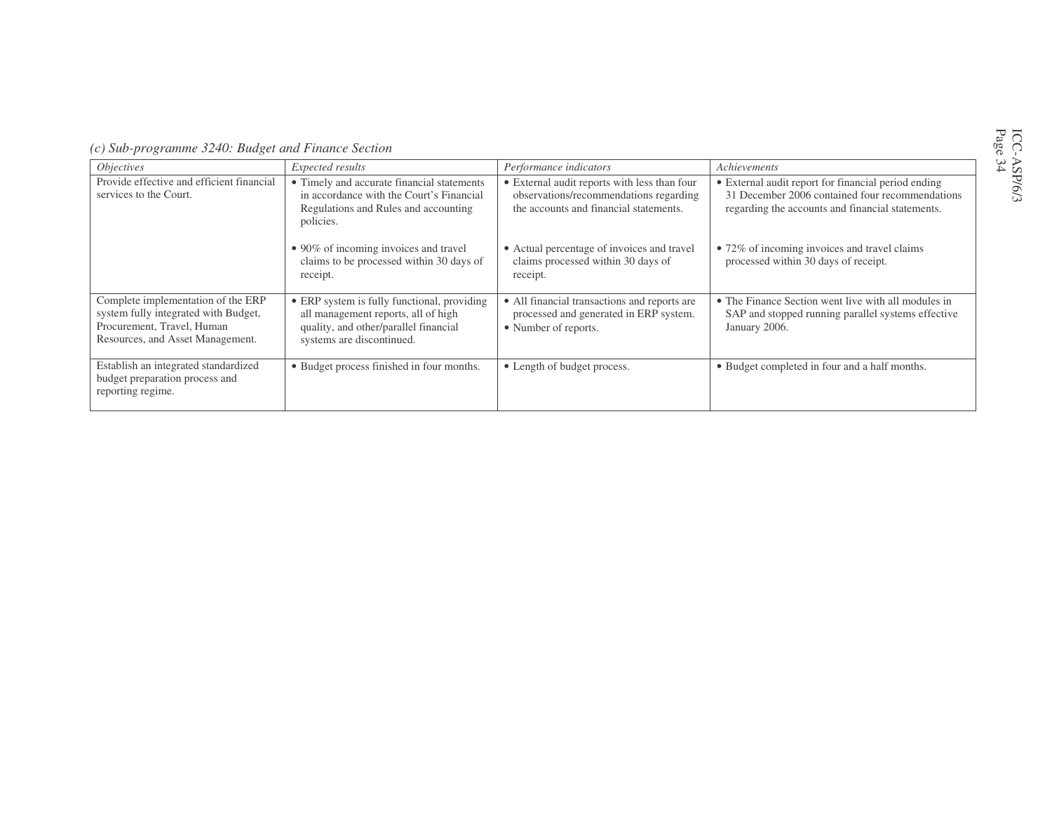*(c) Sub-programme 3240: Budget and Finance Section*

| *Objectives* | *Expected results* | *Performance indicators* | *Achievements* |
|---|---|---|---|
| Provide effective and efficient financial services to the Court. | • Timely and accurate financial statements in accordance with the Court's Financial Regulations and Rules and accounting policies.<br><br>• 90% of incoming invoices and travel claims to be processed within 30 days of receipt. | • External audit reports with less than four observations/recommendations regarding the accounts and financial statements.<br><br>• Actual percentage of invoices and travel claims processed within 30 days of receipt. | • External audit report for financial period ending 31 December 2006 contained four recommendations regarding the accounts and financial statements.<br><br>• 72% of incoming invoices and travel claims processed within 30 days of receipt. |
| Complete implementation of the ERP system fully integrated with Budget, Procurement, Travel, Human Resources, and Asset Management. | • ERP system is fully functional, providing all management reports, all of high quality, and other/parallel financial systems are discontinued. | • All financial transactions and reports are processed and generated in ERP system.<br>• Number of reports. | • The Finance Section went live with all modules in SAP and stopped running parallel systems effective January 2006. |
| Establish an integrated standardized budget preparation process and reporting regime. | • Budget process finished in four months. | • Length of budget process. | • Budget completed in four and a half months. |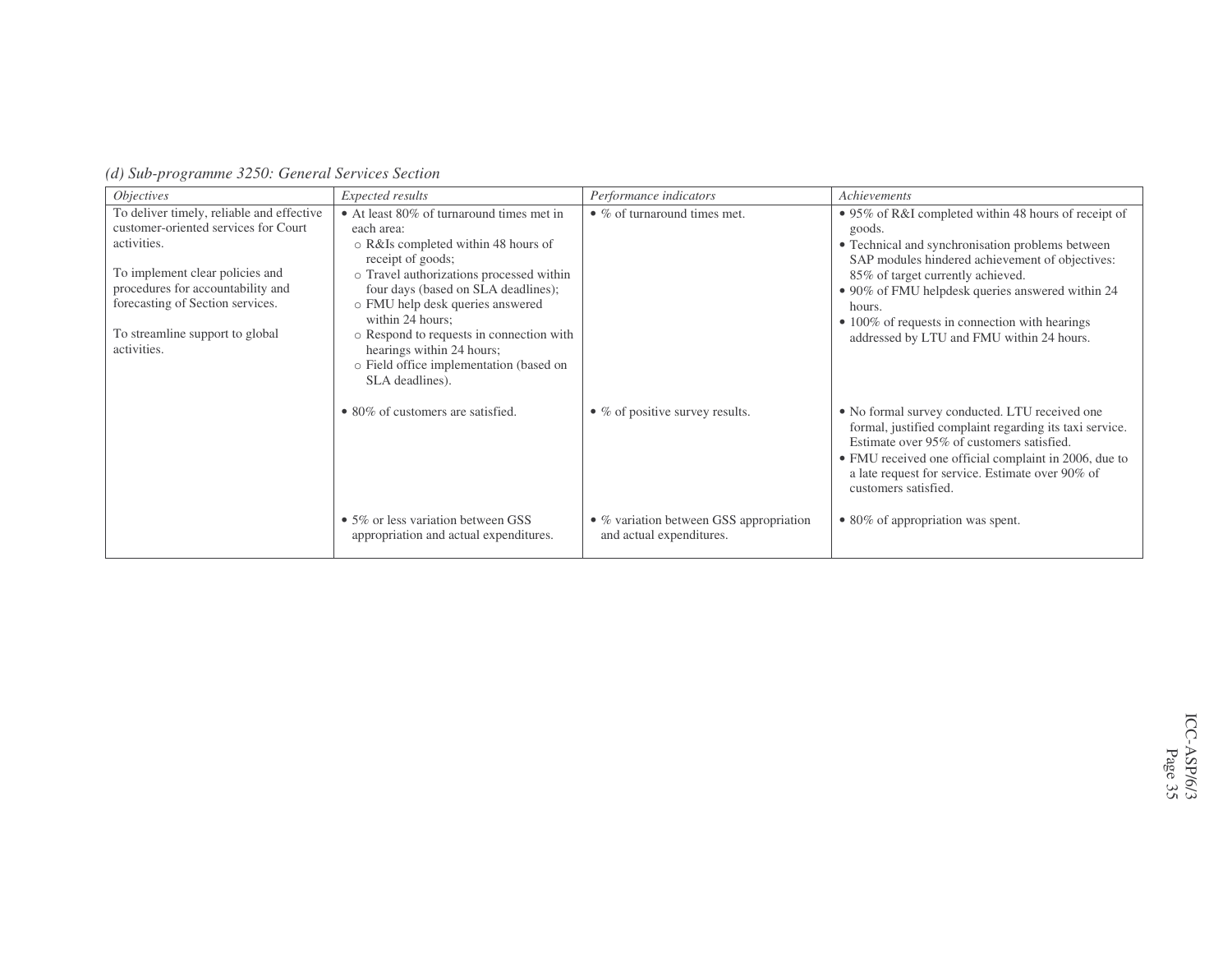*(d) Sub-programme 3250: General Services Section*

| *Objectives* | *Expected results* | *Performance indicators* | *Achievements* |
|---|---|---|---|
| To deliver timely, reliable and effective customer-oriented services for Court activities.<br><br>To implement clear policies and procedures for accountability and forecasting of Section services.<br><br>To streamline support to global activities. | • At least 80% of turnaround times met in each area:<br>○ R&Is completed within 48 hours of receipt of goods;<br>○ Travel authorizations processed within four days (based on SLA deadlines);<br>○ FMU help desk queries answered within 24 hours;<br>○ Respond to requests in connection with hearings within 24 hours;<br>○ Field office implementation (based on SLA deadlines). | • % of turnaround times met. | • 95% of R&I completed within 48 hours of receipt of goods.<br>• Technical and synchronisation problems between SAP modules hindered achievement of objectives: 85% of target currently achieved.<br>• 90% of FMU helpdesk queries answered within 24 hours.<br>• 100% of requests in connection with hearings addressed by LTU and FMU within 24 hours. |
| | • 80% of customers are satisfied. | • % of positive survey results. | • No formal survey conducted. LTU received one formal, justified complaint regarding its taxi service. Estimate over 95% of customers satisfied.<br>• FMU received one official complaint in 2006, due to a late request for service. Estimate over 90% of customers satisfied. |
| | • 5% or less variation between GSS appropriation and actual expenditures. | • % variation between GSS appropriation and actual expenditures. | • 80% of appropriation was spent. |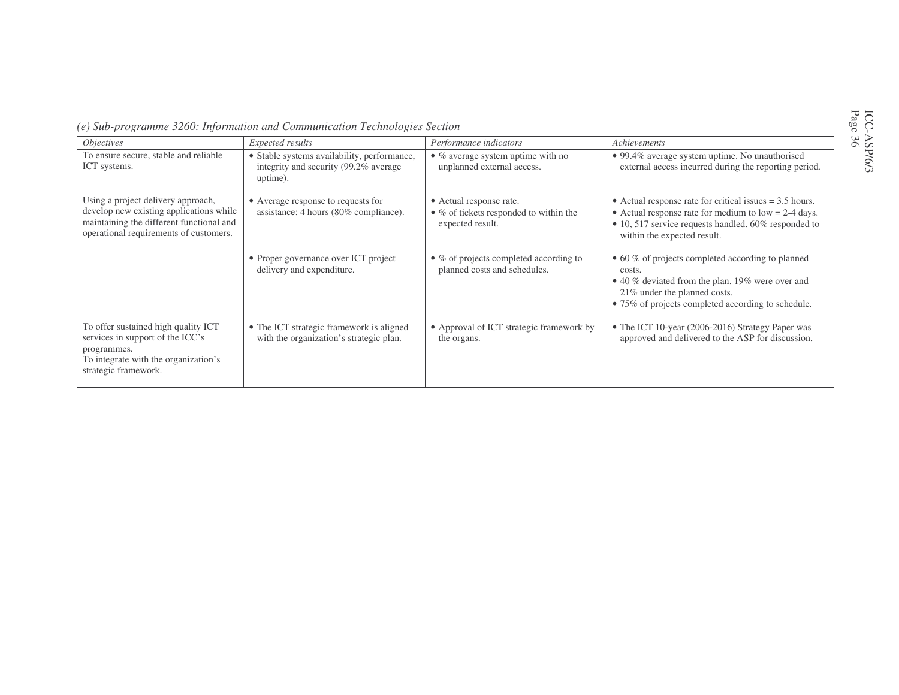*(e) Sub-programme 3260: Information and Communication Technologies Section*

| *Objectives* | *Expected results* | *Performance indicators* | *Achievements* |
|---|---|---|---|
| To ensure secure, stable and reliable ICT systems. | • Stable systems availability, performance, integrity and security (99.2% average uptime). | • % average system uptime with no unplanned external access. | • 99.4% average system uptime. No unauthorised external access incurred during the reporting period. |
| Using a project delivery approach, develop new existing applications while maintaining the different functional and operational requirements of customers. | • Average response to requests for assistance: 4 hours (80% compliance). | • Actual response rate.<br>• % of tickets responded to within the expected result. | • Actual response rate for critical issues = 3.5 hours.<br>• Actual response rate for medium to low = 2-4 days.<br>• 10, 517 service requests handled. 60% responded to within the expected result. |
| | • Proper governance over ICT project delivery and expenditure. | • % of projects completed according to planned costs and schedules. | • 60 % of projects completed according to planned costs.<br>• 40 % deviated from the plan. 19% were over and 21% under the planned costs.<br>• 75% of projects completed according to schedule. |
| To offer sustained high quality ICT services in support of the ICC's programmes.<br>To integrate with the organization's strategic framework. | • The ICT strategic framework is aligned with the organization's strategic plan. | • Approval of ICT strategic framework by the organs. | • The ICT 10-year (2006-2016) Strategy Paper was approved and delivered to the ASP for discussion. |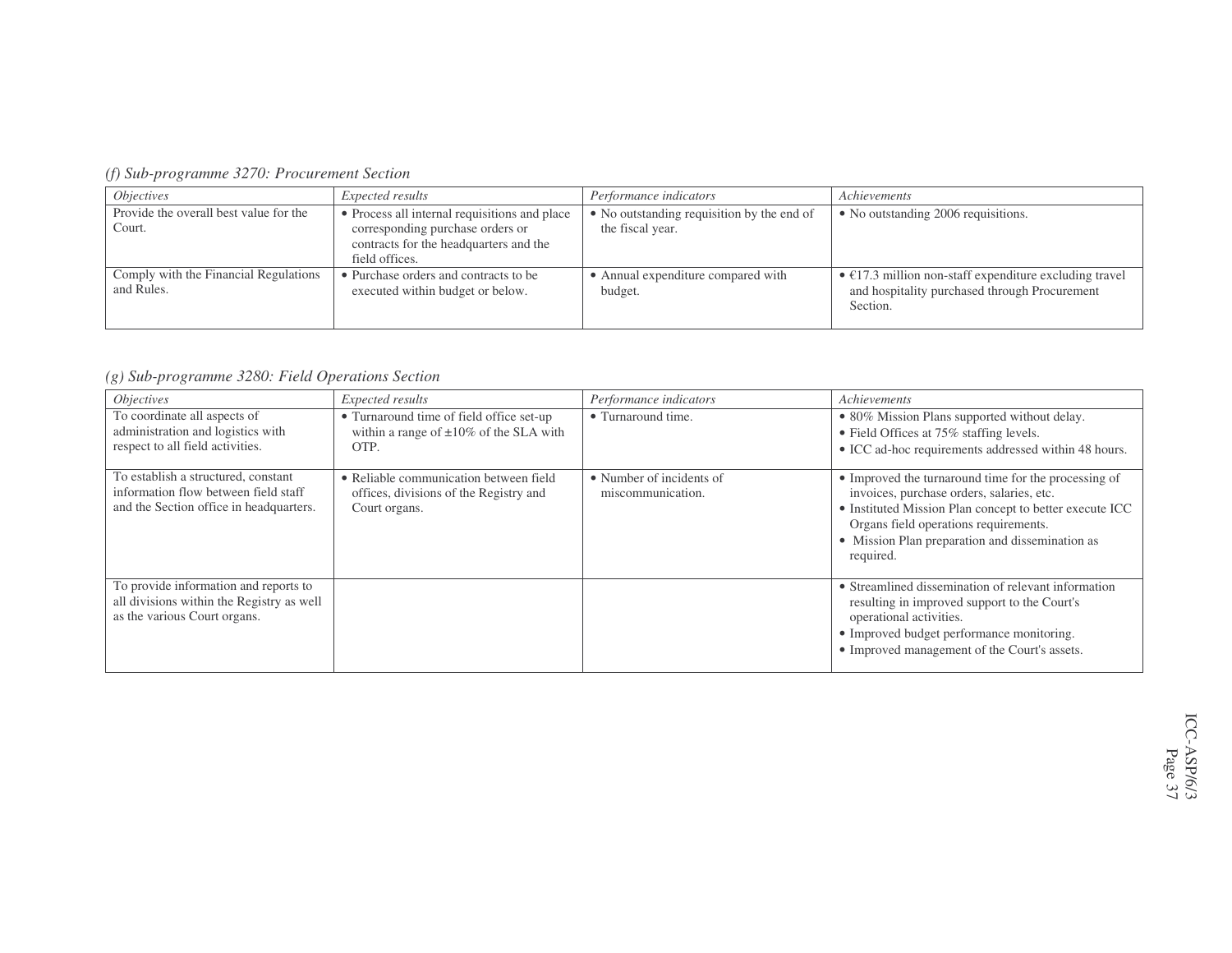*(f) Sub-programme 3270: Procurement Section*

| *Objectives* | *Expected results* | *Performance indicators* | *Achievements* |
|---|---|---|---|
| Provide the overall best value for the Court. | • Process all internal requisitions and place corresponding purchase orders or contracts for the headquarters and the field offices. | • No outstanding requisition by the end of the fiscal year. | • No outstanding 2006 requisitions. |
| Comply with the Financial Regulations and Rules. | • Purchase orders and contracts to be executed within budget or below. | • Annual expenditure compared with budget. | • €17.3 million non-staff expenditure excluding travel and hospitality purchased through Procurement Section. |

*(g) Sub-programme 3280: Field Operations Section*

| *Objectives* | *Expected results* | *Performance indicators* | *Achievements* |
|---|---|---|---|
| To coordinate all aspects of administration and logistics with respect to all field activities. | • Turnaround time of field office set-up within a range of ±10% of the SLA with OTP. | • Turnaround time. | • 80% Mission Plans supported without delay.<br>• Field Offices at 75% staffing levels.<br>• ICC ad-hoc requirements addressed within 48 hours. |
| To establish a structured, constant information flow between field staff and the Section office in headquarters. | • Reliable communication between field offices, divisions of the Registry and Court organs. | • Number of incidents of miscommunication. | • Improved the turnaround time for the processing of invoices, purchase orders, salaries, etc.<br>• Instituted Mission Plan concept to better execute ICC Organs field operations requirements.<br>• Mission Plan preparation and dissemination as required. |
| To provide information and reports to all divisions within the Registry as well as the various Court organs. | | | • Streamlined dissemination of relevant information resulting in improved support to the Court's operational activities.<br>• Improved budget performance monitoring.<br>• Improved management of the Court's assets. |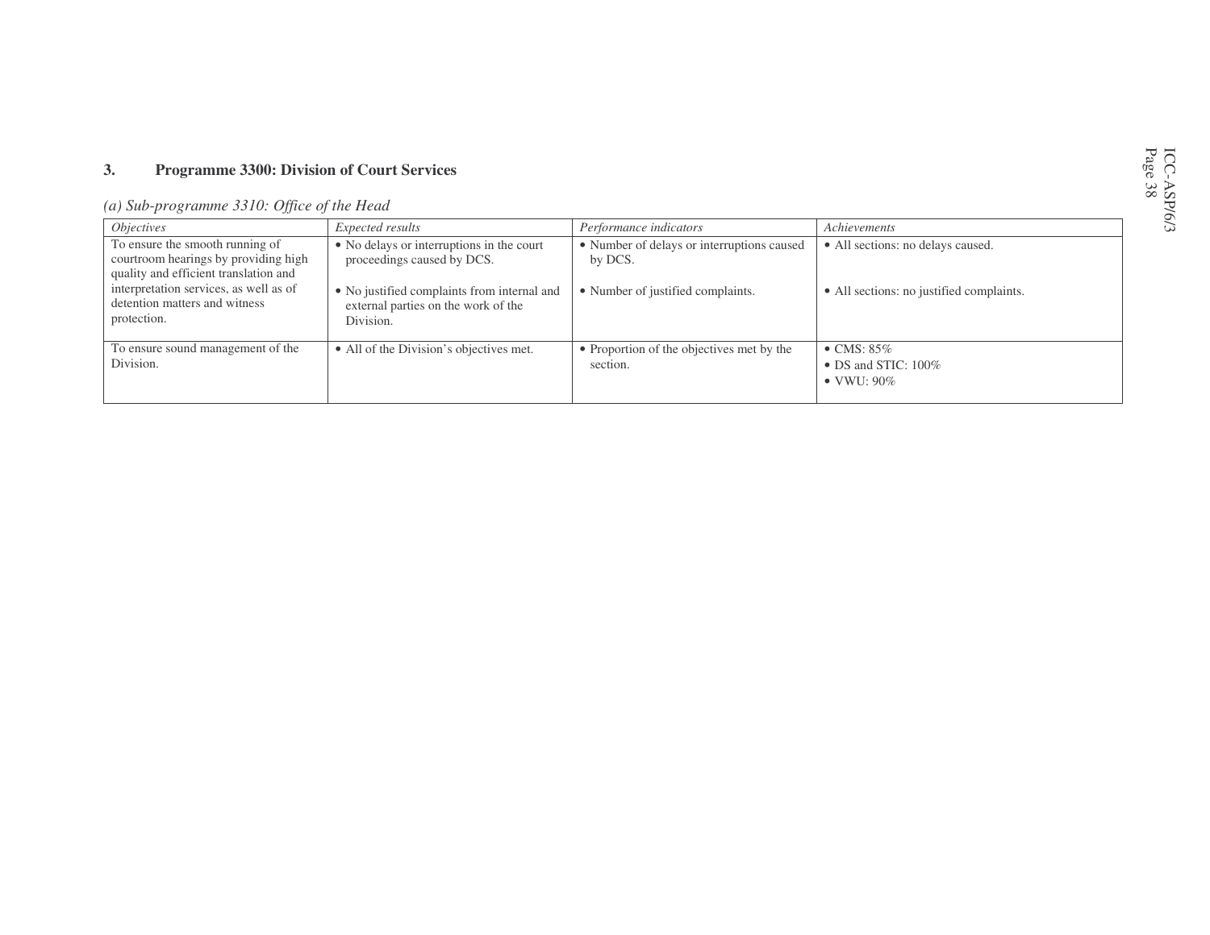## 3. Programme 3300: Division of Court Services

*(a) Sub-programme 3310: Office of the Head*

| *Objectives* | *Expected results* | *Performance indicators* | *Achievements* |
|---|---|---|---|
| To ensure the smooth running of courtroom hearings by providing high quality and efficient translation and interpretation services, as well as of detention matters and witness protection. | • No delays or interruptions in the court proceedings caused by DCS.<br><br>• No justified complaints from internal and external parties on the work of the Division. | • Number of delays or interruptions caused by DCS.<br><br>• Number of justified complaints. | • All sections: no delays caused.<br><br>• All sections: no justified complaints. |
| To ensure sound management of the Division. | • All of the Division's objectives met. | • Proportion of the objectives met by the section. | • CMS: 85%<br>• DS and STIC: 100%<br>• VWU: 90% |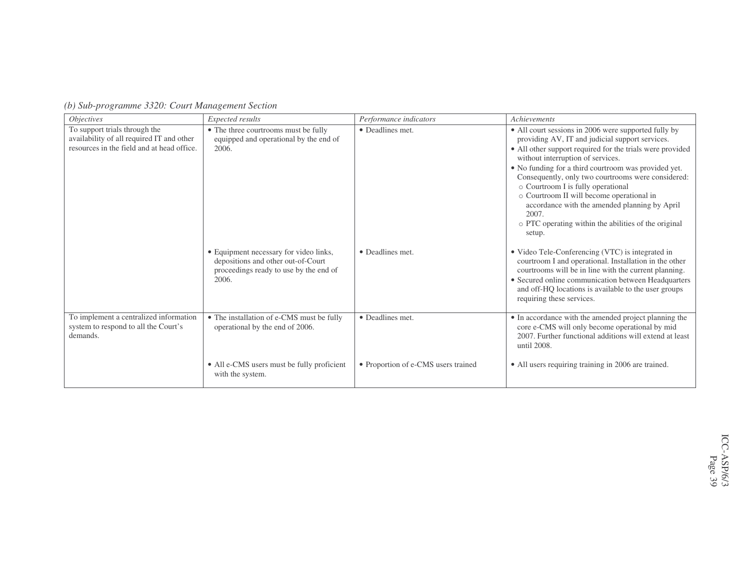*(b) Sub-programme 3320: Court Management Section*

| *Objectives* | *Expected results* | *Performance indicators* | *Achievements* |
| --- | --- | --- | --- |
| To support trials through the availability of all required IT and other resources in the field and at head office. | • The three courtrooms must be fully equipped and operational by the end of 2006. | • Deadlines met. | • All court sessions in 2006 were supported fully by providing AV, IT and judicial support services.<br>• All other support required for the trials were provided without interruption of services.<br>• No funding for a third courtroom was provided yet. Consequently, only two courtrooms were considered:<br>  ○ Courtroom I is fully operational<br>  ○ Courtroom II will become operational in accordance with the amended planning by April 2007.<br>  ○ PTC operating within the abilities of the original setup. |
| | • Equipment necessary for video links, depositions and other out-of-Court proceedings ready to use by the end of 2006. | • Deadlines met. | • Video Tele-Conferencing (VTC) is integrated in courtroom I and operational. Installation in the other courtrooms will be in line with the current planning.<br>• Secured online communication between Headquarters and off-HQ locations is available to the user groups requiring these services. |
| To implement a centralized information system to respond to all the Court's demands. | • The installation of e-CMS must be fully operational by the end of 2006. | • Deadlines met. | • In accordance with the amended project planning the core e-CMS will only become operational by mid 2007. Further functional additions will extend at least until 2008. |
| | • All e-CMS users must be fully proficient with the system. | • Proportion of e-CMS users trained | • All users requiring training in 2006 are trained. |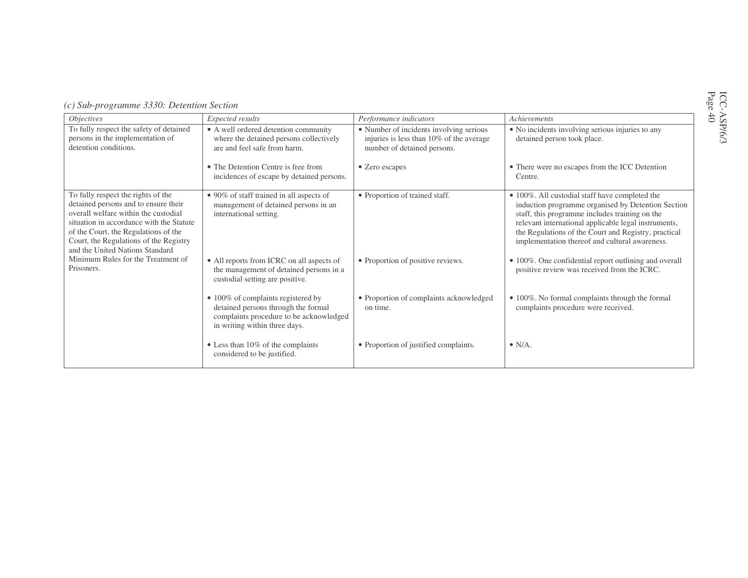*(c) Sub-programme 3330: Detention Section*

| *Objectives* | *Expected results* | *Performance indicators* | *Achievements* |
|---|---|---|---|
| To fully respect the safety of detained persons in the implementation of detention conditions. | • A well ordered detention community where the detained persons collectively are and feel safe from harm. | • Number of incidents involving serious injuries is less than 10% of the average number of detained persons. | • No incidents involving serious injuries to any detained person took place. |
| | • The Detention Centre is free from incidences of escape by detained persons. | • Zero escapes | • There were no escapes from the ICC Detention Centre. |
| To fully respect the rights of the detained persons and to ensure their overall welfare within the custodial situation in accordance with the Statute of the Court, the Regulations of the Court, the Regulations of the Registry and the United Nations Standard Minimum Rules for the Treatment of Prisoners. | • 90% of staff trained in all aspects of management of detained persons in an international setting. | • Proportion of trained staff. | • 100%. All custodial staff have completed the induction programme organised by Detention Section staff, this programme includes training on the relevant international applicable legal instruments, the Regulations of the Court and Registry, practical implementation thereof and cultural awareness. |
| | • All reports from ICRC on all aspects of the management of detained persons in a custodial setting are positive. | • Proportion of positive reviews. | • 100%. One confidential report outlining and overall positive review was received from the ICRC. |
| | • 100% of complaints registered by detained persons through the formal complaints procedure to be acknowledged in writing within three days. | • Proportion of complaints acknowledged on time. | • 100%. No formal complaints through the formal complaints procedure were received. |
| | • Less than 10% of the complaints considered to be justified. | • Proportion of justified complaints. | • N/A. |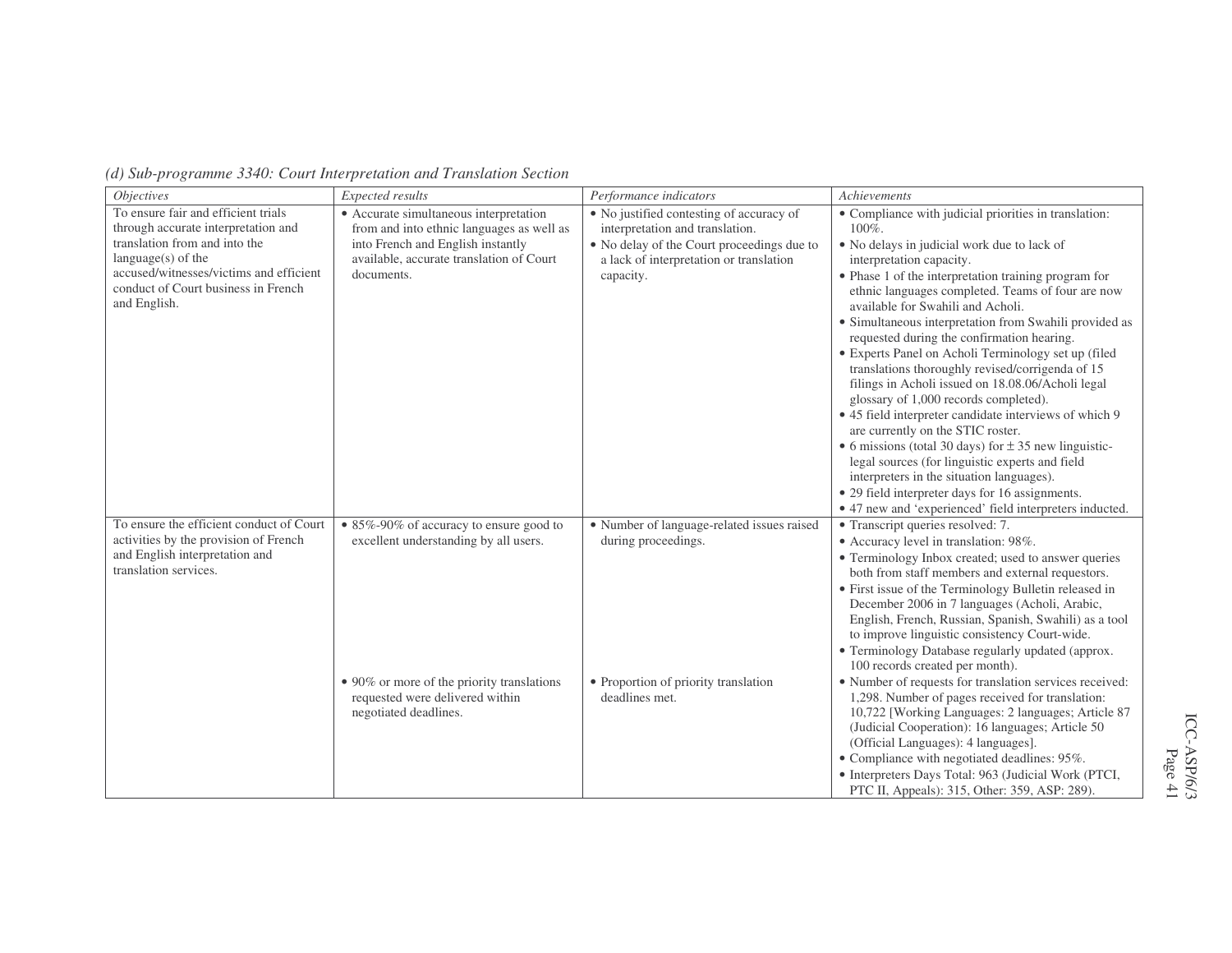*(d) Sub-programme 3340: Court Interpretation and Translation Section*

| *Objectives* | *Expected results* | *Performance indicators* | *Achievements* |
|---|---|---|---|
| To ensure fair and efficient trials through accurate interpretation and translation from and into the language(s) of the accused/witnesses/victims and efficient conduct of Court business in French and English. | • Accurate simultaneous interpretation from and into ethnic languages as well as into French and English instantly available, accurate translation of Court documents. | • No justified contesting of accuracy of interpretation and translation.<br>• No delay of the Court proceedings due to a lack of interpretation or translation capacity. | • Compliance with judicial priorities in translation: 100%.<br>• No delays in judicial work due to lack of interpretation capacity.<br>• Phase 1 of the interpretation training program for ethnic languages completed. Teams of four are now available for Swahili and Acholi.<br>• Simultaneous interpretation from Swahili provided as requested during the confirmation hearing.<br>• Experts Panel on Acholi Terminology set up (filed translations thoroughly revised/corrigenda of 15 filings in Acholi issued on 18.08.06/Acholi legal glossary of 1,000 records completed).<br>• 45 field interpreter candidate interviews of which 9 are currently on the STIC roster.<br>• 6 missions (total 30 days) for ± 35 new linguistic-legal sources (for linguistic experts and field interpreters in the situation languages).<br>• 29 field interpreter days for 16 assignments.<br>• 47 new and 'experienced' field interpreters inducted. |
| To ensure the efficient conduct of Court activities by the provision of French and English interpretation and translation services. | • 85%-90% of accuracy to ensure good to excellent understanding by all users. | • Number of language-related issues raised during proceedings. | • Transcript queries resolved: 7.<br>• Accuracy level in translation: 98%.<br>• Terminology Inbox created; used to answer queries both from staff members and external requestors.<br>• First issue of the Terminology Bulletin released in December 2006 in 7 languages (Acholi, Arabic, English, French, Russian, Spanish, Swahili) as a tool to improve linguistic consistency Court-wide.<br>• Terminology Database regularly updated (approx. 100 records created per month). |
| | • 90% or more of the priority translations requested were delivered within negotiated deadlines. | • Proportion of priority translation deadlines met. | • Number of requests for translation services received: 1,298. Number of pages received for translation: 10,722 [Working Languages: 2 languages; Article 87 (Judicial Cooperation): 16 languages; Article 50 (Official Languages): 4 languages].<br>• Compliance with negotiated deadlines: 95%.<br>• Interpreters Days Total: 963 (Judicial Work (PTCI, PTC II, Appeals): 315, Other: 359, ASP: 289). |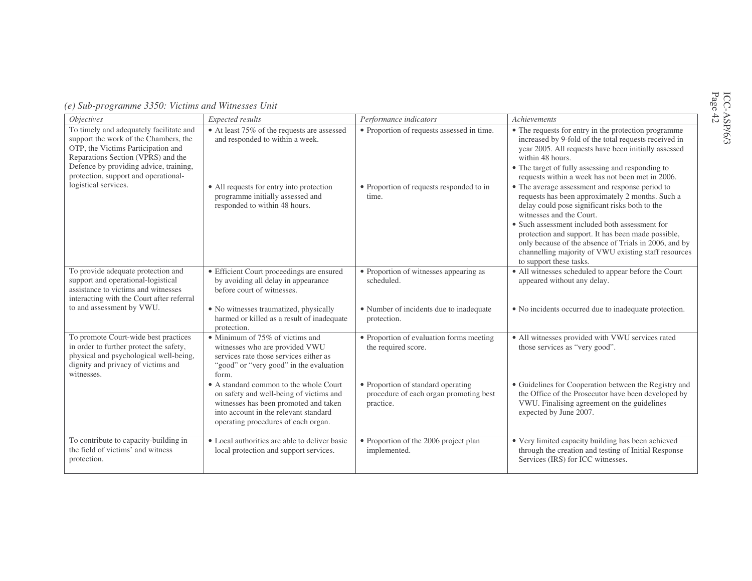*(e) Sub-programme 3350: Victims and Witnesses Unit*

| *Objectives* | *Expected results* | *Performance indicators* | *Achievements* |
|---|---|---|---|
| To timely and adequately facilitate and support the work of the Chambers, the OTP, the Victims Participation and Reparations Section (VPRS) and the Defence by providing advice, training, protection, support and operational-logistical services. | • At least 75% of the requests are assessed and responded to within a week.<br><br>• All requests for entry into protection programme initially assessed and responded to within 48 hours. | • Proportion of requests assessed in time.<br><br>• Proportion of requests responded to in time. | • The requests for entry in the protection programme increased by 9-fold of the total requests received in year 2005. All requests have been initially assessed within 48 hours.<br>• The target of fully assessing and responding to requests within a week has not been met in 2006.<br>• The average assessment and response period to requests has been approximately 2 months. Such a delay could pose significant risks both to the witnesses and the Court.<br>• Such assessment included both assessment for protection and support. It has been made possible, only because of the absence of Trials in 2006, and by channelling majority of VWU existing staff resources to support these tasks. |
| To provide adequate protection and support and operational-logistical assistance to victims and witnesses interacting with the Court after referral to and assessment by VWU. | • Efficient Court proceedings are ensured by avoiding all delay in appearance before court of witnesses.<br><br>• No witnesses traumatized, physically harmed or killed as a result of inadequate protection. | • Proportion of witnesses appearing as scheduled.<br><br>• Number of incidents due to inadequate protection. | • All witnesses scheduled to appear before the Court appeared without any delay.<br><br>• No incidents occurred due to inadequate protection. |
| To promote Court-wide best practices in order to further protect the safety, physical and psychological well-being, dignity and privacy of victims and witnesses. | • Minimum of 75% of victims and witnesses who are provided VWU services rate those services either as "good" or "very good" in the evaluation form.<br>• A standard common to the whole Court on safety and well-being of victims and witnesses has been promoted and taken into account in the relevant standard operating procedures of each organ. | • Proportion of evaluation forms meeting the required score.<br><br>• Proportion of standard operating procedure of each organ promoting best practice. | • All witnesses provided with VWU services rated those services as "very good".<br><br>• Guidelines for Cooperation between the Registry and the Office of the Prosecutor have been developed by VWU. Finalising agreement on the guidelines expected by June 2007. |
| To contribute to capacity-building in the field of victims' and witness protection. | • Local authorities are able to deliver basic local protection and support services. | • Proportion of the 2006 project plan implemented. | • Very limited capacity building has been achieved through the creation and testing of Initial Response Services (IRS) for ICC witnesses. |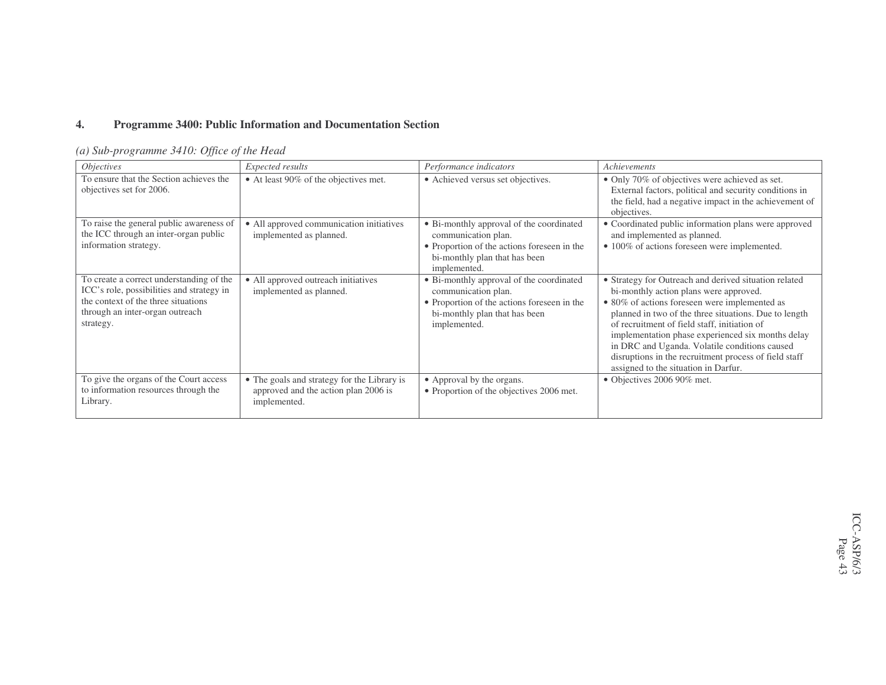## 4. Programme 3400: Public Information and Documentation Section

*(a) Sub-programme 3410: Office of the Head*

| *Objectives* | *Expected results* | *Performance indicators* | *Achievements* |
|---|---|---|---|
| To ensure that the Section achieves the objectives set for 2006. | • At least 90% of the objectives met. | • Achieved versus set objectives. | • Only 70% of objectives were achieved as set. External factors, political and security conditions in the field, had a negative impact in the achievement of objectives. |
| To raise the general public awareness of the ICC through an inter-organ public information strategy. | • All approved communication initiatives implemented as planned. | • Bi-monthly approval of the coordinated communication plan.<br>• Proportion of the actions foreseen in the bi-monthly plan that has been implemented. | • Coordinated public information plans were approved and implemented as planned.<br>• 100% of actions foreseen were implemented. |
| To create a correct understanding of the ICC's role, possibilities and strategy in the context of the three situations through an inter-organ outreach strategy. | • All approved outreach initiatives implemented as planned. | • Bi-monthly approval of the coordinated communication plan.<br>• Proportion of the actions foreseen in the bi-monthly plan that has been implemented. | • Strategy for Outreach and derived situation related bi-monthly action plans were approved.<br>• 80% of actions foreseen were implemented as planned in two of the three situations. Due to length of recruitment of field staff, initiation of implementation phase experienced six months delay in DRC and Uganda. Volatile conditions caused disruptions in the recruitment process of field staff assigned to the situation in Darfur. |
| To give the organs of the Court access to information resources through the Library. | • The goals and strategy for the Library is approved and the action plan 2006 is implemented. | • Approval by the organs.<br>• Proportion of the objectives 2006 met. | • Objectives 2006 90% met. |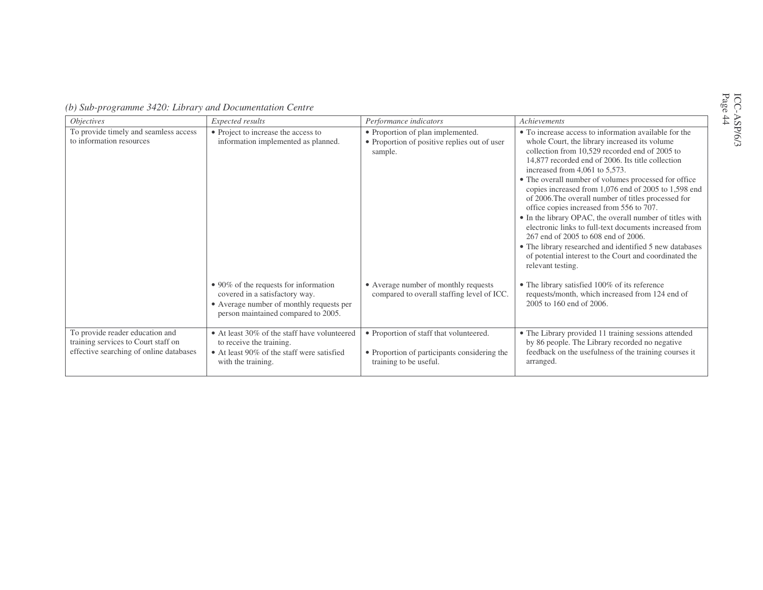*(b) Sub-programme 3420: Library and Documentation Centre*

| *Objectives* | *Expected results* | *Performance indicators* | *Achievements* |
|---|---|---|---|
| To provide timely and seamless access to information resources | • Project to increase the access to information implemented as planned. | • Proportion of plan implemented.<br>• Proportion of positive replies out of user sample. | • To increase access to information available for the whole Court, the library increased its volume collection from 10,529 recorded end of 2005 to 14,877 recorded end of 2006. Its title collection increased from 4,061 to 5,573.<br>• The overall number of volumes processed for office copies increased from 1,076 end of 2005 to 1,598 end of 2006.The overall number of titles processed for office copies increased from 556 to 707.<br>• In the library OPAC, the overall number of titles with electronic links to full-text documents increased from 267 end of 2005 to 608 end of 2006.<br>• The library researched and identified 5 new databases of potential interest to the Court and coordinated the relevant testing. |
| | • 90% of the requests for information covered in a satisfactory way.<br>• Average number of monthly requests per person maintained compared to 2005. | • Average number of monthly requests compared to overall staffing level of ICC. | • The library satisfied 100% of its reference requests/month, which increased from 124 end of 2005 to 160 end of 2006. |
| To provide reader education and training services to Court staff on effective searching of online databases | • At least 30% of the staff have volunteered to receive the training.<br>• At least 90% of the staff were satisfied with the training. | • Proportion of staff that volunteered.<br>• Proportion of participants considering the training to be useful. | • The Library provided 11 training sessions attended by 86 people. The Library recorded no negative feedback on the usefulness of the training courses it arranged. |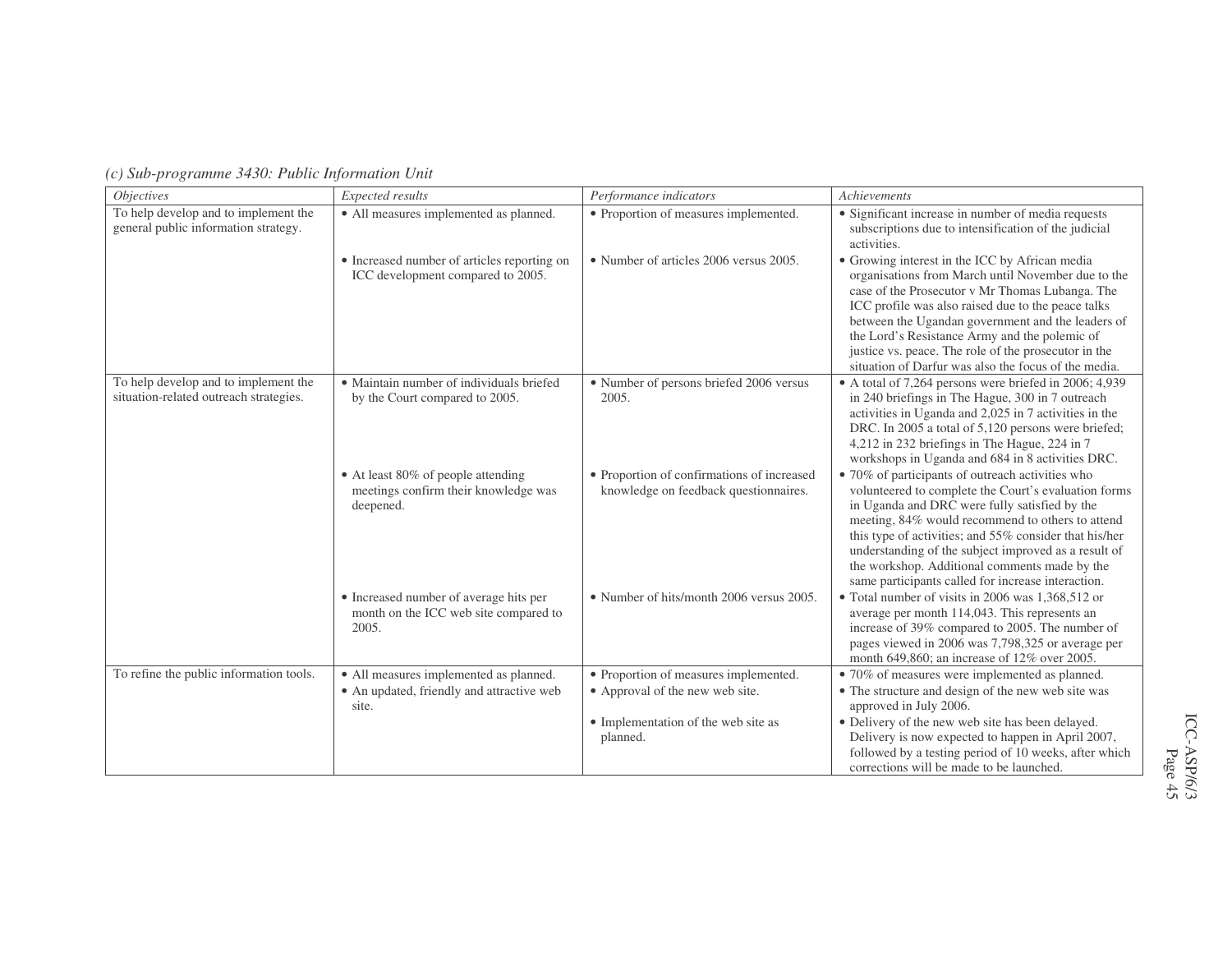*(c) Sub-programme 3430: Public Information Unit*

| *Objectives* | *Expected results* | *Performance indicators* | *Achievements* |
|---|---|---|---|
| To help develop and to implement the general public information strategy. | • All measures implemented as planned. | • Proportion of measures implemented. | • Significant increase in number of media requests subscriptions due to intensification of the judicial activities. |
| | • Increased number of articles reporting on ICC development compared to 2005. | • Number of articles 2006 versus 2005. | • Growing interest in the ICC by African media organisations from March until November due to the case of the Prosecutor v Mr Thomas Lubanga. The ICC profile was also raised due to the peace talks between the Ugandan government and the leaders of the Lord's Resistance Army and the polemic of justice vs. peace. The role of the prosecutor in the situation of Darfur was also the focus of the media. |
| To help develop and to implement the situation-related outreach strategies. | • Maintain number of individuals briefed by the Court compared to 2005. | • Number of persons briefed 2006 versus 2005. | • A total of 7,264 persons were briefed in 2006; 4,939 in 240 briefings in The Hague, 300 in 7 outreach activities in Uganda and 2,025 in 7 activities in the DRC. In 2005 a total of 5,120 persons were briefed; 4,212 in 232 briefings in The Hague, 224 in 7 workshops in Uganda and 684 in 8 activities DRC. |
| | • At least 80% of people attending meetings confirm their knowledge was deepened. | • Proportion of confirmations of increased knowledge on feedback questionnaires. | • 70% of participants of outreach activities who volunteered to complete the Court's evaluation forms in Uganda and DRC were fully satisfied by the meeting, 84% would recommend to others to attend this type of activities; and 55% consider that his/her understanding of the subject improved as a result of the workshop. Additional comments made by the same participants called for increase interaction. |
| | • Increased number of average hits per month on the ICC web site compared to 2005. | • Number of hits/month 2006 versus 2005. | • Total number of visits in 2006 was 1,368,512 or average per month 114,043. This represents an increase of 39% compared to 2005. The number of pages viewed in 2006 was 7,798,325 or average per month 649,860; an increase of 12% over 2005. |
| To refine the public information tools. | • All measures implemented as planned. | • Proportion of measures implemented. | • 70% of measures were implemented as planned. |
| | • An updated, friendly and attractive web site. | • Approval of the new web site. | • The structure and design of the new web site was approved in July 2006. |
| | | • Implementation of the web site as planned. | • Delivery of the new web site has been delayed. Delivery is now expected to happen in April 2007, followed by a testing period of 10 weeks, after which corrections will be made to be launched. |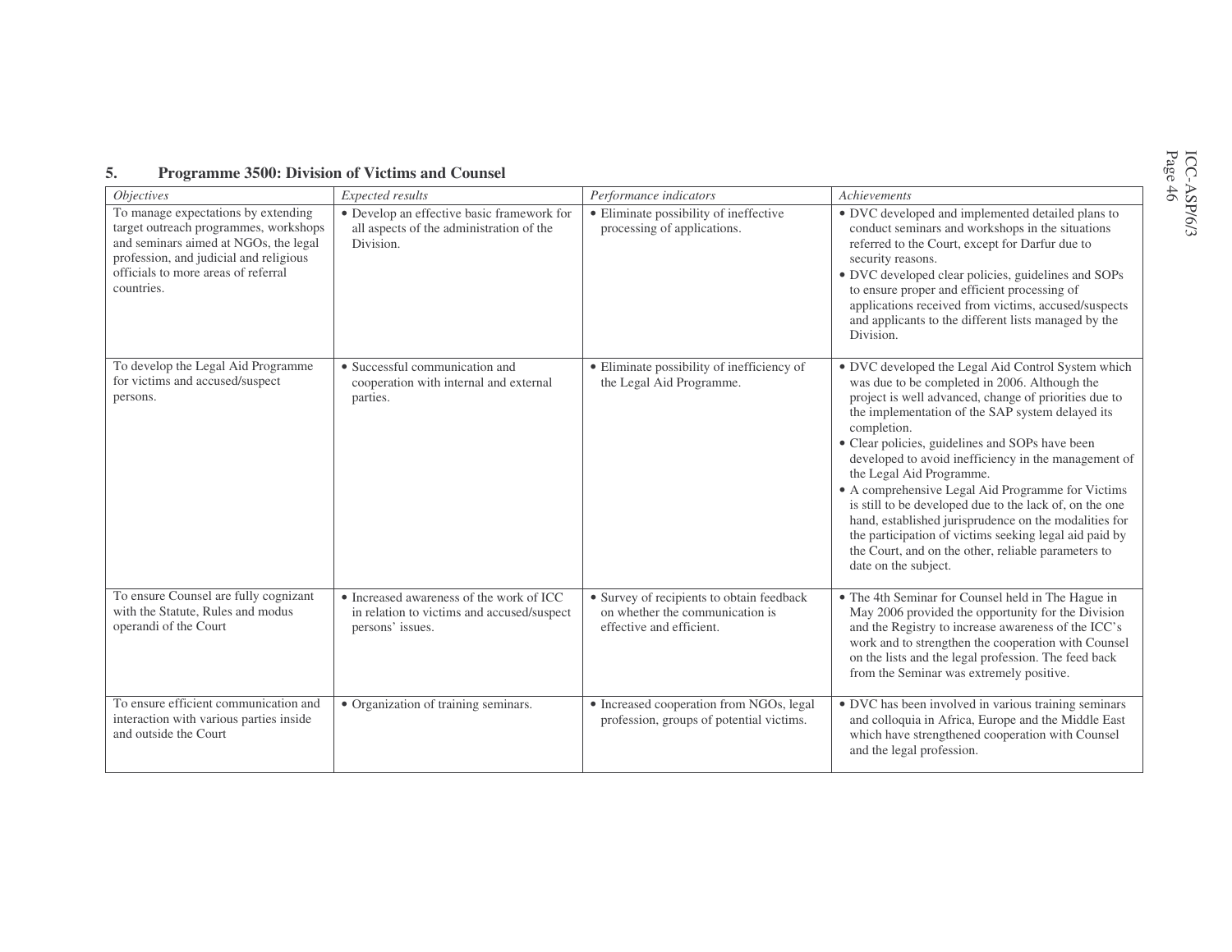## 5. Programme 3500: Division of Victims and Counsel

| *Objectives* | *Expected results* | *Performance indicators* | *Achievements* |
|---|---|---|---|
| To manage expectations by extending target outreach programmes, workshops and seminars aimed at NGOs, the legal profession, and judicial and religious officials to more areas of referral countries. | • Develop an effective basic framework for all aspects of the administration of the Division. | • Eliminate possibility of ineffective processing of applications. | • DVC developed and implemented detailed plans to conduct seminars and workshops in the situations referred to the Court, except for Darfur due to security reasons.<br>• DVC developed clear policies, guidelines and SOPs to ensure proper and efficient processing of applications received from victims, accused/suspects and applicants to the different lists managed by the Division. |
| To develop the Legal Aid Programme for victims and accused/suspect persons. | • Successful communication and cooperation with internal and external parties. | • Eliminate possibility of inefficiency of the Legal Aid Programme. | • DVC developed the Legal Aid Control System which was due to be completed in 2006. Although the project is well advanced, change of priorities due to the implementation of the SAP system delayed its completion.<br>• Clear policies, guidelines and SOPs have been developed to avoid inefficiency in the management of the Legal Aid Programme.<br>• A comprehensive Legal Aid Programme for Victims is still to be developed due to the lack of, on the one hand, established jurisprudence on the modalities for the participation of victims seeking legal aid paid by the Court, and on the other, reliable parameters to date on the subject. |
| To ensure Counsel are fully cognizant with the Statute, Rules and modus operandi of the Court | • Increased awareness of the work of ICC in relation to victims and accused/suspect persons' issues. | • Survey of recipients to obtain feedback on whether the communication is effective and efficient. | • The 4th Seminar for Counsel held in The Hague in May 2006 provided the opportunity for the Division and the Registry to increase awareness of the ICC's work and to strengthen the cooperation with Counsel on the lists and the legal profession. The feed back from the Seminar was extremely positive. |
| To ensure efficient communication and interaction with various parties inside and outside the Court | • Organization of training seminars. | • Increased cooperation from NGOs, legal profession, groups of potential victims. | • DVC has been involved in various training seminars and colloquia in Africa, Europe and the Middle East which have strengthened cooperation with Counsel and the legal profession. |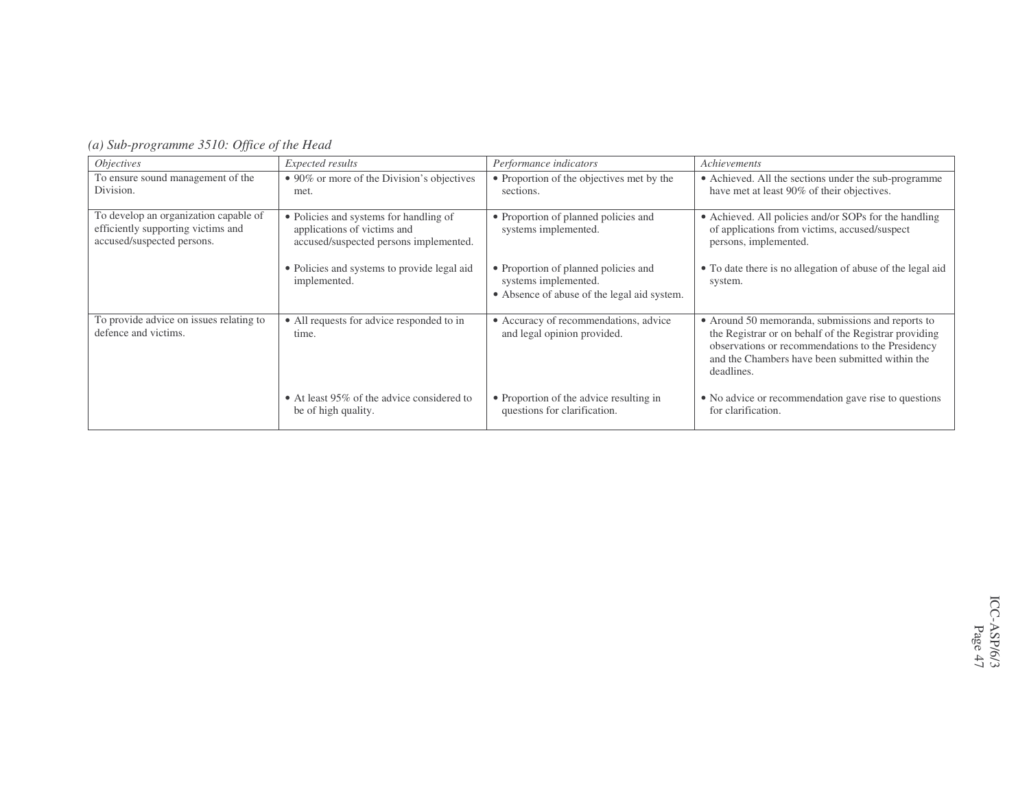*(a) Sub-programme 3510: Office of the Head*

| *Objectives* | *Expected results* | *Performance indicators* | *Achievements* |
| --- | --- | --- | --- |
| To ensure sound management of the Division. | • 90% or more of the Division's objectives met. | • Proportion of the objectives met by the sections. | • Achieved. All the sections under the sub-programme have met at least 90% of their objectives. |
| To develop an organization capable of efficiently supporting victims and accused/suspected persons. | • Policies and systems for handling of applications of victims and accused/suspected persons implemented. | • Proportion of planned policies and systems implemented. | • Achieved. All policies and/or SOPs for the handling of applications from victims, accused/suspect persons, implemented. |
| | • Policies and systems to provide legal aid implemented. | • Proportion of planned policies and systems implemented.<br>• Absence of abuse of the legal aid system. | • To date there is no allegation of abuse of the legal aid system. |
| To provide advice on issues relating to defence and victims. | • All requests for advice responded to in time. | • Accuracy of recommendations, advice and legal opinion provided. | • Around 50 memoranda, submissions and reports to the Registrar or on behalf of the Registrar providing observations or recommendations to the Presidency and the Chambers have been submitted within the deadlines. |
| | • At least 95% of the advice considered to be of high quality. | • Proportion of the advice resulting in questions for clarification. | • No advice or recommendation gave rise to questions for clarification. |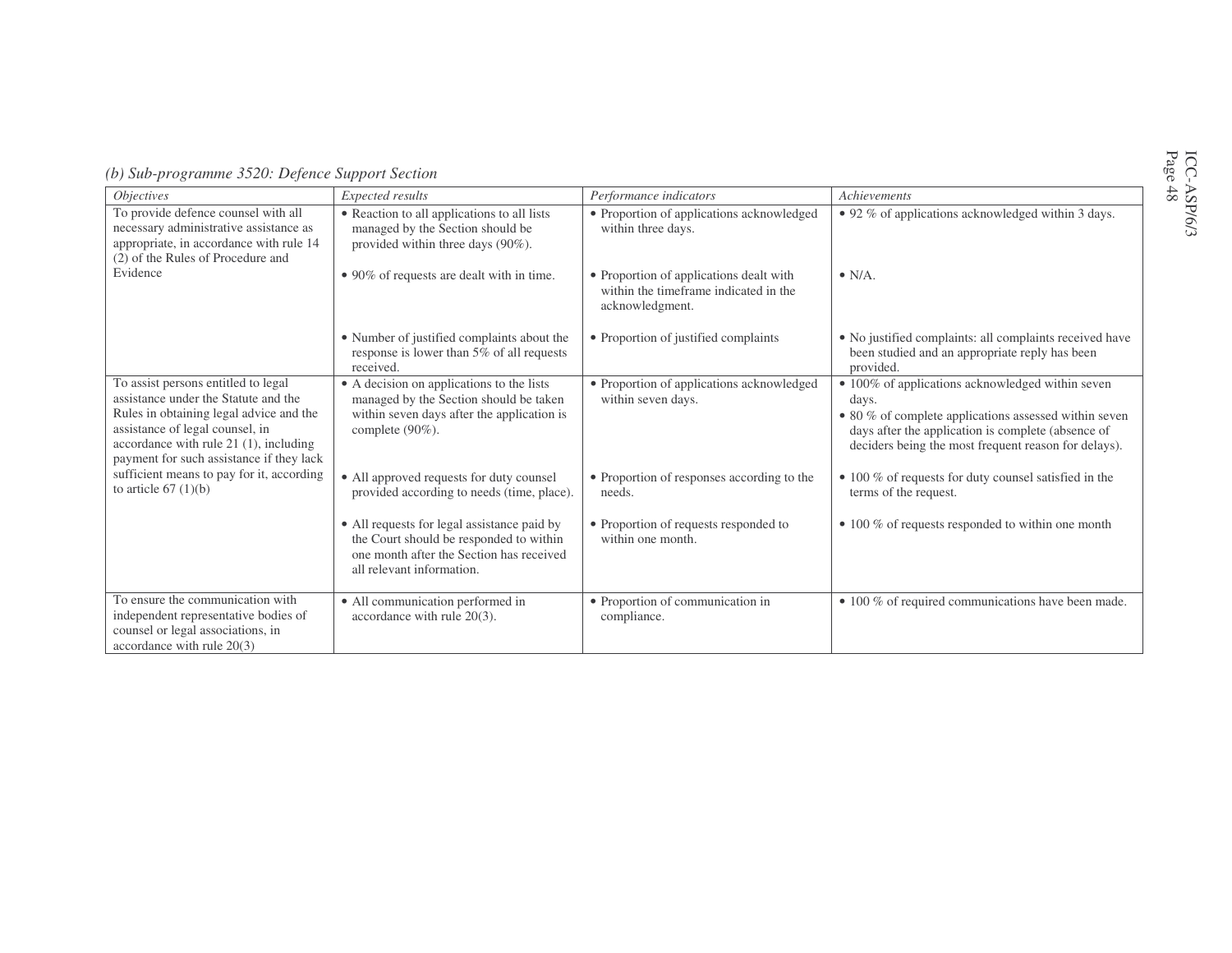*(b) Sub-programme 3520: Defence Support Section*

| *Objectives* | *Expected results* | *Performance indicators* | *Achievements* |
|---|---|---|---|
| To provide defence counsel with all necessary administrative assistance as appropriate, in accordance with rule 14 (2) of the Rules of Procedure and Evidence | • Reaction to all applications to all lists managed by the Section should be provided within three days (90%). | • Proportion of applications acknowledged within three days. | • 92 % of applications acknowledged within 3 days. |
| | • 90% of requests are dealt with in time. | • Proportion of applications dealt with within the timeframe indicated in the acknowledgment. | • N/A. |
| | • Number of justified complaints about the response is lower than 5% of all requests received. | • Proportion of justified complaints | • No justified complaints: all complaints received have been studied and an appropriate reply has been provided. |
| To assist persons entitled to legal assistance under the Statute and the Rules in obtaining legal advice and the assistance of legal counsel, in accordance with rule 21 (1), including payment for such assistance if they lack sufficient means to pay for it, according to article 67 (1)(b) | • A decision on applications to the lists managed by the Section should be taken within seven days after the application is complete (90%). | • Proportion of applications acknowledged within seven days. | • 100% of applications acknowledged within seven days.<br>• 80 % of complete applications assessed within seven days after the application is complete (absence of deciders being the most frequent reason for delays). |
| | • All approved requests for duty counsel provided according to needs (time, place). | • Proportion of responses according to the needs. | • 100 % of requests for duty counsel satisfied in the terms of the request. |
| | • All requests for legal assistance paid by the Court should be responded to within one month after the Section has received all relevant information. | • Proportion of requests responded to within one month. | • 100 % of requests responded to within one month |
| To ensure the communication with independent representative bodies of counsel or legal associations, in accordance with rule 20(3) | • All communication performed in accordance with rule 20(3). | • Proportion of communication in compliance. | • 100 % of required communications have been made. |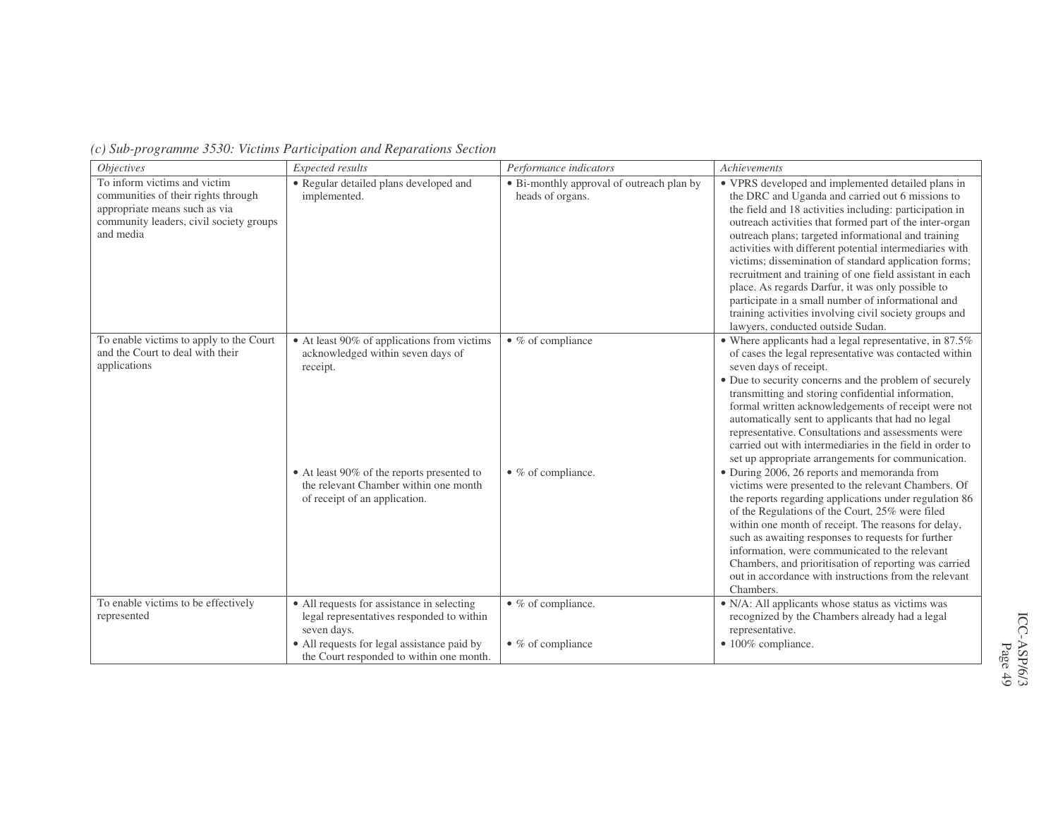*(c) Sub-programme 3530: Victims Participation and Reparations Section*

| *Objectives* | *Expected results* | *Performance indicators* | *Achievements* |
|---|---|---|---|
| To inform victims and victim communities of their rights through appropriate means such as via community leaders, civil society groups and media | • Regular detailed plans developed and implemented. | • Bi-monthly approval of outreach plan by heads of organs. | • VPRS developed and implemented detailed plans in the DRC and Uganda and carried out 6 missions to the field and 18 activities including: participation in outreach activities that formed part of the inter-organ outreach plans; targeted informational and training activities with different potential intermediaries with victims; dissemination of standard application forms; recruitment and training of one field assistant in each place. As regards Darfur, it was only possible to participate in a small number of informational and training activities involving civil society groups and lawyers, conducted outside Sudan. |
| To enable victims to apply to the Court and the Court to deal with their applications | • At least 90% of applications from victims acknowledged within seven days of receipt. | • % of compliance | • Where applicants had a legal representative, in 87.5% of cases the legal representative was contacted within seven days of receipt.<br>• Due to security concerns and the problem of securely transmitting and storing confidential information, formal written acknowledgements of receipt were not automatically sent to applicants that had no legal representative. Consultations and assessments were carried out with intermediaries in the field in order to set up appropriate arrangements for communication. |
| | • At least 90% of the reports presented to the relevant Chamber within one month of receipt of an application. | • % of compliance. | • During 2006, 26 reports and memoranda from victims were presented to the relevant Chambers. Of the reports regarding applications under regulation 86 of the Regulations of the Court, 25% were filed within one month of receipt. The reasons for delay, such as awaiting responses to requests for further information, were communicated to the relevant Chambers, and prioritisation of reporting was carried out in accordance with instructions from the relevant Chambers. |
| To enable victims to be effectively represented | • All requests for assistance in selecting legal representatives responded to within seven days. | • % of compliance. | • N/A: All applicants whose status as victims was recognized by the Chambers already had a legal representative. |
| | • All requests for legal assistance paid by the Court responded to within one month. | • % of compliance | • 100% compliance. |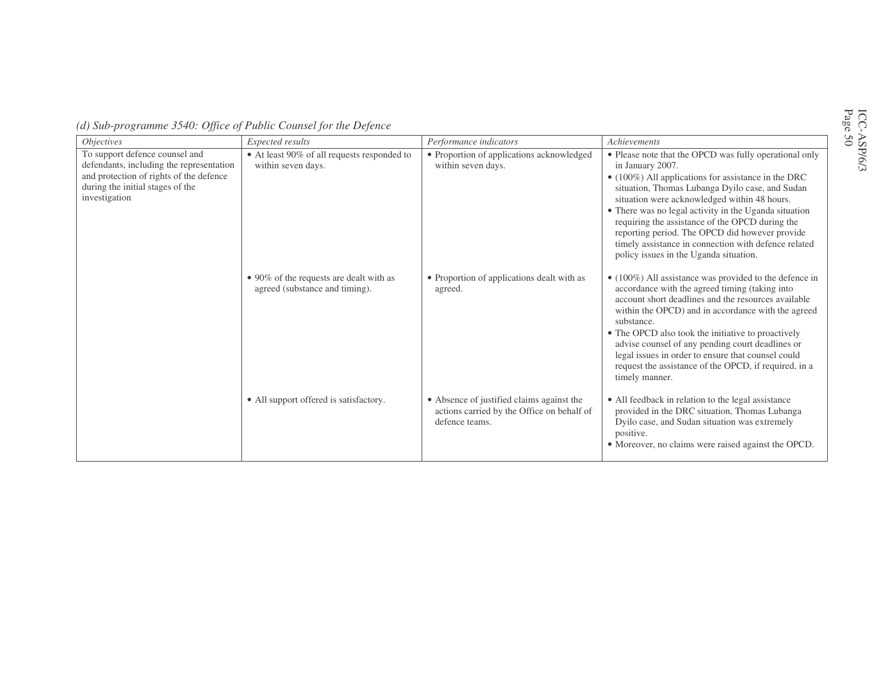*(d) Sub-programme 3540: Office of Public Counsel for the Defence*

| *Objectives* | *Expected results* | *Performance indicators* | *Achievements* |
|---|---|---|---|
| To support defence counsel and defendants, including the representation and protection of rights of the defence during the initial stages of the investigation | • At least 90% of all requests responded to within seven days. | • Proportion of applications acknowledged within seven days. | • Please note that the OPCD was fully operational only in January 2007.<br>• (100%) All applications for assistance in the DRC situation, Thomas Lubanga Dyilo case, and Sudan situation were acknowledged within 48 hours.<br>• There was no legal activity in the Uganda situation requiring the assistance of the OPCD during the reporting period. The OPCD did however provide timely assistance in connection with defence related policy issues in the Uganda situation. |
| | • 90% of the requests are dealt with as agreed (substance and timing). | • Proportion of applications dealt with as agreed. | • (100%) All assistance was provided to the defence in accordance with the agreed timing (taking into account short deadlines and the resources available within the OPCD) and in accordance with the agreed substance.<br>• The OPCD also took the initiative to proactively advise counsel of any pending court deadlines or legal issues in order to ensure that counsel could request the assistance of the OPCD, if required, in a timely manner. |
| | • All support offered is satisfactory. | • Absence of justified claims against the actions carried by the Office on behalf of defence teams. | • All feedback in relation to the legal assistance provided in the DRC situation, Thomas Lubanga Dyilo case, and Sudan situation was extremely positive.<br>• Moreover, no claims were raised against the OPCD. |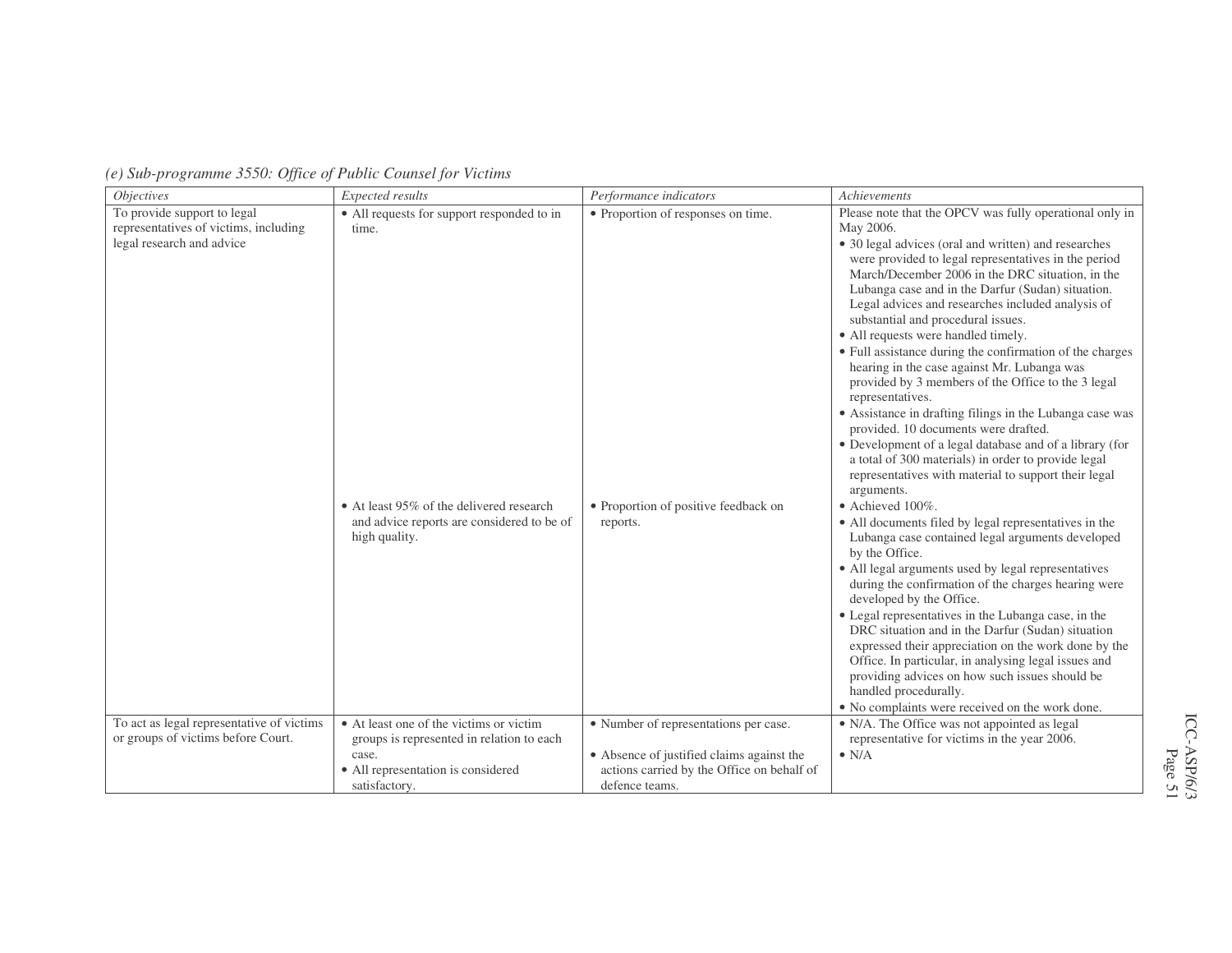*(e) Sub-programme 3550: Office of Public Counsel for Victims*

| *Objectives* | *Expected results* | *Performance indicators* | *Achievements* |
|---|---|---|---|
| To provide support to legal representatives of victims, including legal research and advice | • All requests for support responded to in time. | • Proportion of responses on time. | Please note that the OPCV was fully operational only in May 2006.<br>• 30 legal advices (oral and written) and researches were provided to legal representatives in the period March/December 2006 in the DRC situation, in the Lubanga case and in the Darfur (Sudan) situation. Legal advices and researches included analysis of substantial and procedural issues.<br>• All requests were handled timely.<br>• Full assistance during the confirmation of the charges hearing in the case against Mr. Lubanga was provided by 3 members of the Office to the 3 legal representatives.<br>• Assistance in drafting filings in the Lubanga case was provided. 10 documents were drafted.<br>• Development of a legal database and of a library (for a total of 300 materials) in order to provide legal representatives with material to support their legal arguments. |
| | • At least 95% of the delivered research and advice reports are considered to be of high quality. | • Proportion of positive feedback on reports. | • Achieved 100%.<br>• All documents filed by legal representatives in the Lubanga case contained legal arguments developed by the Office.<br>• All legal arguments used by legal representatives during the confirmation of the charges hearing were developed by the Office.<br>• Legal representatives in the Lubanga case, in the DRC situation and in the Darfur (Sudan) situation expressed their appreciation on the work done by the Office. In particular, in analysing legal issues and providing advices on how such issues should be handled procedurally.<br>• No complaints were received on the work done. |
| To act as legal representative of victims or groups of victims before Court. | • At least one of the victims or victim groups is represented in relation to each case.<br>• All representation is considered satisfactory. | • Number of representations per case.<br>• Absence of justified claims against the actions carried by the Office on behalf of defence teams. | • N/A. The Office was not appointed as legal representative for victims in the year 2006.<br>• N/A |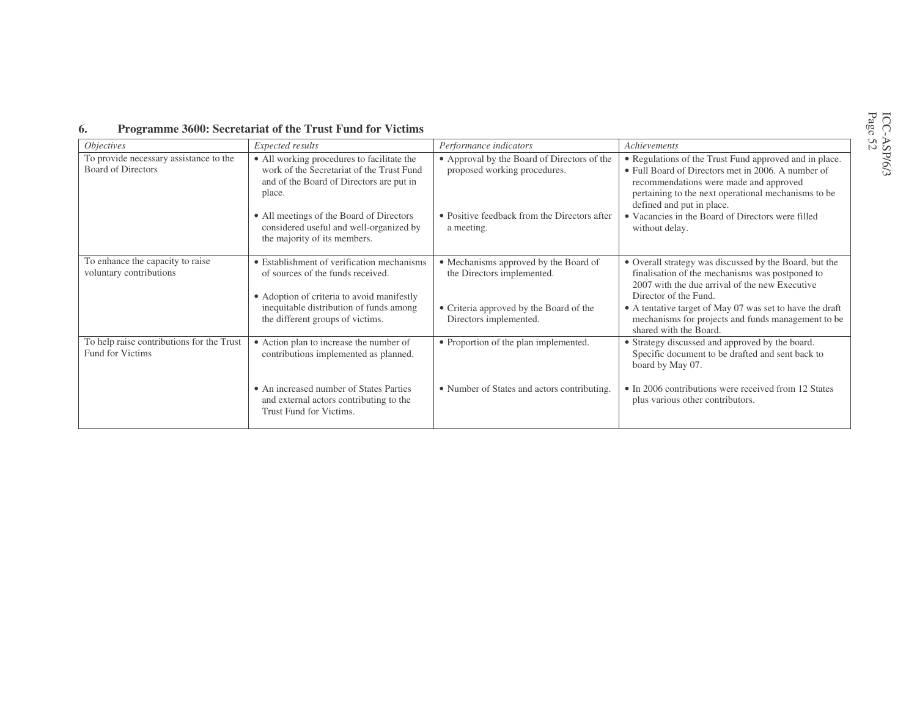### 6. Programme 3600: Secretariat of the Trust Fund for Victims

| *Objectives* | *Expected results* | *Performance indicators* | *Achievements* |
|---|---|---|---|
| To provide necessary assistance to the Board of Directors | • All working procedures to facilitate the work of the Secretariat of the Trust Fund and of the Board of Directors are put in place.<br><br>• All meetings of the Board of Directors considered useful and well-organized by the majority of its members. | • Approval by the Board of Directors of the proposed working procedures.<br><br>• Positive feedback from the Directors after a meeting. | • Regulations of the Trust Fund approved and in place.<br>• Full Board of Directors met in 2006. A number of recommendations were made and approved pertaining to the next operational mechanisms to be defined and put in place.<br>• Vacancies in the Board of Directors were filled without delay. |
| To enhance the capacity to raise voluntary contributions | • Establishment of verification mechanisms of sources of the funds received.<br><br>• Adoption of criteria to avoid manifestly inequitable distribution of funds among the different groups of victims. | • Mechanisms approved by the Board of the Directors implemented.<br><br>• Criteria approved by the Board of the Directors implemented. | • Overall strategy was discussed by the Board, but the finalisation of the mechanisms was postponed to 2007 with the due arrival of the new Executive Director of the Fund.<br>• A tentative target of May 07 was set to have the draft mechanisms for projects and funds management to be shared with the Board. |
| To help raise contributions for the Trust Fund for Victims | • Action plan to increase the number of contributions implemented as planned.<br><br>• An increased number of States Parties and external actors contributing to the Trust Fund for Victims. | • Proportion of the plan implemented.<br><br>• Number of States and actors contributing. | • Strategy discussed and approved by the board. Specific document to be drafted and sent back to board by May 07.<br><br>• In 2006 contributions were received from 12 States plus various other contributors. |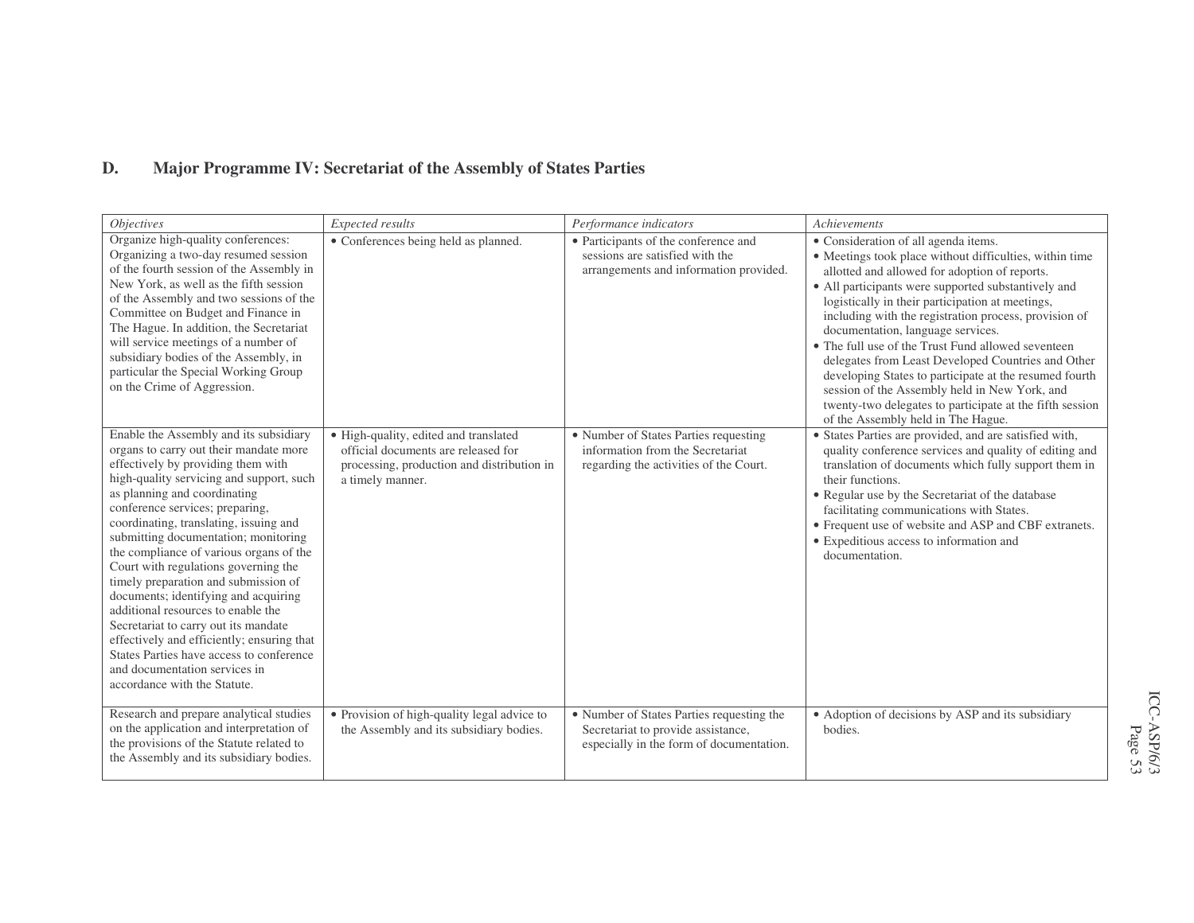## D. Major Programme IV: Secretariat of the Assembly of States Parties

| *Objectives* | *Expected results* | *Performance indicators* | *Achievements* |
|---|---|---|---|
| Organize high-quality conferences: Organizing a two-day resumed session of the fourth session of the Assembly in New York, as well as the fifth session of the Assembly and two sessions of the Committee on Budget and Finance in The Hague. In addition, the Secretariat will service meetings of a number of subsidiary bodies of the Assembly, in particular the Special Working Group on the Crime of Aggression. | • Conferences being held as planned. | • Participants of the conference and sessions are satisfied with the arrangements and information provided. | • Consideration of all agenda items.<br>• Meetings took place without difficulties, within time allotted and allowed for adoption of reports.<br>• All participants were supported substantively and logistically in their participation at meetings, including with the registration process, provision of documentation, language services.<br>• The full use of the Trust Fund allowed seventeen delegates from Least Developed Countries and Other developing States to participate at the resumed fourth session of the Assembly held in New York, and twenty-two delegates to participate at the fifth session of the Assembly held in The Hague. |
| Enable the Assembly and its subsidiary organs to carry out their mandate more effectively by providing them with high-quality servicing and support, such as planning and coordinating conference services; preparing, coordinating, translating, issuing and submitting documentation; monitoring the compliance of various organs of the Court with regulations governing the timely preparation and submission of documents; identifying and acquiring additional resources to enable the Secretariat to carry out its mandate effectively and efficiently; ensuring that States Parties have access to conference and documentation services in accordance with the Statute. | • High-quality, edited and translated official documents are released for processing, production and distribution in a timely manner. | • Number of States Parties requesting information from the Secretariat regarding the activities of the Court. | • States Parties are provided, and are satisfied with, quality conference services and quality of editing and translation of documents which fully support them in their functions.<br>• Regular use by the Secretariat of the database facilitating communications with States.<br>• Frequent use of website and ASP and CBF extranets.<br>• Expeditious access to information and documentation. |
| Research and prepare analytical studies on the application and interpretation of the provisions of the Statute related to the Assembly and its subsidiary bodies. | • Provision of high-quality legal advice to the Assembly and its subsidiary bodies. | • Number of States Parties requesting the Secretariat to provide assistance, especially in the form of documentation. | • Adoption of decisions by ASP and its subsidiary bodies. |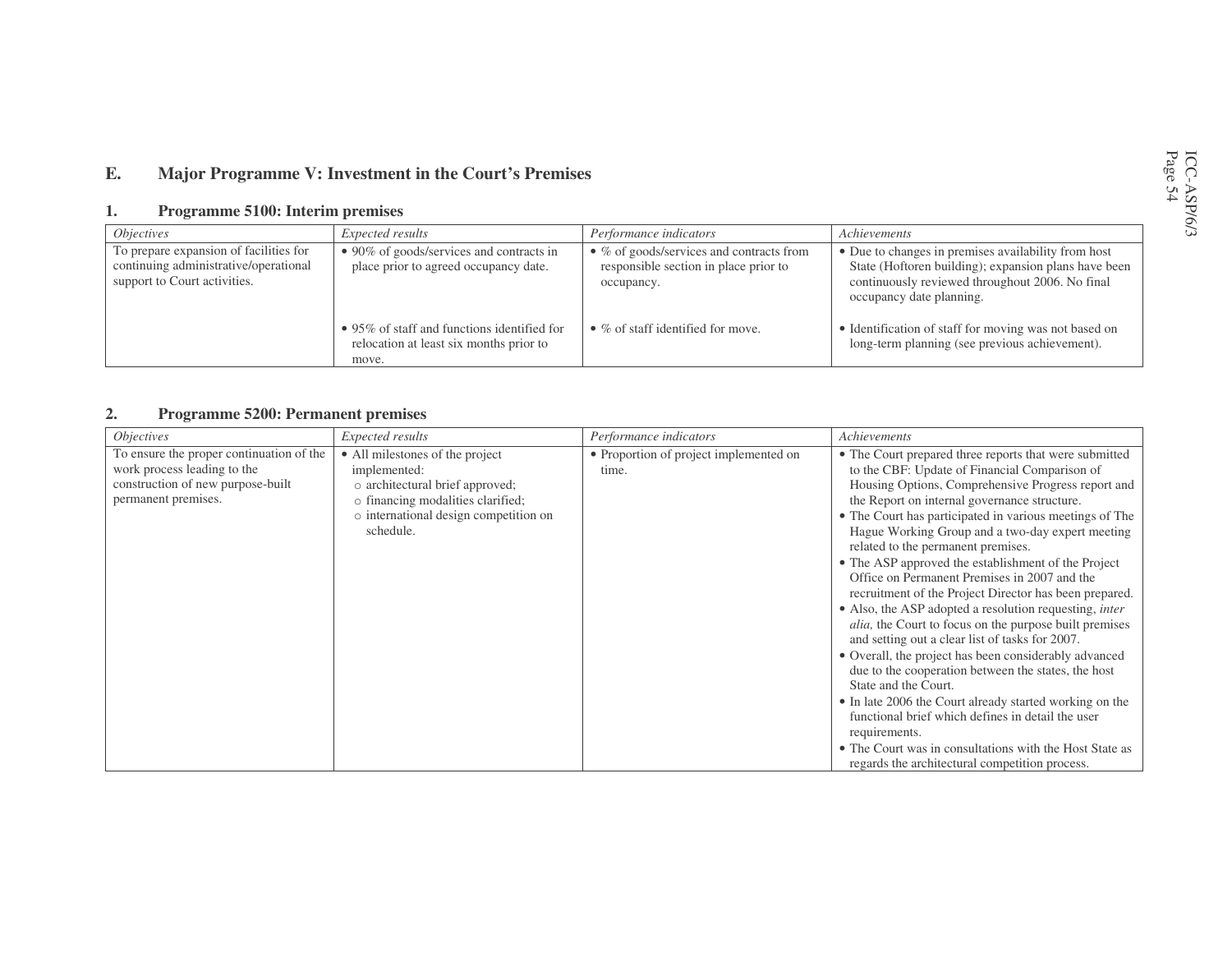## E. Major Programme V: Investment in the Court's Premises

### 1. Programme 5100: Interim premises

| *Objectives* | *Expected results* | *Performance indicators* | *Achievements* |
|---|---|---|---|
| To prepare expansion of facilities for continuing administrative/operational support to Court activities. | • 90% of goods/services and contracts in place prior to agreed occupancy date. | • % of goods/services and contracts from responsible section in place prior to occupancy. | • Due to changes in premises availability from host State (Hoftoren building); expansion plans have been continuously reviewed throughout 2006. No final occupancy date planning. |
| | • 95% of staff and functions identified for relocation at least six months prior to move. | • % of staff identified for move. | • Identification of staff for moving was not based on long-term planning (see previous achievement). |

### 2. Programme 5200: Permanent premises

| *Objectives* | *Expected results* | *Performance indicators* | *Achievements* |
|---|---|---|---|
| To ensure the proper continuation of the work process leading to the construction of new purpose-built permanent premises. | • All milestones of the project implemented:<br>○ architectural brief approved;<br>○ financing modalities clarified;<br>○ international design competition on schedule. | • Proportion of project implemented on time. | • The Court prepared three reports that were submitted to the CBF: Update of Financial Comparison of Housing Options, Comprehensive Progress report and the Report on internal governance structure.<br>• The Court has participated in various meetings of The Hague Working Group and a two-day expert meeting related to the permanent premises.<br>• The ASP approved the establishment of the Project Office on Permanent Premises in 2007 and the recruitment of the Project Director has been prepared.<br>• Also, the ASP adopted a resolution requesting, *inter alia,* the Court to focus on the purpose built premises and setting out a clear list of tasks for 2007.<br>• Overall, the project has been considerably advanced due to the cooperation between the states, the host State and the Court.<br>• In late 2006 the Court already started working on the functional brief which defines in detail the user requirements.<br>• The Court was in consultations with the Host State as regards the architectural competition process. |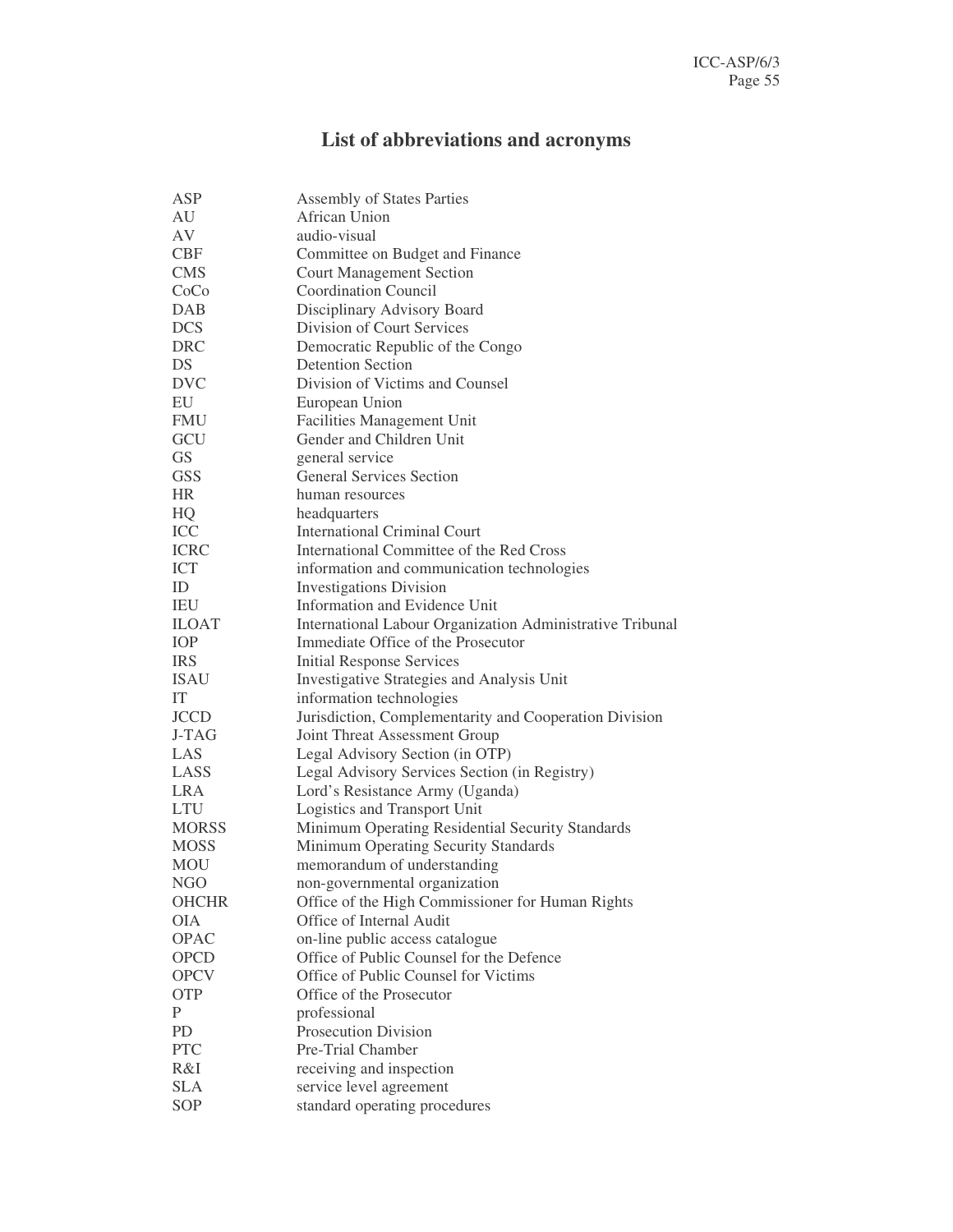# List of abbreviations and acronyms

| | |
|---|---|
| ASP | Assembly of States Parties |
| AU | African Union |
| AV | audio-visual |
| CBF | Committee on Budget and Finance |
| CMS | Court Management Section |
| CoCo | Coordination Council |
| DAB | Disciplinary Advisory Board |
| DCS | Division of Court Services |
| DRC | Democratic Republic of the Congo |
| DS | Detention Section |
| DVC | Division of Victims and Counsel |
| EU | European Union |
| FMU | Facilities Management Unit |
| GCU | Gender and Children Unit |
| GS | general service |
| GSS | General Services Section |
| HR | human resources |
| HQ | headquarters |
| ICC | International Criminal Court |
| ICRC | International Committee of the Red Cross |
| ICT | information and communication technologies |
| ID | Investigations Division |
| IEU | Information and Evidence Unit |
| ILOAT | International Labour Organization Administrative Tribunal |
| IOP | Immediate Office of the Prosecutor |
| IRS | Initial Response Services |
| ISAU | Investigative Strategies and Analysis Unit |
| IT | information technologies |
| JCCD | Jurisdiction, Complementarity and Cooperation Division |
| J-TAG | Joint Threat Assessment Group |
| LAS | Legal Advisory Section (in OTP) |
| LASS | Legal Advisory Services Section (in Registry) |
| LRA | Lord's Resistance Army (Uganda) |
| LTU | Logistics and Transport Unit |
| MORSS | Minimum Operating Residential Security Standards |
| MOSS | Minimum Operating Security Standards |
| MOU | memorandum of understanding |
| NGO | non-governmental organization |
| OHCHR | Office of the High Commissioner for Human Rights |
| OIA | Office of Internal Audit |
| OPAC | on-line public access catalogue |
| OPCD | Office of Public Counsel for the Defence |
| OPCV | Office of Public Counsel for Victims |
| OTP | Office of the Prosecutor |
| P | professional |
| PD | Prosecution Division |
| PTC | Pre-Trial Chamber |
| R&I | receiving and inspection |
| SLA | service level agreement |
| SOP | standard operating procedures |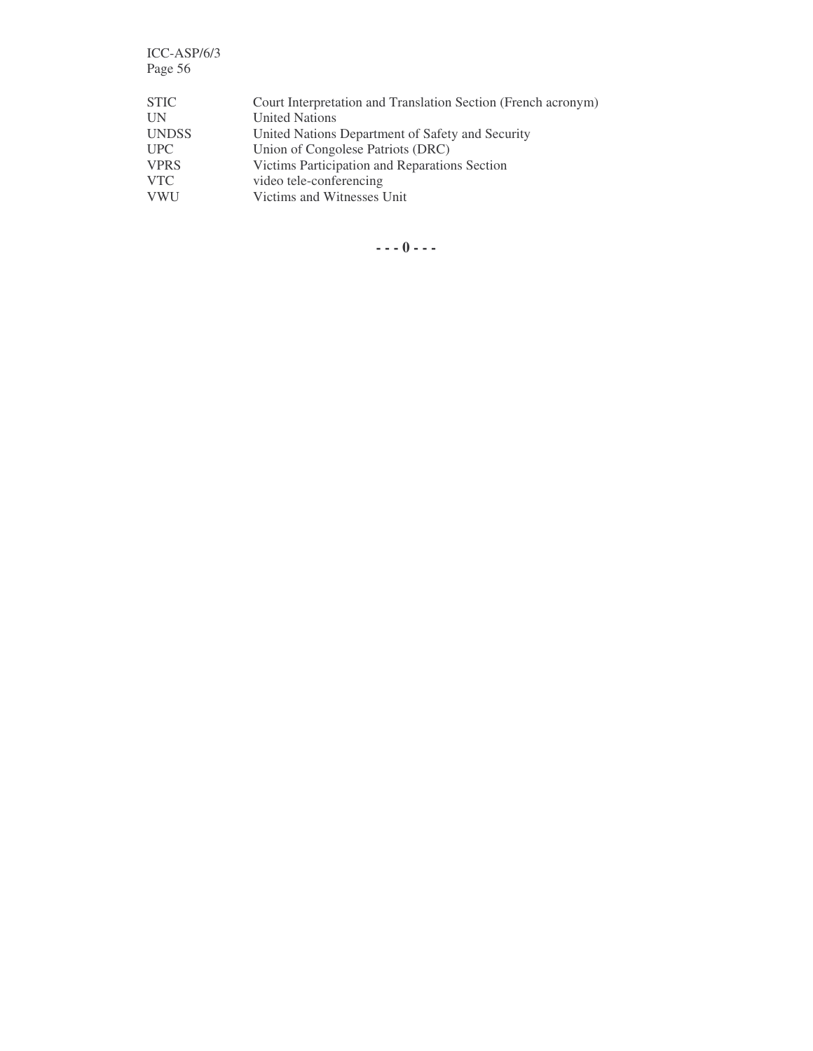| | |
|---|---|
| STIC | Court Interpretation and Translation Section (French acronym) |
| UN | United Nations |
| UNDSS | United Nations Department of Safety and Security |
| UPC | Union of Congolese Patriots (DRC) |
| VPRS | Victims Participation and Reparations Section |
| VTC | video tele-conferencing |
| VWU | Victims and Witnesses Unit |

**- - - 0 - - -**